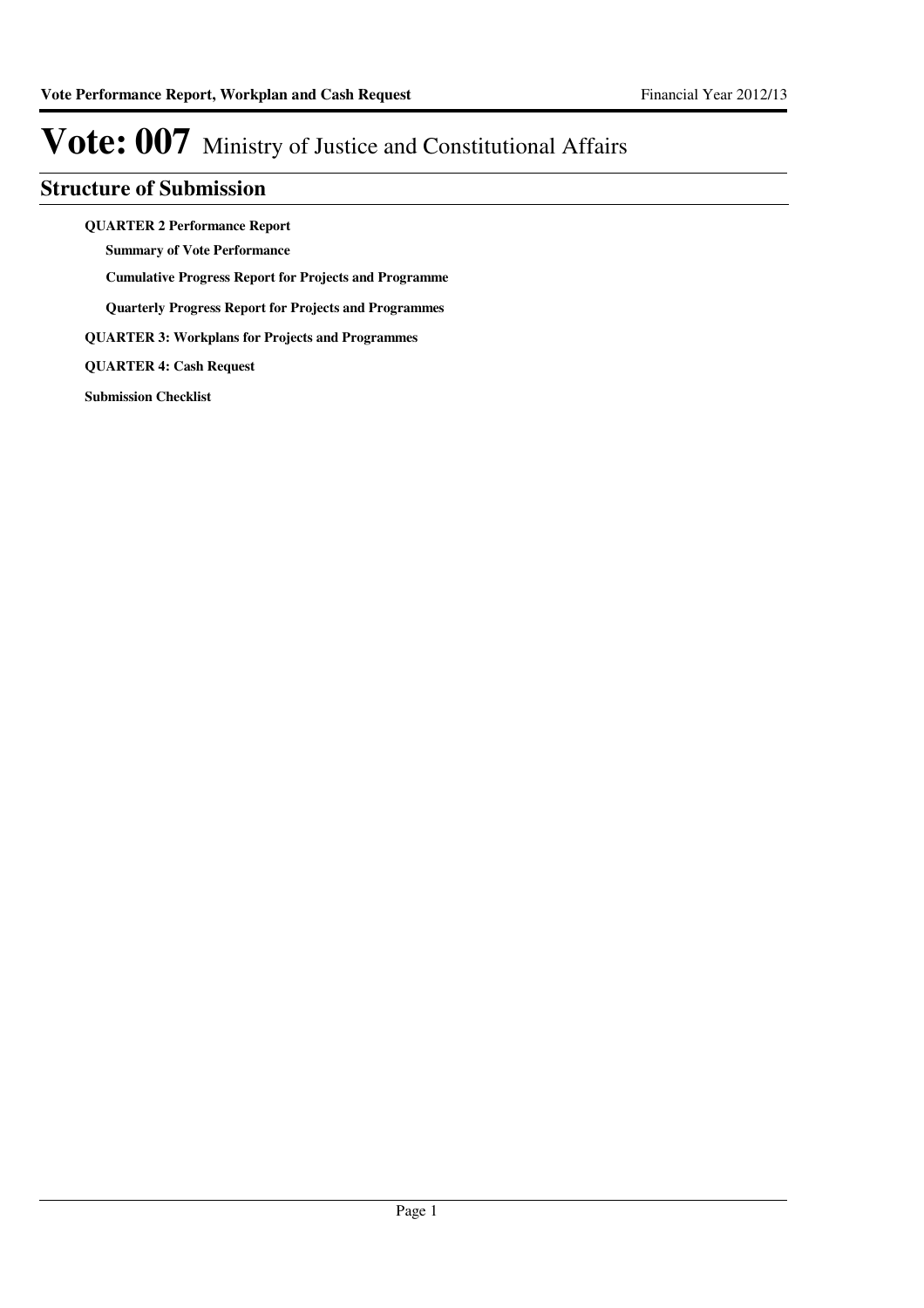# Vote: 007 Ministry of Justice and Constitutional Affairs

## Structure of Submission

**QUARTER 2 Performance Report**

- **Summary of Vote Performance**
- **Cumulative Progress Report for Projects and Programme**
- **Quarterly Progress Report for Projects and Programmes**

**QUARTER 3: Workplans for Projects and Programmes**

**QUARTER 4: Cash Request**

**Submission Checklist**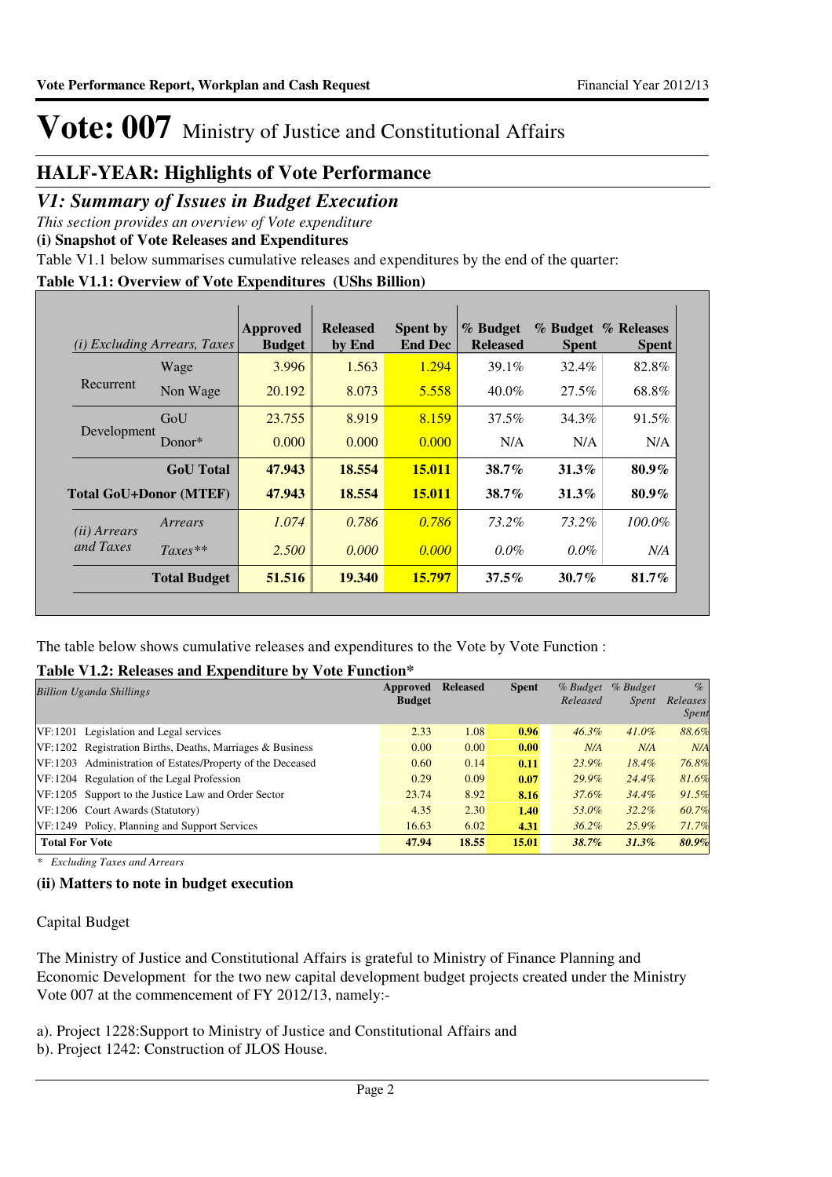# Vote: 007 Ministry of Justice and Constitutional Affairs

## HALF-YEAR: Highlights of Vote Performance

## *V1: Summary of Issues in Budget Execution*

*This section provides an overview of Vote expenditure*

**(i) Snapshot of Vote Releases and Expenditures**

Table V1.1 below summarises cumulative releases and expenditures by the end of the quarter:

**Table V1.1: Overview of Vote Expenditures (UShs Billion)**

| *(i) Excluding Arrears, Taxes* | | Approved Budget | Released by End | Spent by End Dec | % Budget Released | % Budget Spent | % Releases Spent |
|---|---|---|---|---|---|---|---|
| Recurrent | Wage | 3.996 | 1.563 | 1.294 | 39.1% | 32.4% | 82.8% |
| | Non Wage | 20.192 | 8.073 | 5.558 | 40.0% | 27.5% | 68.8% |
| Development | GoU | 23.755 | 8.919 | 8.159 | 37.5% | 34.3% | 91.5% |
| | Donor* | 0.000 | 0.000 | 0.000 | N/A | N/A | N/A |
| | **GoU Total** | **47.943** | **18.554** | **15.011** | **38.7%** | **31.3%** | **80.9%** |
| **Total GoU+Donor (MTEF)** | | **47.943** | **18.554** | **15.011** | **38.7%** | **31.3%** | **80.9%** |
| *(ii) Arrears and Taxes* | *Arrears* | *1.074* | *0.786* | *0.786* | *73.2%* | *73.2%* | *100.0%* |
| | *Taxes*** | *2.500* | *0.000* | *0.000* | *0.0%* | *0.0%* | *N/A* |
| | **Total Budget** | **51.516** | **19.340** | **15.797** | **37.5%** | **30.7%** | **81.7%** |

The table below shows cumulative releases and expenditures to the Vote by Vote Function :

**Table V1.2: Releases and Expenditure by Vote Function***

| *Billion Uganda Shillings* | Approved Budget | Released | Spent | *% Budget Released* | *% Budget Spent* | *% Releases Spent* |
|---|---|---|---|---|---|---|
| VF:1201 Legislation and Legal services | 2.33 | 1.08 | **0.96** | *46.3%* | *41.0%* | *88.6%* |
| VF:1202 Registration Births, Deaths, Marriages & Business | 0.00 | 0.00 | **0.00** | *N/A* | *N/A* | *N/A* |
| VF:1203 Administration of Estates/Property of the Deceased | 0.60 | 0.14 | **0.11** | *23.9%* | *18.4%* | *76.8%* |
| VF:1204 Regulation of the Legal Profession | 0.29 | 0.09 | **0.07** | *29.9%* | *24.4%* | *81.6%* |
| VF:1205 Support to the Justice Law and Order Sector | 23.74 | 8.92 | **8.16** | *37.6%* | *34.4%* | *91.5%* |
| VF:1206 Court Awards (Statutory) | 4.35 | 2.30 | **1.40** | *53.0%* | *32.2%* | *60.7%* |
| VF:1249 Policy, Planning and Support Services | 16.63 | 6.02 | **4.31** | *36.2%* | *25.9%* | *71.7%* |
| **Total For Vote** | **47.94** | **18.55** | **15.01** | ***38.7%*** | ***31.3%*** | ***80.9%*** |

*\* Excluding Taxes and Arrears*

**(ii) Matters to note in budget execution**

Capital Budget

The Ministry of Justice and Constitutional Affairs is grateful to Ministry of Finance Planning and Economic Development for the two new capital development budget projects created under the Ministry Vote 007 at the commencement of FY 2012/13, namely:-

a). Project 1228:Support to Ministry of Justice and Constitutional Affairs and
b). Project 1242: Construction of JLOS House.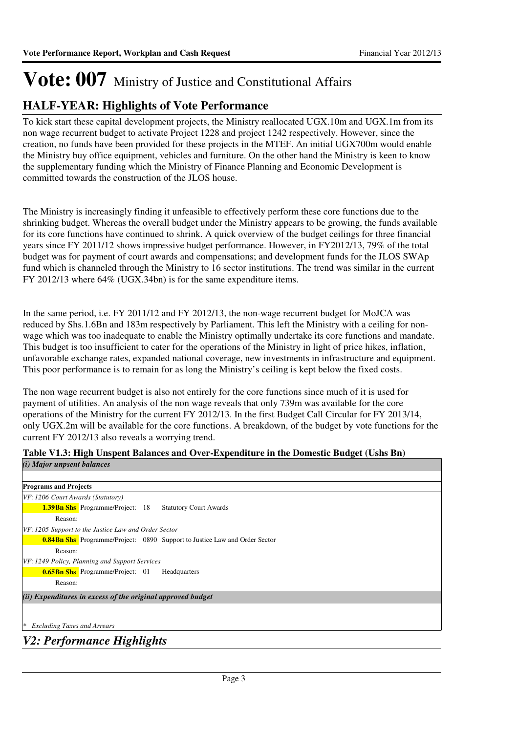# Vote: 007 Ministry of Justice and Constitutional Affairs

## HALF-YEAR: Highlights of Vote Performance

To kick start these capital development projects, the Ministry reallocated UGX.10m and UGX.1m from its non wage recurrent budget to activate Project 1228 and project 1242 respectively. However, since the creation, no funds have been provided for these projects in the MTEF. An initial UGX700m would enable the Ministry buy office equipment, vehicles and furniture. On the other hand the Ministry is keen to know the supplementary funding which the Ministry of Finance Planning and Economic Development is committed towards the construction of the JLOS house.

The Ministry is increasingly finding it unfeasible to effectively perform these core functions due to the shrinking budget. Whereas the overall budget under the Ministry appears to be growing, the funds available for its core functions have continued to shrink. A quick overview of the budget ceilings for three financial years since FY 2011/12 shows impressive budget performance. However, in FY2012/13, 79% of the total budget was for payment of court awards and compensations; and development funds for the JLOS SWAp fund which is channeled through the Ministry to 16 sector institutions. The trend was similar in the current FY 2012/13 where 64% (UGX.34bn) is for the same expenditure items.

In the same period, i.e. FY 2011/12 and FY 2012/13, the non-wage recurrent budget for MoJCA was reduced by Shs.1.6Bn and 183m respectively by Parliament. This left the Ministry with a ceiling for non-wage which was too inadequate to enable the Ministry optimally undertake its core functions and mandate. This budget is too insufficient to cater for the operations of the Ministry in light of price hikes, inflation, unfavorable exchange rates, expanded national coverage, new investments in infrastructure and equipment. This poor performance is to remain for as long the Ministry's ceiling is kept below the fixed costs.

The non wage recurrent budget is also not entirely for the core functions since much of it is used for payment of utilities. An analysis of the non wage reveals that only 739m was available for the core operations of the Ministry for the current FY 2012/13. In the first Budget Call Circular for FY 2013/14, only UGX.2m will be available for the core functions. A breakdown, of the budget by vote functions for the current FY 2012/13 also reveals a worrying trend.

**Table V1.3: High Unspent Balances and Over-Expenditure in the Domestic Budget (Ushs Bn)**

***(i) Major unpsent balances***

**Programs and Projects**

*VF: 1206 Court Awards (Statutory)*

**1.39Bn Shs** Programme/Project: 18 Statutory Court Awards

Reason:

*VF: 1205 Support to the Justice Law and Order Sector*

**0.84Bn Shs** Programme/Project: 0890 Support to Justice Law and Order Sector

Reason:

*VF: 1249 Policy, Planning and Support Services*

**0.65Bn Shs** Programme/Project: 01 Headquarters

Reason:

***(ii) Expenditures in excess of the original approved budget***

\* *Excluding Taxes and Arrears*

## *V2: Performance Highlights*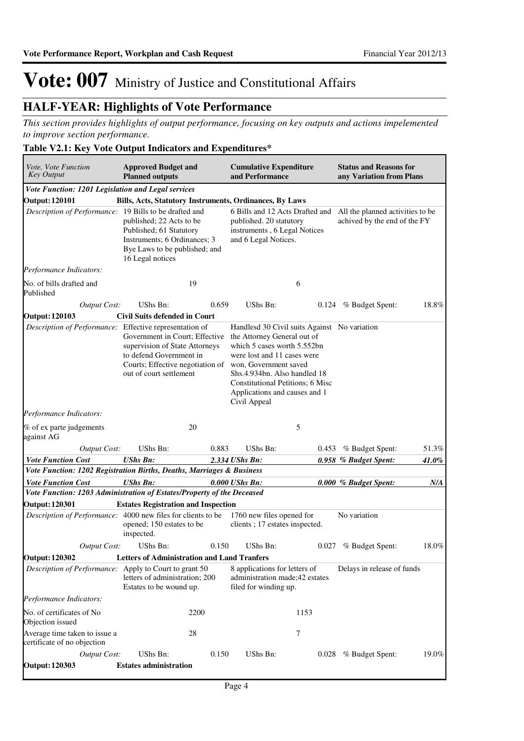# Vote: 007 Ministry of Justice and Constitutional Affairs

## HALF-YEAR: Highlights of Vote Performance

*This section provides highlights of output performance, focusing on key outputs and actions impelemented to improve section performance.*

**Table V2.1: Key Vote Output Indicators and Expenditures***

| *Vote, Vote Function Key Output* | **Approved Budget and Planned outputs** | | **Cumulative Expenditure and Performance** | | **Status and Reasons for any Variation from Plans** | |
|---|---|---|---|---|---|---|
| ***Vote Function: 1201 Legislation and Legal services*** | | | | | | |
| **Output: 120101** | **Bills, Acts, Statutory Instruments, Ordinances, By Laws** | | | | | |
| *Description of Performance:* | 19 Bills to be drafted and published; 22 Acts to be Published; 61 Statutory Instruments; 6 Ordinances; 3 Bye Laws to be published; and 16 Legal notices | | 6 Bills and 12 Acts Drafted and published. 20 statutory instruments , 6 Legal Notices and 6 Legal Notices. | | All the planned activities to be achived by the end of the FY | |
| *Performance Indicators:* | | | | | | |
| No. of bills drafted and Published | | 19 | | 6 | | |
| *Output Cost:* | UShs Bn: | 0.659 | UShs Bn: | 0.124 | % Budget Spent: | 18.8% |
| **Output: 120103** | **Civil Suits defended in Court** | | | | | |
| *Description of Performance:* | Effective representation of Government in Court; Effective supervision of State Attorneys to defend Government in Courts; Effective negotiation of out of court settlement | | Handlesd 30 Civil suits Against the Attorney General out of which 5 cases worth 5.552bn were lost and 11 cases were won, Government saved Shs.4.934bn. Also handled 18 Constitutional Petitions; 6 Misc Applications and causes and 1 Civil Appeal | | No variation | |
| *Performance Indicators:* | | | | | | |
| % of ex parte judgements against AG | | 20 | | 5 | | |
| *Output Cost:* | UShs Bn: | 0.883 | UShs Bn: | 0.453 | % Budget Spent: | 51.3% |
| ***Vote Function Cost*** | ***UShs Bn:*** | ***2.334*** | ***UShs Bn:*** | ***0.958*** | ***% Budget Spent:*** | ***41.0%*** |
| ***Vote Function: 1202 Registration Births, Deaths, Marriages & Business*** | | | | | | |
| ***Vote Function Cost*** | ***UShs Bn:*** | ***0.000*** | ***UShs Bn:*** | ***0.000*** | ***% Budget Spent:*** | ***N/A*** |
| ***Vote Function: 1203 Administration of Estates/Property of the Deceased*** | | | | | | |
| **Output: 120301** | **Estates Registration and Inspection** | | | | | |
| *Description of Performance:* | 4000 new files for clients to be opened; 150 estates to be inspected. | | 1760 new files opened for clients ; 17 estates inspected. | | No variation | |
| *Output Cost:* | UShs Bn: | 0.150 | UShs Bn: | 0.027 | % Budget Spent: | 18.0% |
| **Output: 120302** | **Letters of Administration and Land Tranfers** | | | | | |
| *Description of Performance:* | Apply to Court to grant 50 letters of administration; 200 Estates to be wound up. | | 8 applications for letters of administration made;42 estates filed for winding up. | | Delays in release of funds | |
| *Performance Indicators:* | | | | | | |
| No. of certificates of No Objection issued | | 2200 | | 1153 | | |
| Average time taken to issue a certificate of no objection | | 28 | | 7 | | |
| *Output Cost:* | UShs Bn: | 0.150 | UShs Bn: | 0.028 | % Budget Spent: | 19.0% |
| **Output: 120303** | **Estates administration** | | | | | |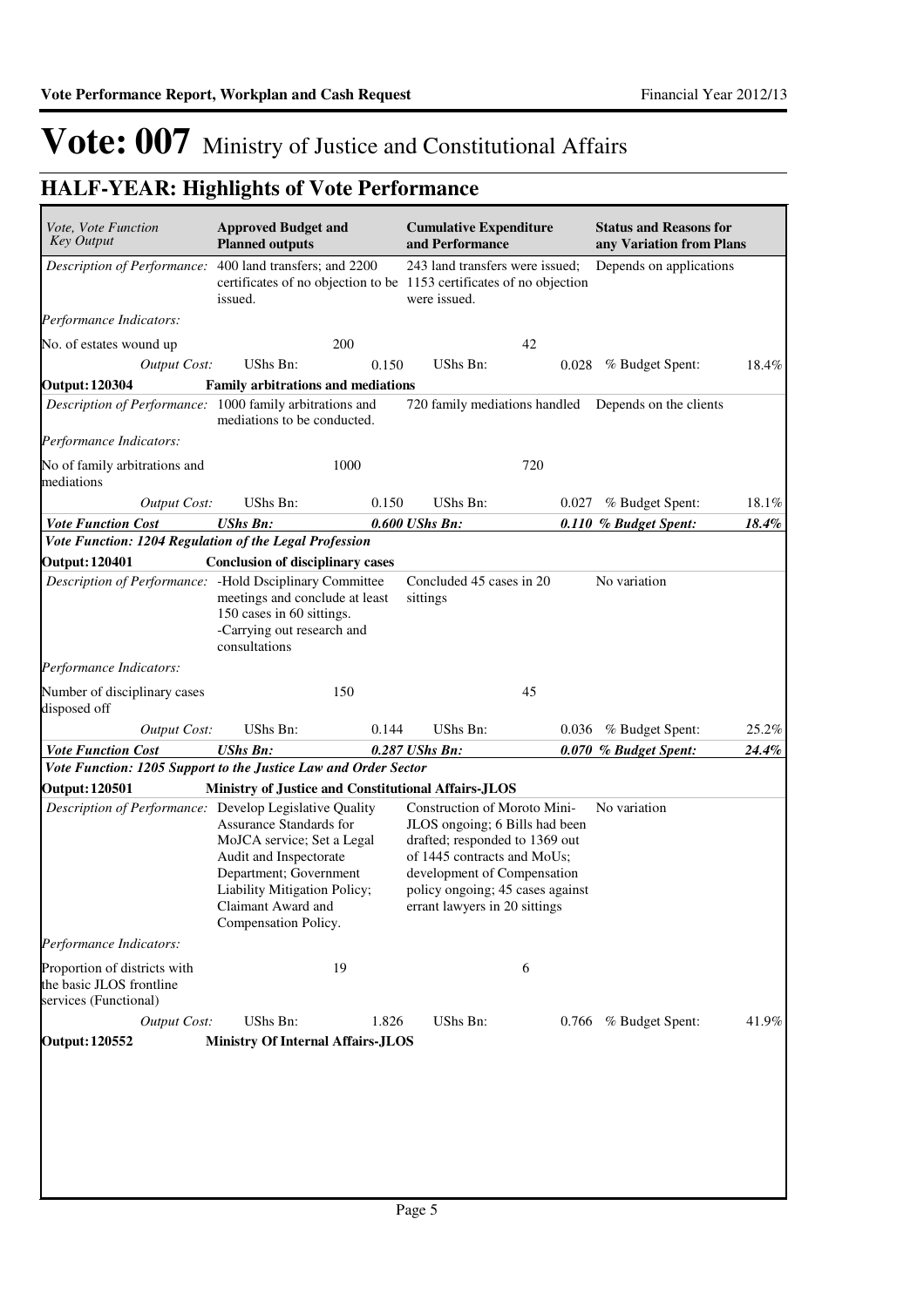# Vote: 007 Ministry of Justice and Constitutional Affairs

## HALF-YEAR: Highlights of Vote Performance

| *Vote, Vote Function Key Output* | **Approved Budget and Planned outputs** | | **Cumulative Expenditure and Performance** | | **Status and Reasons for any Variation from Plans** | |
|---|---|---|---|---|---|---|
| *Description of Performance:* | 400 land transfers; and 2200 certificates of no objection to be issued. | | 243 land transfers were issued; 1153 certificates of no objection were issued. | | Depends on applications | |
| *Performance Indicators:* | | | | | | |
| No. of estates wound up | | 200 | | 42 | | |
| *Output Cost:* | UShs Bn: | 0.150 | UShs Bn: | 0.028 | % Budget Spent: | 18.4% |
| **Output: 120304** | **Family arbitrations and mediations** | | | | | |
| *Description of Performance:* | 1000 family arbitrations and mediations to be conducted. | | 720 family mediations handled | | Depends on the clients | |
| *Performance Indicators:* | | | | | | |
| No of family arbitrations and mediations | | 1000 | | 720 | | |
| *Output Cost:* | UShs Bn: | 0.150 | UShs Bn: | 0.027 | % Budget Spent: | 18.1% |
| ***Vote Function Cost*** | ***UShs Bn:*** | ***0.600*** | ***UShs Bn:*** | ***0.110*** | ***% Budget Spent:*** | ***18.4%*** |
| ***Vote Function: 1204 Regulation of the Legal Profession*** | | | | | | |
| **Output: 120401** | **Conclusion of disciplinary cases** | | | | | |
| *Description of Performance:* | -Hold Dsciplinary Committee meetings and conclude at least 150 cases in 60 sittings.<br>-Carrying out research and consultations | | Concluded 45 cases in 20 sittings | | No variation | |
| *Performance Indicators:* | | | | | | |
| Number of disciplinary cases disposed off | | 150 | | 45 | | |
| *Output Cost:* | UShs Bn: | 0.144 | UShs Bn: | 0.036 | % Budget Spent: | 25.2% |
| ***Vote Function Cost*** | ***UShs Bn:*** | ***0.287*** | ***UShs Bn:*** | ***0.070*** | ***% Budget Spent:*** | ***24.4%*** |
| ***Vote Function: 1205 Support to the Justice Law and Order Sector*** | | | | | | |
| **Output: 120501** | **Ministry of Justice and Constitutional Affairs-JLOS** | | | | | |
| *Description of Performance:* | Develop Legislative Quality Assurance Standards for MoJCA service; Set a Legal Audit and Inspectorate Department; Government Liability Mitigation Policy; Claimant Award and Compensation Policy. | | Construction of Moroto Mini-JLOS ongoing; 6 Bills had been drafted; responded to 1369 out of 1445 contracts and MoUs; development of Compensation policy ongoing; 45 cases against errant lawyers in 20 sittings | | No variation | |
| *Performance Indicators:* | | | | | | |
| Proportion of districts with the basic JLOS frontline services (Functional) | | 19 | | 6 | | |
| *Output Cost:* | UShs Bn: | 1.826 | UShs Bn: | 0.766 | % Budget Spent: | 41.9% |
| **Output: 120552** | **Ministry Of Internal Affairs-JLOS** | | | | | |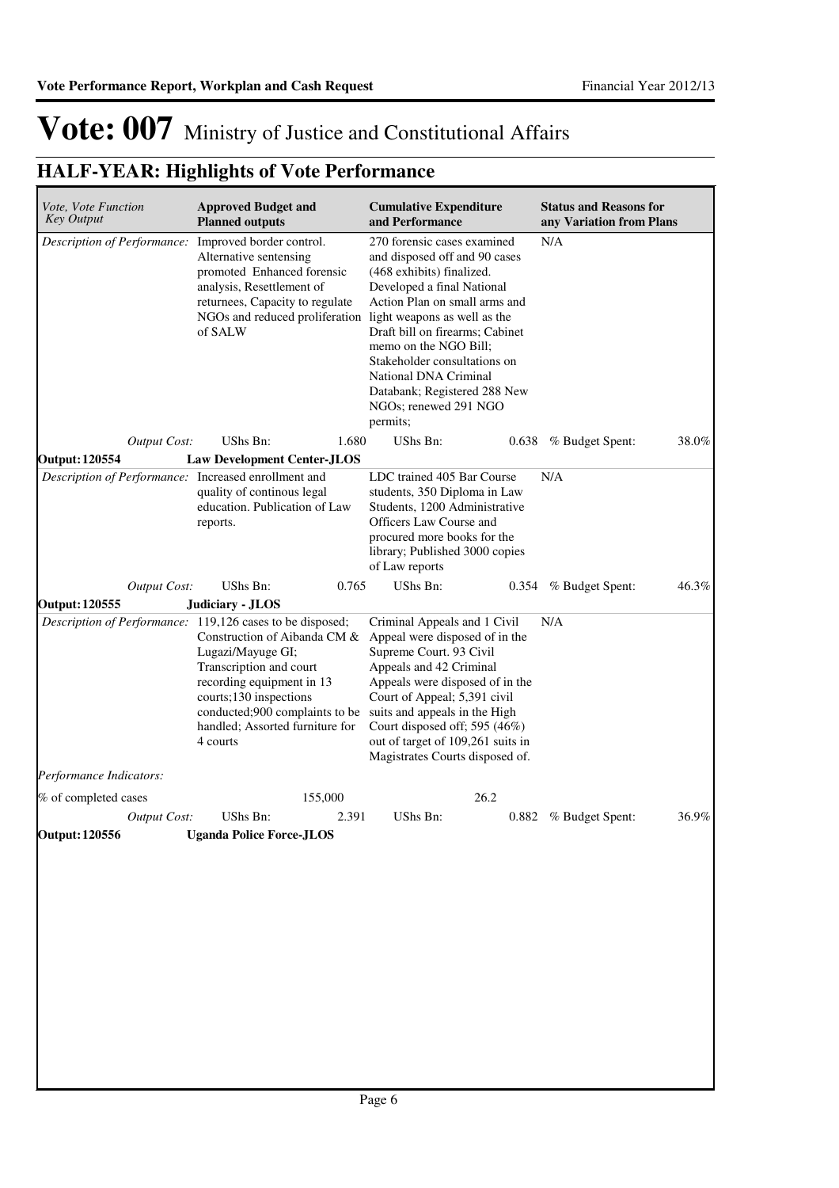# Vote: 007 Ministry of Justice and Constitutional Affairs

## HALF-YEAR: Highlights of Vote Performance

| *Vote, Vote Function Key Output* | **Approved Budget and Planned outputs** | | **Cumulative Expenditure and Performance** | | **Status and Reasons for any Variation from Plans** | |
|---|---|---|---|---|---|---|
| *Description of Performance:* | Improved border control. Alternative sentensing promoted Enhanced forensic analysis, Resettlement of returnees, Capacity to regulate NGOs and reduced proliferation of SALW | | 270 forensic cases examined and disposed off and 90 cases (468 exhibits) finalized. Developed a final National Action Plan on small arms and light weapons as well as the Draft bill on firearms; Cabinet memo on the NGO Bill; Stakeholder consultations on National DNA Criminal Databank; Registered 288 New NGOs; renewed 291 NGO permits; | | N/A | |
| *Output Cost:* | UShs Bn: | 1.680 | UShs Bn: | 0.638 | % Budget Spent: | 38.0% |
| **Output: 120554** | **Law Development Center-JLOS** | | | | | |
| *Description of Performance:* | Increased enrollment and quality of continous legal education. Publication of Law reports. | | LDC trained 405 Bar Course students, 350 Diploma in Law Students, 1200 Administrative Officers Law Course and procured more books for the library; Published 3000 copies of Law reports | | N/A | |
| *Output Cost:* | UShs Bn: | 0.765 | UShs Bn: | 0.354 | % Budget Spent: | 46.3% |
| **Output: 120555** | **Judiciary - JLOS** | | | | | |
| *Description of Performance:* | 119,126 cases to be disposed; Construction of Aibanda CM & Lugazi/Mayuge GI; Transcription and court recording equipment in 13 courts;130 inspections conducted;900 complaints to be handled; Assorted furniture for 4 courts | | Criminal Appeals and 1 Civil Appeal were disposed of in the Supreme Court. 93 Civil Appeals and 42 Criminal Appeals were disposed of in the Court of Appeal; 5,391 civil suits and appeals in the High Court disposed off; 595 (46%) out of target of 109,261 suits in Magistrates Courts disposed of. | | N/A | |
| *Performance Indicators:* | | | | | | |
| % of completed cases | | 155,000 | | 26.2 | | |
| *Output Cost:* | UShs Bn: | 2.391 | UShs Bn: | 0.882 | % Budget Spent: | 36.9% |
| **Output: 120556** | **Uganda Police Force-JLOS** | | | | | |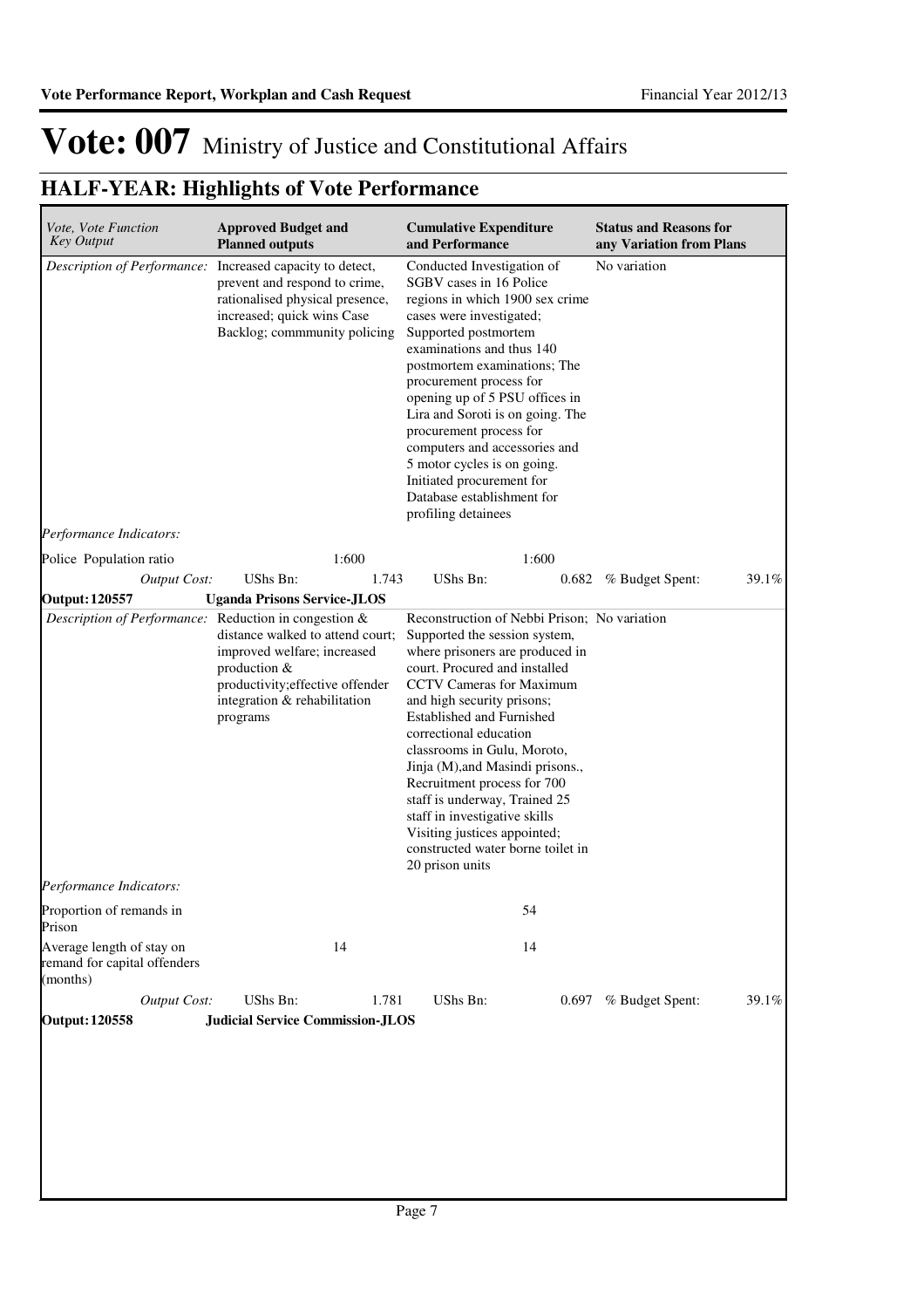# Vote: 007 Ministry of Justice and Constitutional Affairs

## HALF-YEAR: Highlights of Vote Performance

| *Vote, Vote Function Key Output* | **Approved Budget and Planned outputs** | **Cumulative Expenditure and Performance** | **Status and Reasons for any Variation from Plans** |
|---|---|---|---|
| *Description of Performance:* | Increased capacity to detect, prevent and respond to crime, rationalised physical presence, increased; quick wins Case Backlog; commmunity policing | Conducted Investigation of SGBV cases in 16 Police regions in which 1900 sex crime cases were investigated; Supported postmortem examinations and thus 140 postmortem examinations; The procurement process for opening up of 5 PSU offices in Lira and Soroti is on going. The procurement process for computers and accessories and 5 motor cycles is on going. Initiated procurement for Database establishment for profiling detainees | No variation |
| *Performance Indicators:* | | | |
| Police Population ratio | 1:600 | 1:600 | |
| *Output Cost:* | UShs Bn: 1.743 | UShs Bn: 0.682 | % Budget Spent: 39.1% |
| **Output: 120557** | **Uganda Prisons Service-JLOS** | | |
| *Description of Performance:* | Reduction in congestion & distance walked to attend court; improved welfare; increased production & productivity;effective offender integration & rehabilitation programs | Reconstruction of Nebbi Prison; Supported the session system, where prisoners are produced in court. Procured and installed CCTV Cameras for Maximum and high security prisons; Established and Furnished correctional education classrooms in Gulu, Moroto, Jinja (M),and Masindi prisons., Recruitment process for 700 staff is underway, Trained 25 staff in investigative skills Visiting justices appointed; constructed water borne toilet in 20 prison units | No variation |
| *Performance Indicators:* | | | |
| Proportion of remands in Prison | | 54 | |
| Average length of stay on remand for capital offenders (months) | 14 | 14 | |
| *Output Cost:* | UShs Bn: 1.781 | UShs Bn: 0.697 | % Budget Spent: 39.1% |
| **Output: 120558** | **Judicial Service Commission-JLOS** | | |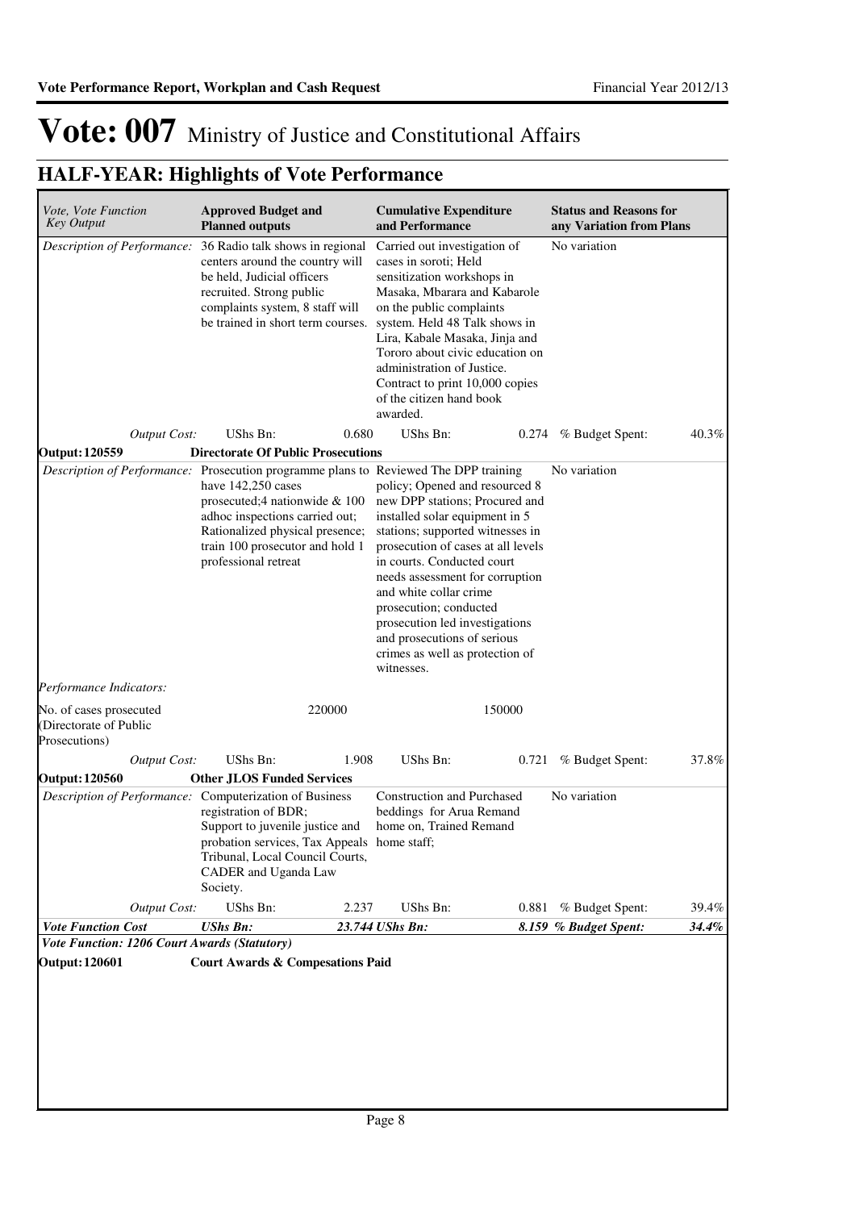# Vote: 007 Ministry of Justice and Constitutional Affairs

## HALF-YEAR: Highlights of Vote Performance

| *Vote, Vote Function Key Output* | **Approved Budget and Planned outputs** | | **Cumulative Expenditure and Performance** | | **Status and Reasons for any Variation from Plans** | |
|---|---|---|---|---|---|---|
| *Description of Performance:* | 36 Radio talk shows in regional centers around the country will be held, Judicial officers recruited. Strong public complaints system, 8 staff will be trained in short term courses. | | Carried out investigation of cases in soroti; Held sensitization workshops in Masaka, Mbarara and Kabarole on the public complaints system. Held 48 Talk shows in Lira, Kabale Masaka, Jinja and Tororo about civic education on administration of Justice. Contract to print 10,000 copies of the citizen hand book awarded. | | No variation | |
| *Output Cost:* | UShs Bn: | 0.680 | UShs Bn: | 0.274 | % Budget Spent: | 40.3% |
| **Output: 120559** | **Directorate Of Public Prosecutions** | | | | | |
| *Description of Performance:* | Prosecution programme plans to have 142,250 cases prosecuted;4 nationwide & 100 adhoc inspections carried out; Rationalized physical presence; train 100 prosecutor and hold 1 professional retreat | | Reviewed The DPP training policy; Opened and resourced 8 new DPP stations; Procured and installed solar equipment in 5 stations; supported witnesses in prosecution of cases at all levels in courts. Conducted court needs assessment for corruption and white collar crime prosecution; conducted prosecution led investigations and prosecutions of serious crimes as well as protection of witnesses. | | No variation | |
| *Performance Indicators:* | | | | | | |
| No. of cases prosecuted (Directorate of Public Prosecutions) | | 220000 | | 150000 | | |
| *Output Cost:* | UShs Bn: | 1.908 | UShs Bn: | 0.721 | % Budget Spent: | 37.8% |
| **Output: 120560** | **Other JLOS Funded Services** | | | | | |
| *Description of Performance:* | Computerization of Business registration of BDR; Support to juvenile justice and probation services, Tax Appeals Tribunal, Local Council Courts, CADER and Uganda Law Society. | | Construction and Purchased beddings for Arua Remand home on, Trained Remand home staff; | | No variation | |
| *Output Cost:* | UShs Bn: | 2.237 | UShs Bn: | 0.881 | % Budget Spent: | 39.4% |
| ***Vote Function Cost*** | ***UShs Bn:*** | ***23.744*** | ***UShs Bn:*** | ***8.159*** | ***% Budget Spent:*** | ***34.4%*** |
| ***Vote Function: 1206 Court Awards (Statutory)*** | | | | | | |
| **Output: 120601** | **Court Awards & Compesations Paid** | | | | | |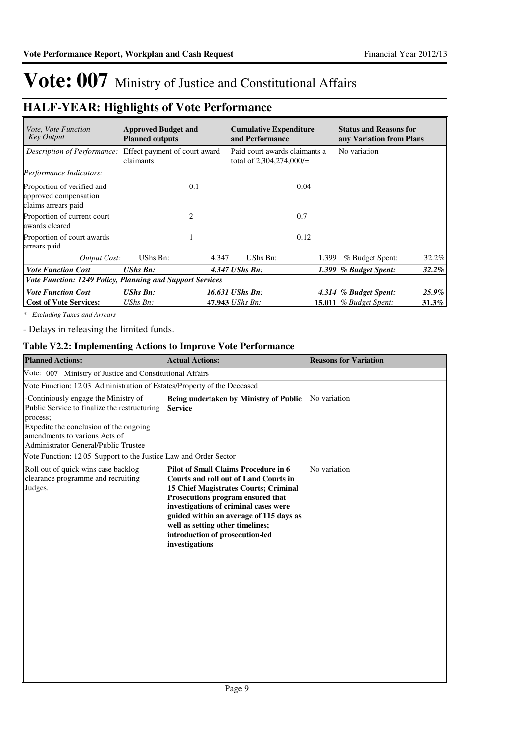# Vote: 007 Ministry of Justice and Constitutional Affairs

## HALF-YEAR: Highlights of Vote Performance

| *Vote, Vote Function Key Output* | **Approved Budget and Planned outputs** | | **Cumulative Expenditure and Performance** | | **Status and Reasons for any Variation from Plans** | |
|---|---|---|---|---|---|---|
| *Description of Performance:* | Effect payment of court award claimants | | Paid court awards claimants a total of 2,304,274,000/= | | No variation | |
| *Performance Indicators:* | | | | | | |
| Proportion of verified and approved compensation claims arrears paid | | 0.1 | | 0.04 | | |
| Proportion of current court awards cleared | | 2 | | 0.7 | | |
| Proportion of court awards arrears paid | | 1 | | 0.12 | | |
| *Output Cost:* | UShs Bn: | 4.347 | UShs Bn: | 1.399 | % Budget Spent: | 32.2% |
| ***Vote Function Cost*** | ***UShs Bn:*** | ***4.347*** | ***UShs Bn:*** | ***1.399*** | ***% Budget Spent:*** | ***32.2%*** |
| ***Vote Function: 1249 Policy, Planning and Support Services*** | | | | | | |
| ***Vote Function Cost*** | ***UShs Bn:*** | ***16.631*** | ***UShs Bn:*** | ***4.314*** | ***% Budget Spent:*** | ***25.9%*** |
| **Cost of Vote Services:** | *UShs Bn:* | **47.943** | *UShs Bn:* | **15.011** | *% Budget Spent:* | **31.3%** |

*\* Excluding Taxes and Arrears*

- Delays in releasing the limited funds.

### Table V2.2: Implementing Actions to Improve Vote Performance

| **Planned Actions:** | **Actual Actions:** | **Reasons for Variation** |
|---|---|---|
| Vote: 007 Ministry of Justice and Constitutional Affairs | | |
| Vote Function: 12 03 Administration of Estates/Property of the Deceased | | |
| -Continiously engage the Ministry of Public Service to finalize the restructuring process;<br>Expedite the conclusion of the ongoing amendments to various Acts of Administrator General/Public Trustee | **Being undertaken by Ministry of Public Service** | No variation |
| Vote Function: 12 05 Support to the Justice Law and Order Sector | | |
| Roll out of quick wins case backlog clearance programme and recruiting Judges. | **Pilot of Small Claims Procedure in 6 Courts and roll out of Land Courts in 15 Chief Magistrates Courts; Criminal Prosecutions program ensured that investigations of criminal cases were guided within an average of 115 days as well as setting other timelines; introduction of prosecution-led investigations** | No variation |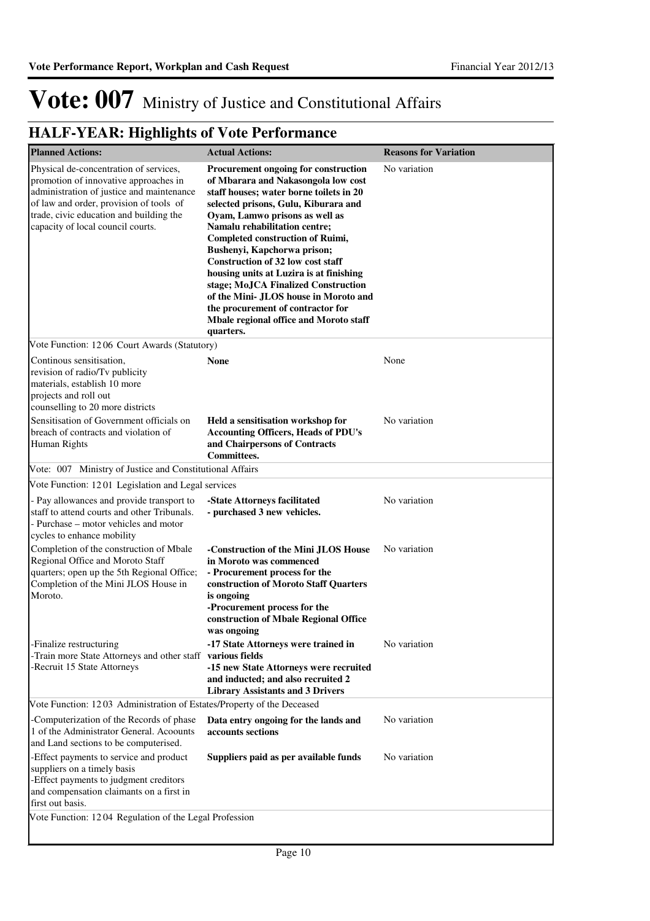# Vote: 007 Ministry of Justice and Constitutional Affairs

## HALF-YEAR: Highlights of Vote Performance

| Planned Actions: | Actual Actions: | Reasons for Variation |
|---|---|---|
| Physical de-concentration of services, promotion of innovative approaches in administration of justice and maintenance of law and order, provision of tools of trade, civic education and building the capacity of local council courts. | **Procurement ongoing for construction of Mbarara and Nakasongola low cost staff houses; water borne toilets in 20 selected prisons, Gulu, Kiburara and Oyam, Lamwo prisons as well as Namalu rehabilitation centre; Completed construction of Ruimi, Bushenyi, Kapchorwa prison; Construction of 32 low cost staff housing units at Luzira is at finishing stage; MoJCA Finalized Construction of the Mini- JLOS house in Moroto and the procurement of contractor for Mbale regional office and Moroto staff quarters.** | No variation |
| Vote Function: 12 06 Court Awards (Statutory) | | |
| Continous sensitisation, revision of radio/Tv publicity materials, establish 10 more projects and roll out counselling to 20 more districts | **None** | None |
| Sensitisation of Government officials on breach of contracts and violation of Human Rights | **Held a sensitisation workshop for Accounting Officers, Heads of PDU's and Chairpersons of Contracts Committees.** | No variation |
| Vote: 007 Ministry of Justice and Constitutional Affairs | | |
| Vote Function: 12 01 Legislation and Legal services | | |
| - Pay allowances and provide transport to staff to attend courts and other Tribunals.<br>- Purchase – motor vehicles and motor cycles to enhance mobility | **-State Attorneys facilitated**<br>**- purchased 3 new vehicles.** | No variation |
| Completion of the construction of Mbale Regional Office and Moroto Staff quarters; open up the 5th Regional Office; Completion of the Mini JLOS House in Moroto. | **-Construction of the Mini JLOS House in Moroto was commenced**<br>**- Procurement process for the construction of Moroto Staff Quarters is ongoing**<br>**-Procurement process for the construction of Mbale Regional Office was ongoing** | No variation |
| -Finalize restructuring<br>-Train more State Attorneys and other staff<br>-Recruit 15 State Attorneys | **-17 State Attorneys were trained in various fields**<br>**-15 new State Attorneys were recruited and inducted; and also recruited 2 Library Assistants and 3 Drivers** | No variation |
| Vote Function: 12 03 Administration of Estates/Property of the Deceased | | |
| -Computerization of the Records of phase 1 of the Administrator General. Acoounts and Land sections to be computerised. | **Data entry ongoing for the lands and accounts sections** | No variation |
| -Effect payments to service and product suppliers on a timely basis<br>-Effect payments to judgment creditors and compensation claimants on a first in first out basis. | **Suppliers paid as per available funds** | No variation |
| Vote Function: 12 04 Regulation of the Legal Profession | | |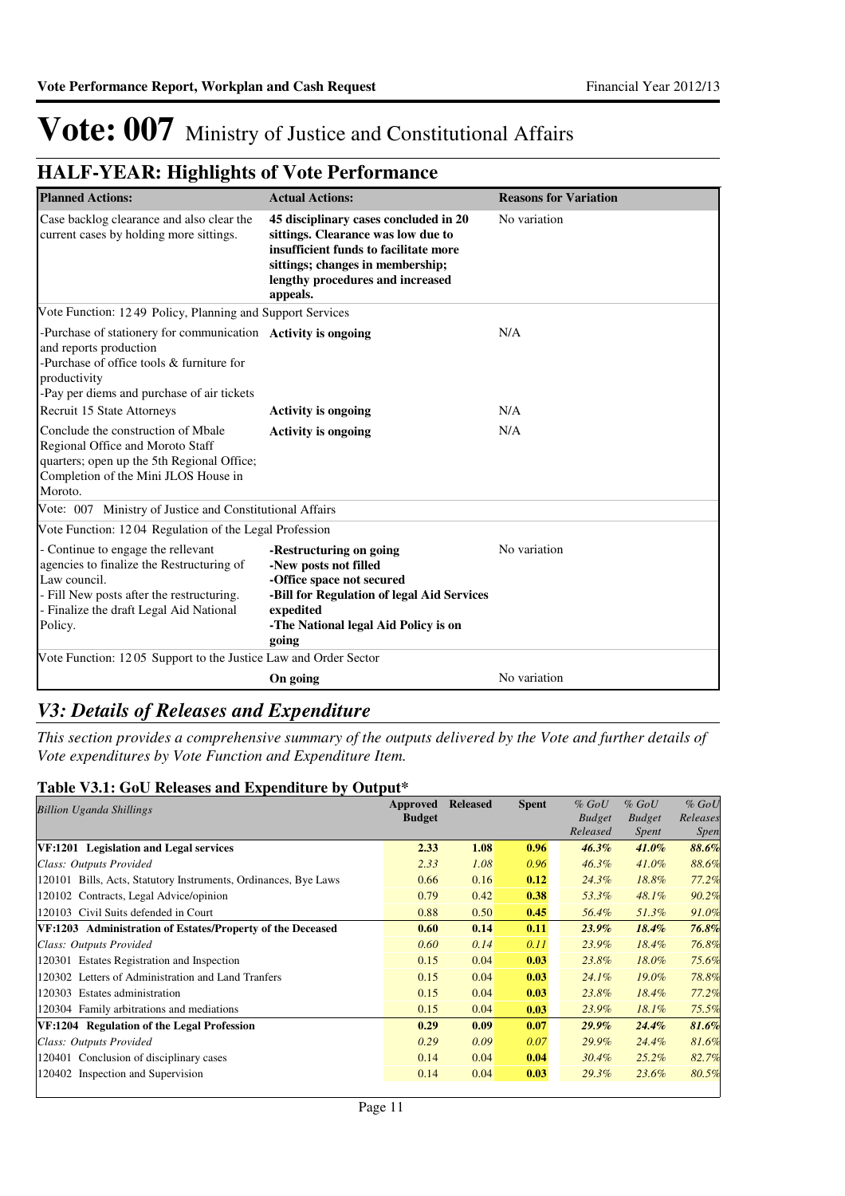# Vote: 007 Ministry of Justice and Constitutional Affairs

## HALF-YEAR: Highlights of Vote Performance

| Planned Actions: | Actual Actions: | Reasons for Variation |
|---|---|---|
| Case backlog clearance and also clear the current cases by holding more sittings. | **45 disciplinary cases concluded in 20 sittings. Clearance was low due to insufficient funds to facilitate more sittings; changes in membership; lengthy procedures and increased appeals.** | No variation |
| Vote Function: 12 49 Policy, Planning and Support Services | | |
| -Purchase of stationery for communication and reports production<br>-Purchase of office tools & furniture for productivity<br>-Pay per diems and purchase of air tickets | **Activity is ongoing** | N/A |
| Recruit 15 State Attorneys | **Activity is ongoing** | N/A |
| Conclude the construction of Mbale Regional Office and Moroto Staff quarters; open up the 5th Regional Office; Completion of the Mini JLOS House in Moroto. | **Activity is ongoing** | N/A |
| Vote: 007 Ministry of Justice and Constitutional Affairs | | |
| Vote Function: 12 04 Regulation of the Legal Profession | | |
| - Continue to engage the rellevant agencies to finalize the Restructuring of Law council.<br>- Fill New posts after the restructuring.<br>- Finalize the draft Legal Aid National Policy. | **-Restructuring on going<br>-New posts not filled<br>-Office space not secured<br>-Bill for Regulation of legal Aid Services expedited<br>-The National legal Aid Policy is on going** | No variation |
| Vote Function: 12 05 Support to the Justice Law and Order Sector | | |
| | **On going** | No variation |

## *V3: Details of Releases and Expenditure*

*This section provides a comprehensive summary of the outputs delivered by the Vote and further details of Vote expenditures by Vote Function and Expenditure Item.*

### Table V3.1: GoU Releases and Expenditure by Output*

| *Billion Uganda Shillings* | Approved Budget | Released | Spent | *% GoU Budget Released* | *% GoU Budget Spent* | *% GoU Releases Spen* |
|---|---|---|---|---|---|---|
| **VF:1201 Legislation and Legal services** | **2.33** | **1.08** | **0.96** | ***46.3%*** | ***41.0%*** | ***88.6%*** |
| *Class: Outputs Provided* | *2.33* | *1.08* | *0.96* | *46.3%* | *41.0%* | *88.6%* |
| 120101 Bills, Acts, Statutory Instruments, Ordinances, Bye Laws | 0.66 | 0.16 | **0.12** | *24.3%* | *18.8%* | *77.2%* |
| 120102 Contracts, Legal Advice/opinion | 0.79 | 0.42 | **0.38** | *53.3%* | *48.1%* | *90.2%* |
| 120103 Civil Suits defended in Court | 0.88 | 0.50 | **0.45** | *56.4%* | *51.3%* | *91.0%* |
| **VF:1203 Administration of Estates/Property of the Deceased** | **0.60** | **0.14** | **0.11** | ***23.9%*** | ***18.4%*** | ***76.8%*** |
| *Class: Outputs Provided* | *0.60* | *0.14* | *0.11* | *23.9%* | *18.4%* | *76.8%* |
| 120301 Estates Registration and Inspection | 0.15 | 0.04 | **0.03** | *23.8%* | *18.0%* | *75.6%* |
| 120302 Letters of Administration and Land Tranfers | 0.15 | 0.04 | **0.03** | *24.1%* | *19.0%* | *78.8%* |
| 120303 Estates administration | 0.15 | 0.04 | **0.03** | *23.8%* | *18.4%* | *77.2%* |
| 120304 Family arbitrations and mediations | 0.15 | 0.04 | **0.03** | *23.9%* | *18.1%* | *75.5%* |
| **VF:1204 Regulation of the Legal Profession** | **0.29** | **0.09** | **0.07** | ***29.9%*** | ***24.4%*** | ***81.6%*** |
| *Class: Outputs Provided* | *0.29* | *0.09* | *0.07* | *29.9%* | *24.4%* | *81.6%* |
| 120401 Conclusion of disciplinary cases | 0.14 | 0.04 | **0.04** | *30.4%* | *25.2%* | *82.7%* |
| 120402 Inspection and Supervision | 0.14 | 0.04 | **0.03** | *29.3%* | *23.6%* | *80.5%* |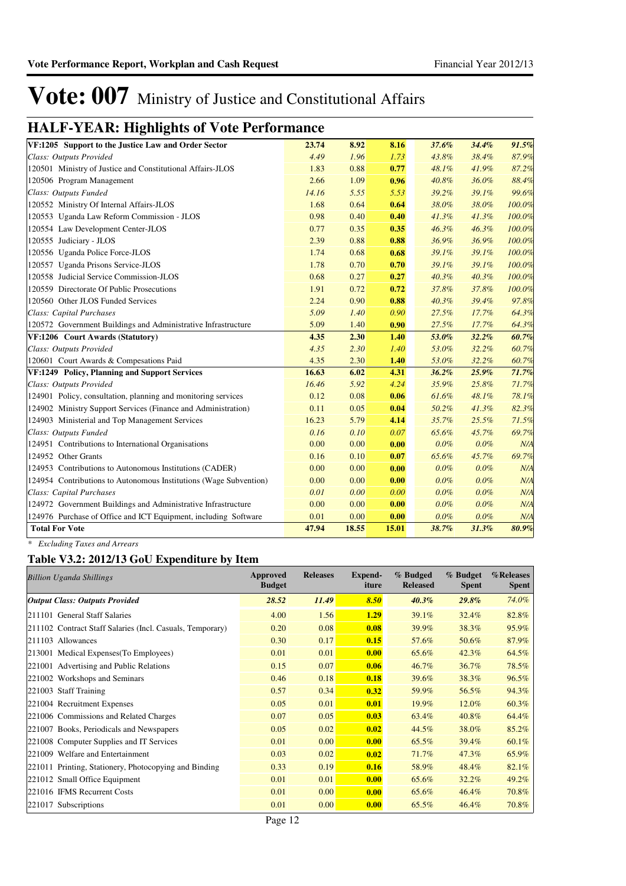# Vote: 007 Ministry of Justice and Constitutional Affairs

## HALF-YEAR: Highlights of Vote Performance

| | | | | | | |
|---|---|---|---|---|---|---|
| **VF:1205 Support to the Justice Law and Order Sector** | **23.74** | **8.92** | **8.16** | ***37.6%*** | ***34.4%*** | ***91.5%*** |
| *Class: Outputs Provided* | *4.49* | *1.96* | *1.73* | *43.8%* | *38.4%* | *87.9%* |
| 120501 Ministry of Justice and Constitutional Affairs-JLOS | 1.83 | 0.88 | **0.77** | *48.1%* | *41.9%* | *87.2%* |
| 120506 Program Management | 2.66 | 1.09 | **0.96** | *40.8%* | *36.0%* | *88.4%* |
| *Class: Outputs Funded* | *14.16* | *5.55* | *5.53* | *39.2%* | *39.1%* | *99.6%* |
| 120552 Ministry Of Internal Affairs-JLOS | 1.68 | 0.64 | **0.64** | *38.0%* | *38.0%* | *100.0%* |
| 120553 Uganda Law Reform Commission - JLOS | 0.98 | 0.40 | **0.40** | *41.3%* | *41.3%* | *100.0%* |
| 120554 Law Development Center-JLOS | 0.77 | 0.35 | **0.35** | *46.3%* | *46.3%* | *100.0%* |
| 120555 Judiciary - JLOS | 2.39 | 0.88 | **0.88** | *36.9%* | *36.9%* | *100.0%* |
| 120556 Uganda Police Force-JLOS | 1.74 | 0.68 | **0.68** | *39.1%* | *39.1%* | *100.0%* |
| 120557 Uganda Prisons Service-JLOS | 1.78 | 0.70 | **0.70** | *39.1%* | *39.1%* | *100.0%* |
| 120558 Judicial Service Commission-JLOS | 0.68 | 0.27 | **0.27** | *40.3%* | *40.3%* | *100.0%* |
| 120559 Directorate Of Public Prosecutions | 1.91 | 0.72 | **0.72** | *37.8%* | *37.8%* | *100.0%* |
| 120560 Other JLOS Funded Services | 2.24 | 0.90 | **0.88** | *40.3%* | *39.4%* | *97.8%* |
| *Class: Capital Purchases* | *5.09* | *1.40* | *0.90* | *27.5%* | *17.7%* | *64.3%* |
| 120572 Government Buildings and Administrative Infrastructure | 5.09 | 1.40 | **0.90** | *27.5%* | *17.7%* | *64.3%* |
| **VF:1206 Court Awards (Statutory)** | **4.35** | **2.30** | **1.40** | ***53.0%*** | ***32.2%*** | ***60.7%*** |
| *Class: Outputs Provided* | *4.35* | *2.30* | *1.40* | *53.0%* | *32.2%* | *60.7%* |
| 120601 Court Awards & Compesations Paid | 4.35 | 2.30 | **1.40** | *53.0%* | *32.2%* | *60.7%* |
| **VF:1249 Policy, Planning and Support Services** | **16.63** | **6.02** | **4.31** | ***36.2%*** | ***25.9%*** | ***71.7%*** |
| *Class: Outputs Provided* | *16.46* | *5.92* | *4.24* | *35.9%* | *25.8%* | *71.7%* |
| 124901 Policy, consultation, planning and monitoring services | 0.12 | 0.08 | **0.06** | *61.6%* | *48.1%* | *78.1%* |
| 124902 Ministry Support Services (Finance and Administration) | 0.11 | 0.05 | **0.04** | *50.2%* | *41.3%* | *82.3%* |
| 124903 Ministerial and Top Management Services | 16.23 | 5.79 | **4.14** | *35.7%* | *25.5%* | *71.5%* |
| *Class: Outputs Funded* | *0.16* | *0.10* | *0.07* | *65.6%* | *45.7%* | *69.7%* |
| 124951 Contributions to International Organisations | 0.00 | 0.00 | **0.00** | *0.0%* | *0.0%* | *N/A* |
| 124952 Other Grants | 0.16 | 0.10 | **0.07** | *65.6%* | *45.7%* | *69.7%* |
| 124953 Contributions to Autonomous Institutions (CADER) | 0.00 | 0.00 | **0.00** | *0.0%* | *0.0%* | *N/A* |
| 124954 Contributions to Autonomous Institutions (Wage Subvention) | 0.00 | 0.00 | **0.00** | *0.0%* | *0.0%* | *N/A* |
| *Class: Capital Purchases* | *0.01* | *0.00* | *0.00* | *0.0%* | *0.0%* | *N/A* |
| 124972 Government Buildings and Administrative Infrastructure | 0.00 | 0.00 | **0.00** | *0.0%* | *0.0%* | *N/A* |
| 124976 Purchase of Office and ICT Equipment, including Software | 0.01 | 0.00 | **0.00** | *0.0%* | *0.0%* | *N/A* |
| **Total For Vote** | **47.94** | **18.55** | **15.01** | ***38.7%*** | ***31.3%*** | ***80.9%*** |

*\* Excluding Taxes and Arrears*

### Table V3.2: 2012/13 GoU Expenditure by Item

| *Billion Uganda Shillings* | Approved Budget | Releases | Expend-iture | % Budged Released | % Budget Spent | %Releases Spent |
|---|---|---|---|---|---|---|
| ***Output Class: Outputs Provided*** | ***28.52*** | ***11.49*** | ***8.50*** | ***40.3%*** | ***29.8%*** | *74.0%* |
| 211101 General Staff Salaries | 4.00 | 1.56 | **1.29** | 39.1% | 32.4% | 82.8% |
| 211102 Contract Staff Salaries (Incl. Casuals, Temporary) | 0.20 | 0.08 | **0.08** | 39.9% | 38.3% | 95.9% |
| 211103 Allowances | 0.30 | 0.17 | **0.15** | 57.6% | 50.6% | 87.9% |
| 213001 Medical Expenses(To Employees) | 0.01 | 0.01 | **0.00** | 65.6% | 42.3% | 64.5% |
| 221001 Advertising and Public Relations | 0.15 | 0.07 | **0.06** | 46.7% | 36.7% | 78.5% |
| 221002 Workshops and Seminars | 0.46 | 0.18 | **0.18** | 39.6% | 38.3% | 96.5% |
| 221003 Staff Training | 0.57 | 0.34 | **0.32** | 59.9% | 56.5% | 94.3% |
| 221004 Recruitment Expenses | 0.05 | 0.01 | **0.01** | 19.9% | 12.0% | 60.3% |
| 221006 Commissions and Related Charges | 0.07 | 0.05 | **0.03** | 63.4% | 40.8% | 64.4% |
| 221007 Books, Periodicals and Newspapers | 0.05 | 0.02 | **0.02** | 44.5% | 38.0% | 85.2% |
| 221008 Computer Supplies and IT Services | 0.01 | 0.00 | **0.00** | 65.5% | 39.4% | 60.1% |
| 221009 Welfare and Entertainment | 0.03 | 0.02 | **0.02** | 71.7% | 47.3% | 65.9% |
| 221011 Printing, Stationery, Photocopying and Binding | 0.33 | 0.19 | **0.16** | 58.9% | 48.4% | 82.1% |
| 221012 Small Office Equipment | 0.01 | 0.01 | **0.00** | 65.6% | 32.2% | 49.2% |
| 221016 IFMS Recurrent Costs | 0.01 | 0.00 | **0.00** | 65.6% | 46.4% | 70.8% |
| 221017 Subscriptions | 0.01 | 0.00 | **0.00** | 65.5% | 46.4% | 70.8% |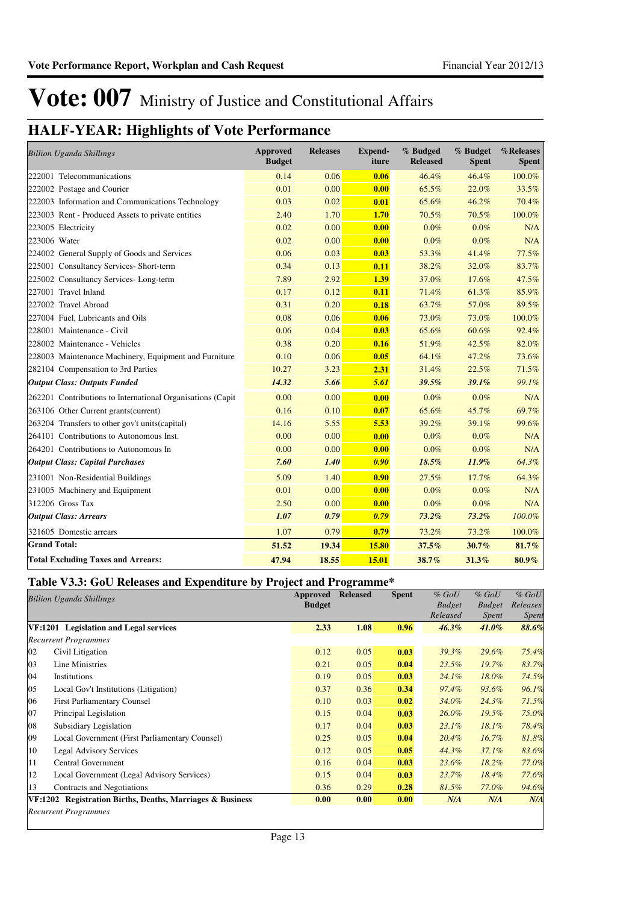# Vote: 007 Ministry of Justice and Constitutional Affairs

## HALF-YEAR: Highlights of Vote Performance

| *Billion Uganda Shillings* | Approved Budget | Releases | Expend-iture | % Budged Released | % Budget Spent | %Releases Spent |
|---|---|---|---|---|---|---|
| 222001 Telecommunications | 0.14 | 0.06 | **0.06** | 46.4% | 46.4% | 100.0% |
| 222002 Postage and Courier | 0.01 | 0.00 | **0.00** | 65.5% | 22.0% | 33.5% |
| 222003 Information and Communications Technology | 0.03 | 0.02 | **0.01** | 65.6% | 46.2% | 70.4% |
| 223003 Rent - Produced Assets to private entities | 2.40 | 1.70 | **1.70** | 70.5% | 70.5% | 100.0% |
| 223005 Electricity | 0.02 | 0.00 | **0.00** | 0.0% | 0.0% | N/A |
| 223006 Water | 0.02 | 0.00 | **0.00** | 0.0% | 0.0% | N/A |
| 224002 General Supply of Goods and Services | 0.06 | 0.03 | **0.03** | 53.3% | 41.4% | 77.5% |
| 225001 Consultancy Services- Short-term | 0.34 | 0.13 | **0.11** | 38.2% | 32.0% | 83.7% |
| 225002 Consultancy Services- Long-term | 7.89 | 2.92 | **1.39** | 37.0% | 17.6% | 47.5% |
| 227001 Travel Inland | 0.17 | 0.12 | **0.11** | 71.4% | 61.3% | 85.9% |
| 227002 Travel Abroad | 0.31 | 0.20 | **0.18** | 63.7% | 57.0% | 89.5% |
| 227004 Fuel, Lubricants and Oils | 0.08 | 0.06 | **0.06** | 73.0% | 73.0% | 100.0% |
| 228001 Maintenance - Civil | 0.06 | 0.04 | **0.03** | 65.6% | 60.6% | 92.4% |
| 228002 Maintenance - Vehicles | 0.38 | 0.20 | **0.16** | 51.9% | 42.5% | 82.0% |
| 228003 Maintenance Machinery, Equipment and Furniture | 0.10 | 0.06 | **0.05** | 64.1% | 47.2% | 73.6% |
| 282104 Compensation to 3rd Parties | 10.27 | 3.23 | **2.31** | 31.4% | 22.5% | 71.5% |
| ***Output Class: Outputs Funded*** | ***14.32*** | ***5.66*** | ***5.61*** | ***39.5%*** | ***39.1%*** | *99.1%* |
| 262201 Contributions to International Organisations (Capit | 0.00 | 0.00 | **0.00** | 0.0% | 0.0% | N/A |
| 263106 Other Current grants(current) | 0.16 | 0.10 | **0.07** | 65.6% | 45.7% | 69.7% |
| 263204 Transfers to other gov't units(capital) | 14.16 | 5.55 | **5.53** | 39.2% | 39.1% | 99.6% |
| 264101 Contributions to Autonomous Inst. | 0.00 | 0.00 | **0.00** | 0.0% | 0.0% | N/A |
| 264201 Contributions to Autonomous In | 0.00 | 0.00 | **0.00** | 0.0% | 0.0% | N/A |
| ***Output Class: Capital Purchases*** | ***7.60*** | ***1.40*** | ***0.90*** | ***18.5%*** | ***11.9%*** | *64.3%* |
| 231001 Non-Residential Buildings | 5.09 | 1.40 | **0.90** | 27.5% | 17.7% | 64.3% |
| 231005 Machinery and Equipment | 0.01 | 0.00 | **0.00** | 0.0% | 0.0% | N/A |
| 312206 Gross Tax | 2.50 | 0.00 | **0.00** | 0.0% | 0.0% | N/A |
| ***Output Class: Arrears*** | ***1.07*** | ***0.79*** | ***0.79*** | ***73.2%*** | ***73.2%*** | *100.0%* |
| 321605 Domestic arrears | 1.07 | 0.79 | **0.79** | 73.2% | 73.2% | 100.0% |
| **Grand Total:** | **51.52** | **19.34** | **15.80** | ***37.5%*** | ***30.7%*** | ***81.7%*** |
| **Total Excluding Taxes and Arrears:** | **47.94** | **18.55** | **15.01** | ***38.7%*** | ***31.3%*** | ***80.9%*** |

### Table V3.3: GoU Releases and Expenditure by Project and Programme*

| *Billion Uganda Shillings* | | Approved Budget | Released | Spent | *% GoU Budget Released* | *% GoU Budget Spent* | *% GoU Releases Spent* |
|---|---|---|---|---|---|---|---|
| **VF:1201 Legislation and Legal services** | | **2.33** | **1.08** | **0.96** | ***46.3%*** | ***41.0%*** | ***88.6%*** |
| *Recurrent Programmes* | | | | | | | |
| 02 | Civil Litigation | 0.12 | 0.05 | **0.03** | *39.3%* | *29.6%* | *75.4%* |
| 03 | Line Ministries | 0.21 | 0.05 | **0.04** | *23.5%* | *19.7%* | *83.7%* |
| 04 | Institutions | 0.19 | 0.05 | **0.03** | *24.1%* | *18.0%* | *74.5%* |
| 05 | Local Gov't Institutions (Litigation) | 0.37 | 0.36 | **0.34** | *97.4%* | *93.6%* | *96.1%* |
| 06 | First Parliamentary Counsel | 0.10 | 0.03 | **0.02** | *34.0%* | *24.3%* | *71.5%* |
| 07 | Principal Legislation | 0.15 | 0.04 | **0.03** | *26.0%* | *19.5%* | *75.0%* |
| 08 | Subsidiary Legislation | 0.17 | 0.04 | **0.03** | *23.1%* | *18.1%* | *78.4%* |
| 09 | Local Government (First Parliamentary Counsel) | 0.25 | 0.05 | **0.04** | *20.4%* | *16.7%* | *81.8%* |
| 10 | Legal Advisory Services | 0.12 | 0.05 | **0.05** | *44.3%* | *37.1%* | *83.6%* |
| 11 | Central Government | 0.16 | 0.04 | **0.03** | *23.6%* | *18.2%* | *77.0%* |
| 12 | Local Government (Legal Advisory Services) | 0.15 | 0.04 | **0.03** | *23.7%* | *18.4%* | *77.6%* |
| 13 | Contracts and Negotiations | 0.36 | 0.29 | **0.28** | *81.5%* | *77.0%* | *94.6%* |
| **VF:1202 Registration Births, Deaths, Marriages & Business** | | **0.00** | **0.00** | **0.00** | ***N/A*** | ***N/A*** | ***N/A*** |
| *Recurrent Programmes* | | | | | | | |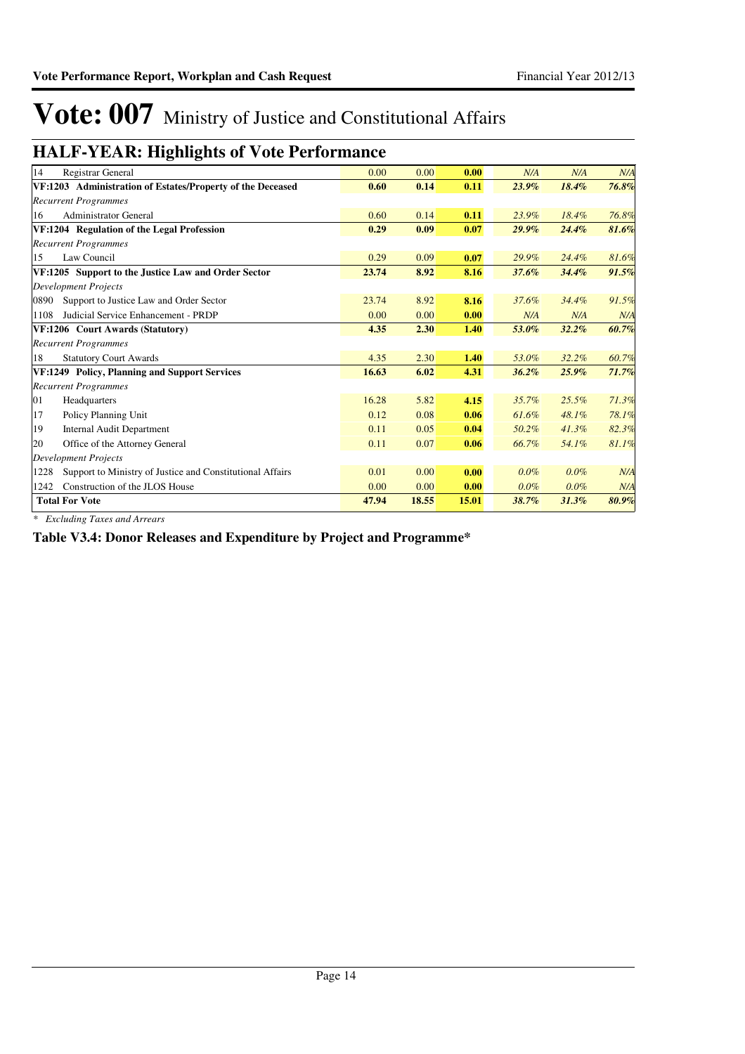# Vote: 007 Ministry of Justice and Constitutional Affairs

## HALF-YEAR: Highlights of Vote Performance

| | | | | | | |
|---|---|---|---|---|---|---|
| 14 Registrar General | 0.00 | 0.00 | **0.00** | *N/A* | *N/A* | *N/A* |
| **VF:1203 Administration of Estates/Property of the Deceased** | **0.60** | **0.14** | **0.11** | ***23.9%*** | ***18.4%*** | ***76.8%*** |
| *Recurrent Programmes* | | | | | | |
| 16 Administrator General | 0.60 | 0.14 | **0.11** | *23.9%* | *18.4%* | *76.8%* |
| **VF:1204 Regulation of the Legal Profession** | **0.29** | **0.09** | **0.07** | ***29.9%*** | ***24.4%*** | ***81.6%*** |
| *Recurrent Programmes* | | | | | | |
| 15 Law Council | 0.29 | 0.09 | **0.07** | *29.9%* | *24.4%* | *81.6%* |
| **VF:1205 Support to the Justice Law and Order Sector** | **23.74** | **8.92** | **8.16** | ***37.6%*** | ***34.4%*** | ***91.5%*** |
| *Development Projects* | | | | | | |
| 0890 Support to Justice Law and Order Sector | 23.74 | 8.92 | **8.16** | *37.6%* | *34.4%* | *91.5%* |
| 1108 Judicial Service Enhancement - PRDP | 0.00 | 0.00 | **0.00** | *N/A* | *N/A* | *N/A* |
| **VF:1206 Court Awards (Statutory)** | **4.35** | **2.30** | **1.40** | ***53.0%*** | ***32.2%*** | ***60.7%*** |
| *Recurrent Programmes* | | | | | | |
| 18 Statutory Court Awards | 4.35 | 2.30 | **1.40** | *53.0%* | *32.2%* | *60.7%* |
| **VF:1249 Policy, Planning and Support Services** | **16.63** | **6.02** | **4.31** | ***36.2%*** | ***25.9%*** | ***71.7%*** |
| *Recurrent Programmes* | | | | | | |
| 01 Headquarters | 16.28 | 5.82 | **4.15** | *35.7%* | *25.5%* | *71.3%* |
| 17 Policy Planning Unit | 0.12 | 0.08 | **0.06** | *61.6%* | *48.1%* | *78.1%* |
| 19 Internal Audit Department | 0.11 | 0.05 | **0.04** | *50.2%* | *41.3%* | *82.3%* |
| 20 Office of the Attorney General | 0.11 | 0.07 | **0.06** | *66.7%* | *54.1%* | *81.1%* |
| *Development Projects* | | | | | | |
| 1228 Support to Ministry of Justice and Constitutional Affairs | 0.01 | 0.00 | **0.00** | *0.0%* | *0.0%* | *N/A* |
| 1242 Construction of the JLOS House | 0.00 | 0.00 | **0.00** | *0.0%* | *0.0%* | *N/A* |
| **Total For Vote** | **47.94** | **18.55** | **15.01** | ***38.7%*** | ***31.3%*** | ***80.9%*** |

*\* Excluding Taxes and Arrears*

**Table V3.4: Donor Releases and Expenditure by Project and Programme***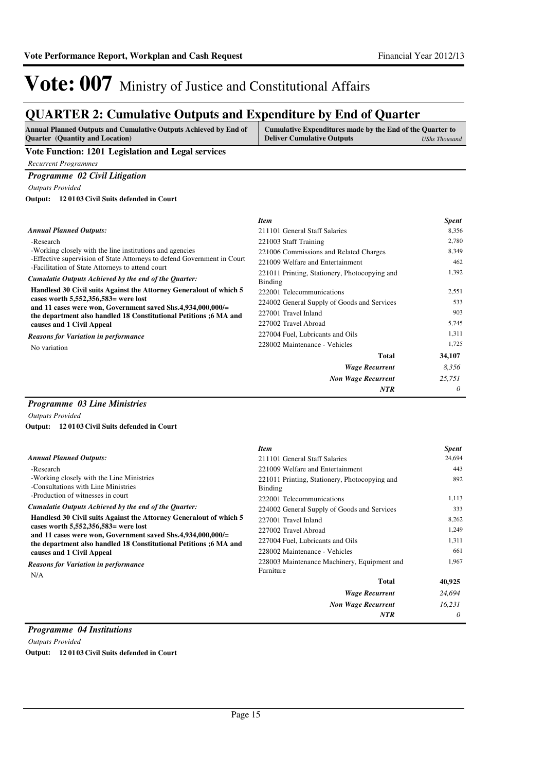# Vote: 007 Ministry of Justice and Constitutional Affairs

## QUARTER 2: Cumulative Outputs and Expenditure by End of Quarter

| Annual Planned Outputs and Cumulative Outputs Achieved by End of Quarter (Quantity and Location) | Cumulative Expenditures made by the End of the Quarter to Deliver Cumulative Outputs *UShs Thousand* |
|---|---|

### Vote Function: 1201 Legislation and Legal services

*Recurrent Programmes*

#### *Programme 02 Civil Litigation*

*Outputs Provided*

**Output: 12 01 03 Civil Suits defended in Court**

*Annual Planned Outputs:*

-Research
-Working closely with the line institutions and agencies
-Effective supervision of State Attorneys to defend Government in Court
-Facilitation of State Attorneys to attend court

*Cumulatie Outputs Achieved by the end of the Quarter:*

**Handlesd 30 Civil suits Against the Attorney Generalout of which 5 cases worth 5,552,356,583= were lost and 11 cases were won, Government saved Shs.4,934,000,000/= the department also handled 18 Constitutional Petitions ;6 MA and causes and 1 Civil Appeal**

*Reasons for Variation in performance*

No variation

| *Item* | *Spent* |
|---|---|
| 211101 General Staff Salaries | 8,356 |
| 221003 Staff Training | 2,780 |
| 221006 Commissions and Related Charges | 8,349 |
| 221009 Welfare and Entertainment | 462 |
| 221011 Printing, Stationery, Photocopying and Binding | 1,392 |
| 222001 Telecommunications | 2,551 |
| 224002 General Supply of Goods and Services | 533 |
| 227001 Travel Inland | 903 |
| 227002 Travel Abroad | 5,745 |
| 227004 Fuel, Lubricants and Oils | 1,311 |
| 228002 Maintenance - Vehicles | 1,725 |
| **Total** | **34,107** |
| *Wage Recurrent* | *8,356* |
| *Non Wage Recurrent* | *25,751* |
| *NTR* | *0* |

#### *Programme 03 Line Ministries*

*Outputs Provided*

**Output: 12 01 03 Civil Suits defended in Court**

*Annual Planned Outputs:*

-Research
-Working closely with the Line Ministries
-Consultations with Line Ministries
-Production of witnesses in court

*Cumulatie Outputs Achieved by the end of the Quarter:*

**Handlesd 30 Civil suits Against the Attorney Generalout of which 5 cases worth 5,552,356,583= were lost and 11 cases were won, Government saved Shs.4,934,000,000/= the department also handled 18 Constitutional Petitions ;6 MA and causes and 1 Civil Appeal**

*Reasons for Variation in performance*

N/A

| *Item* | *Spent* |
|---|---|
| 211101 General Staff Salaries | 24,694 |
| 221009 Welfare and Entertainment | 443 |
| 221011 Printing, Stationery, Photocopying and Binding | 892 |
| 222001 Telecommunications | 1,113 |
| 224002 General Supply of Goods and Services | 333 |
| 227001 Travel Inland | 8,262 |
| 227002 Travel Abroad | 1,249 |
| 227004 Fuel, Lubricants and Oils | 1,311 |
| 228002 Maintenance - Vehicles | 661 |
| 228003 Maintenance Machinery, Equipment and Furniture | 1,967 |
| **Total** | **40,925** |
| *Wage Recurrent* | *24,694* |
| *Non Wage Recurrent* | *16,231* |
| *NTR* | *0* |

#### *Programme 04 Institutions*

*Outputs Provided*

**Output: 12 01 03 Civil Suits defended in Court**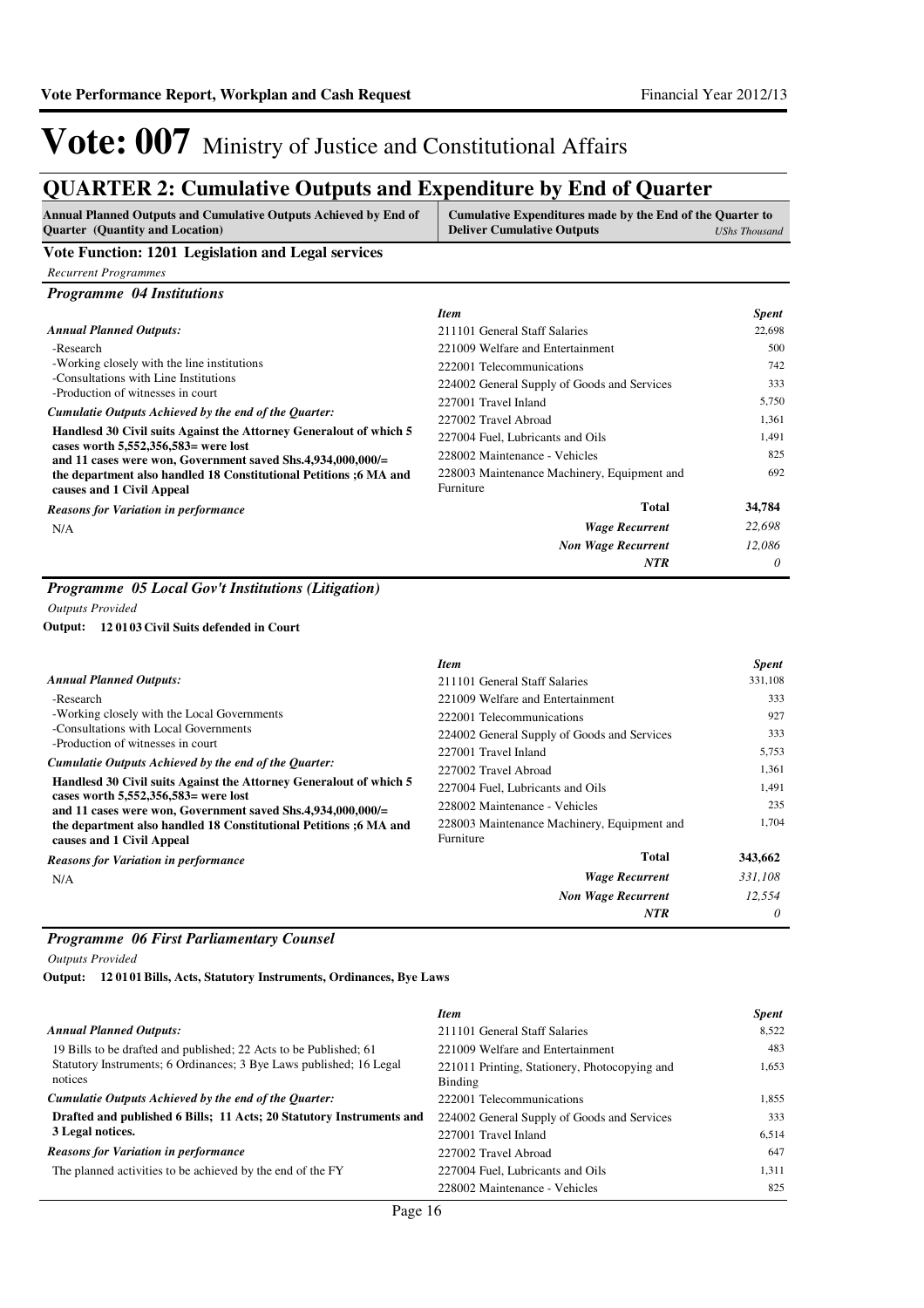# Vote: 007 Ministry of Justice and Constitutional Affairs

## QUARTER 2: Cumulative Outputs and Expenditure by End of Quarter

| Annual Planned Outputs and Cumulative Outputs Achieved by End of Quarter (Quantity and Location) | Cumulative Expenditures made by the End of the Quarter to Deliver Cumulative Outputs *UShs Thousand* |
|---|---|

### Vote Function: 1201 Legislation and Legal services

*Recurrent Programmes*

#### *Programme 04 Institutions*

*Annual Planned Outputs:*

- -Research
- -Working closely with the line institutions
- -Consultations with Line Institutions
- -Production of witnesses in court

*Cumulatie Outputs Achieved by the end of the Quarter:*

**Handlesd 30 Civil suits Against the Attorney Generalout of which 5 cases worth 5,552,356,583= were lost and 11 cases were won, Government saved Shs.4,934,000,000/= the department also handled 18 Constitutional Petitions ;6 MA and causes and 1 Civil Appeal**

*Reasons for Variation in performance*

N/A

| *Item* | *Spent* |
|---|---|
| 211101 General Staff Salaries | 22,698 |
| 221009 Welfare and Entertainment | 500 |
| 222001 Telecommunications | 742 |
| 224002 General Supply of Goods and Services | 333 |
| 227001 Travel Inland | 5,750 |
| 227002 Travel Abroad | 1,361 |
| 227004 Fuel, Lubricants and Oils | 1,491 |
| 228002 Maintenance - Vehicles | 825 |
| 228003 Maintenance Machinery, Equipment and Furniture | 692 |
| **Total** | **34,784** |
| *Wage Recurrent* | *22,698* |
| *Non Wage Recurrent* | *12,086* |
| *NTR* | *0* |

#### *Programme 05 Local Gov't Institutions (Litigation)*

*Outputs Provided*

**Output: 12 01 03 Civil Suits defended in Court**

*Annual Planned Outputs:*

- -Research
- -Working closely with the Local Governments
- -Consultations with Local Governments
- -Production of witnesses in court

*Cumulative Outputs Achieved by the end of the Quarter:*

**Handlesd 30 Civil suits Against the Attorney Generalout of which 5 cases worth 5,552,356,583= were lost and 11 cases were won, Government saved Shs.4,934,000,000/= the department also handled 18 Constitutional Petitions ;6 MA and causes and 1 Civil Appeal**

*Reasons for Variation in performance*

N/A

| *Item* | *Spent* |
|---|---|
| 211101 General Staff Salaries | 331,108 |
| 221009 Welfare and Entertainment | 333 |
| 222001 Telecommunications | 927 |
| 224002 General Supply of Goods and Services | 333 |
| 227001 Travel Inland | 5,753 |
| 227002 Travel Abroad | 1,361 |
| 227004 Fuel, Lubricants and Oils | 1,491 |
| 228002 Maintenance - Vehicles | 235 |
| 228003 Maintenance Machinery, Equipment and Furniture | 1,704 |
| **Total** | **343,662** |
| *Wage Recurrent* | *331,108* |
| *Non Wage Recurrent* | *12,554* |
| *NTR* | *0* |

#### *Programme 06 First Parliamentary Counsel*

*Outputs Provided*

**Output: 12 01 01 Bills, Acts, Statutory Instruments, Ordinances, Bye Laws**

*Annual Planned Outputs:*

19 Bills to be drafted and published; 22 Acts to be Published; 61 Statutory Instruments; 6 Ordinances; 3 Bye Laws published; 16 Legal notices

*Cumulative Outputs Achieved by the end of the Quarter:*

**Drafted and published 6 Bills; 11 Acts; 20 Statutory Instruments and 3 Legal notices.**

*Reasons for Variation in performance*

The planned activities to be achieved by the end of the FY

| *Item* | *Spent* |
|---|---|
| 211101 General Staff Salaries | 8,522 |
| 221009 Welfare and Entertainment | 483 |
| 221011 Printing, Stationery, Photocopying and Binding | 1,653 |
| 222001 Telecommunications | 1,855 |
| 224002 General Supply of Goods and Services | 333 |
| 227001 Travel Inland | 6,514 |
| 227002 Travel Abroad | 647 |
| 227004 Fuel, Lubricants and Oils | 1,311 |
| 228002 Maintenance - Vehicles | 825 |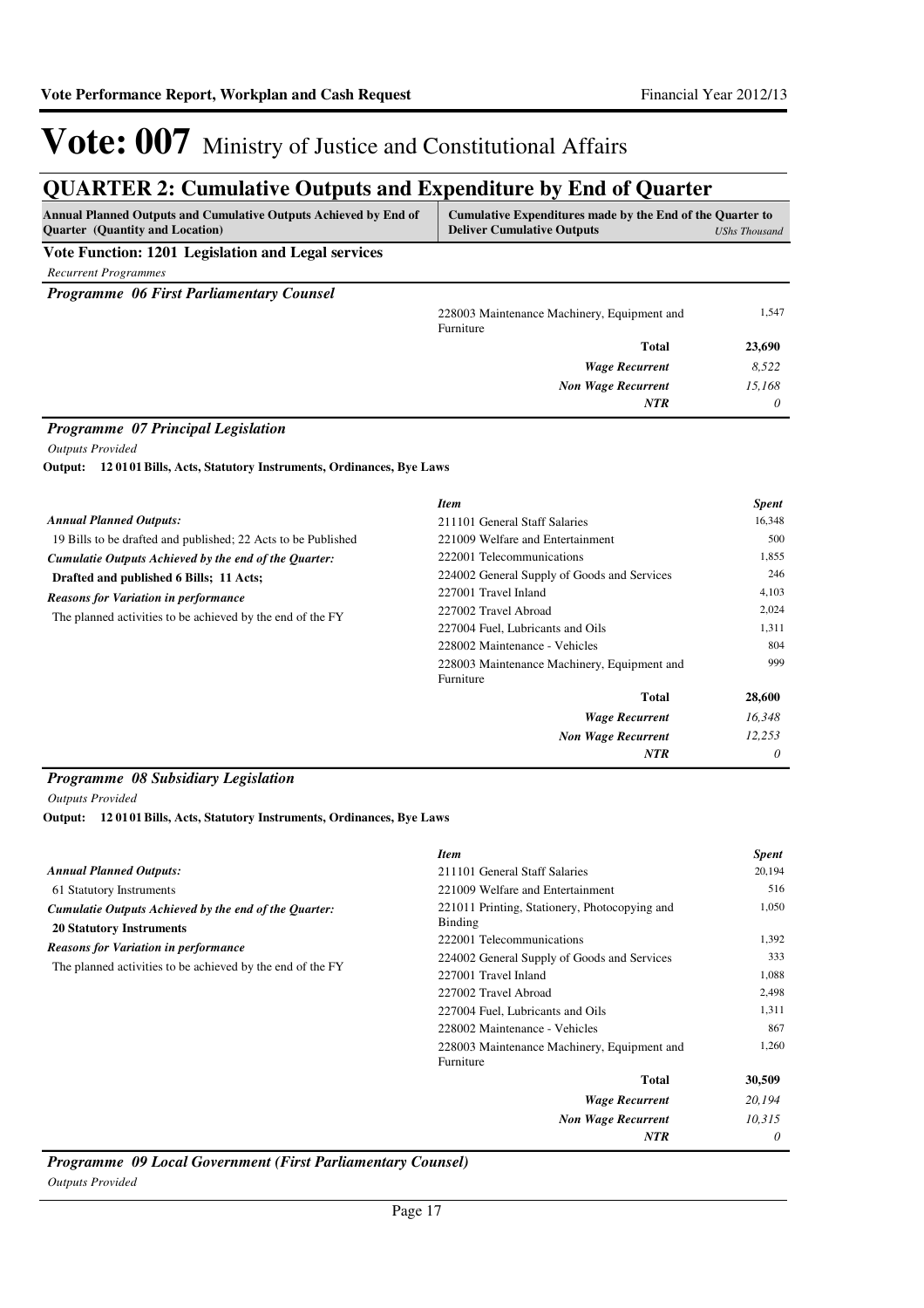# Vote: 007 Ministry of Justice and Constitutional Affairs

## QUARTER 2: Cumulative Outputs and Expenditure by End of Quarter

| Annual Planned Outputs and Cumulative Outputs Achieved by End of Quarter (Quantity and Location) | Cumulative Expenditures made by the End of the Quarter to Deliver Cumulative Outputs | *UShs Thousand* |
|---|---|---|

**Vote Function: 1201 Legislation and Legal services**

*Recurrent Programmes*

### *Programme 06 First Parliamentary Counsel*

| | | |
|---|---|---|
| | 228003 Maintenance Machinery, Equipment and Furniture | 1,547 |
| | **Total** | **23,690** |
| | ***Wage Recurrent*** | *8,522* |
| | ***Non Wage Recurrent*** | *15,168* |
| | ***NTR*** | *0* |

### *Programme 07 Principal Legislation*

*Outputs Provided*

**Output: 12 01 01 Bills, Acts, Statutory Instruments, Ordinances, Bye Laws**

| | *Item* | *Spent* |
|---|---|---|
| ***Annual Planned Outputs:*** | 211101 General Staff Salaries | 16,348 |
| 19 Bills to be drafted and published; 22 Acts to be Published | 221009 Welfare and Entertainment | 500 |
| ***Cumulatie Outputs Achieved by the end of the Quarter:*** | 222001 Telecommunications | 1,855 |
| **Drafted and published 6 Bills; 11 Acts;** | 224002 General Supply of Goods and Services | 246 |
| ***Reasons for Variation in performance*** | 227001 Travel Inland | 4,103 |
| The planned activities to be achieved by the end of the FY | 227002 Travel Abroad | 2,024 |
| | 227004 Fuel, Lubricants and Oils | 1,311 |
| | 228002 Maintenance - Vehicles | 804 |
| | 228003 Maintenance Machinery, Equipment and Furniture | 999 |
| | **Total** | **28,600** |
| | ***Wage Recurrent*** | *16,348* |
| | ***Non Wage Recurrent*** | *12,253* |
| | ***NTR*** | *0* |

### *Programme 08 Subsidiary Legislation*

*Outputs Provided*

**Output: 12 01 01 Bills, Acts, Statutory Instruments, Ordinances, Bye Laws**

| | *Item* | *Spent* |
|---|---|---|
| ***Annual Planned Outputs:*** | 211101 General Staff Salaries | 20,194 |
| 61 Statutory Instruments | 221009 Welfare and Entertainment | 516 |
| ***Cumulatie Outputs Achieved by the end of the Quarter:*** | 221011 Printing, Stationery, Photocopying and Binding | 1,050 |
| **20 Statutory Instruments** | 222001 Telecommunications | 1,392 |
| ***Reasons for Variation in performance*** | 224002 General Supply of Goods and Services | 333 |
| The planned activities to be achieved by the end of the FY | 227001 Travel Inland | 1,088 |
| | 227002 Travel Abroad | 2,498 |
| | 227004 Fuel, Lubricants and Oils | 1,311 |
| | 228002 Maintenance - Vehicles | 867 |
| | 228003 Maintenance Machinery, Equipment and Furniture | 1,260 |
| | **Total** | **30,509** |
| | ***Wage Recurrent*** | *20,194* |
| | ***Non Wage Recurrent*** | *10,315* |
| | ***NTR*** | *0* |

### *Programme 09 Local Government (First Parliamentary Counsel)*

*Outputs Provided*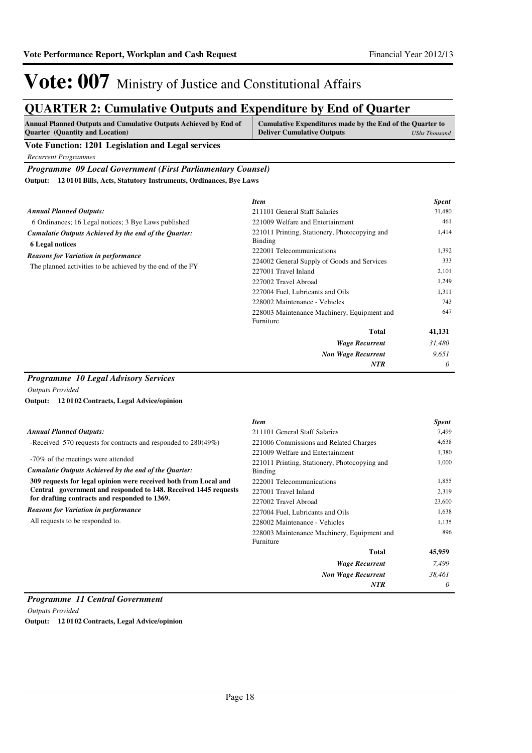# Vote: 007 Ministry of Justice and Constitutional Affairs

## QUARTER 2: Cumulative Outputs and Expenditure by End of Quarter

| Annual Planned Outputs and Cumulative Outputs Achieved by End of Quarter (Quantity and Location) | Cumulative Expenditures made by the End of the Quarter to Deliver Cumulative Outputs *UShs Thousand* |
|---|---|

**Vote Function: 1201 Legislation and Legal services**

*Recurrent Programmes*

### *Programme 09 Local Government (First Parliamentary Counsel)*

**Output: 12 01 01 Bills, Acts, Statutory Instruments, Ordinances, Bye Laws**

***Annual Planned Outputs:***

6 Ordinances; 16 Legal notices; 3 Bye Laws published

***Cumulatie Outputs Achieved by the end of the Quarter:***

**6 Legal notices**

***Reasons for Variation in performance***

The planned activities to be achieved by the end of the FY

| *Item* | *Spent* |
|---|---|
| 211101 General Staff Salaries | 31,480 |
| 221009 Welfare and Entertainment | 461 |
| 221011 Printing, Stationery, Photocopying and Binding | 1,414 |
| 222001 Telecommunications | 1,392 |
| 224002 General Supply of Goods and Services | 333 |
| 227001 Travel Inland | 2,101 |
| 227002 Travel Abroad | 1,249 |
| 227004 Fuel, Lubricants and Oils | 1,311 |
| 228002 Maintenance - Vehicles | 743 |
| 228003 Maintenance Machinery, Equipment and Furniture | 647 |
| **Total** | **41,131** |
| ***Wage Recurrent*** | *31,480* |
| ***Non Wage Recurrent*** | *9,651* |
| ***NTR*** | *0* |

### *Programme 10 Legal Advisory Services*

*Outputs Provided*

**Output: 12 01 02 Contracts, Legal Advice/opinion**

***Annual Planned Outputs:***

-Received 570 requests for contracts and responded to 280(49%)

-70% of the meetings were attended

***Cumulatie Outputs Achieved by the end of the Quarter:***

**309 requests for legal opinion were received both from Local and Central government and responded to 148. Received 1445 requests for drafting contracts and responded to 1369.**

***Reasons for Variation in performance***

All requests to be responded to.

| *Item* | *Spent* |
|---|---|
| 211101 General Staff Salaries | 7,499 |
| 221006 Commissions and Related Charges | 4,638 |
| 221009 Welfare and Entertainment | 1,380 |
| 221011 Printing, Stationery, Photocopying and Binding | 1,000 |
| 222001 Telecommunications | 1,855 |
| 227001 Travel Inland | 2,319 |
| 227002 Travel Abroad | 23,600 |
| 227004 Fuel, Lubricants and Oils | 1,638 |
| 228002 Maintenance - Vehicles | 1,135 |
| 228003 Maintenance Machinery, Equipment and Furniture | 896 |
| **Total** | **45,959** |
| ***Wage Recurrent*** | *7,499* |
| ***Non Wage Recurrent*** | *38,461* |
| ***NTR*** | *0* |

### *Programme 11 Central Government*

*Outputs Provided*

**Output: 12 01 02 Contracts, Legal Advice/opinion**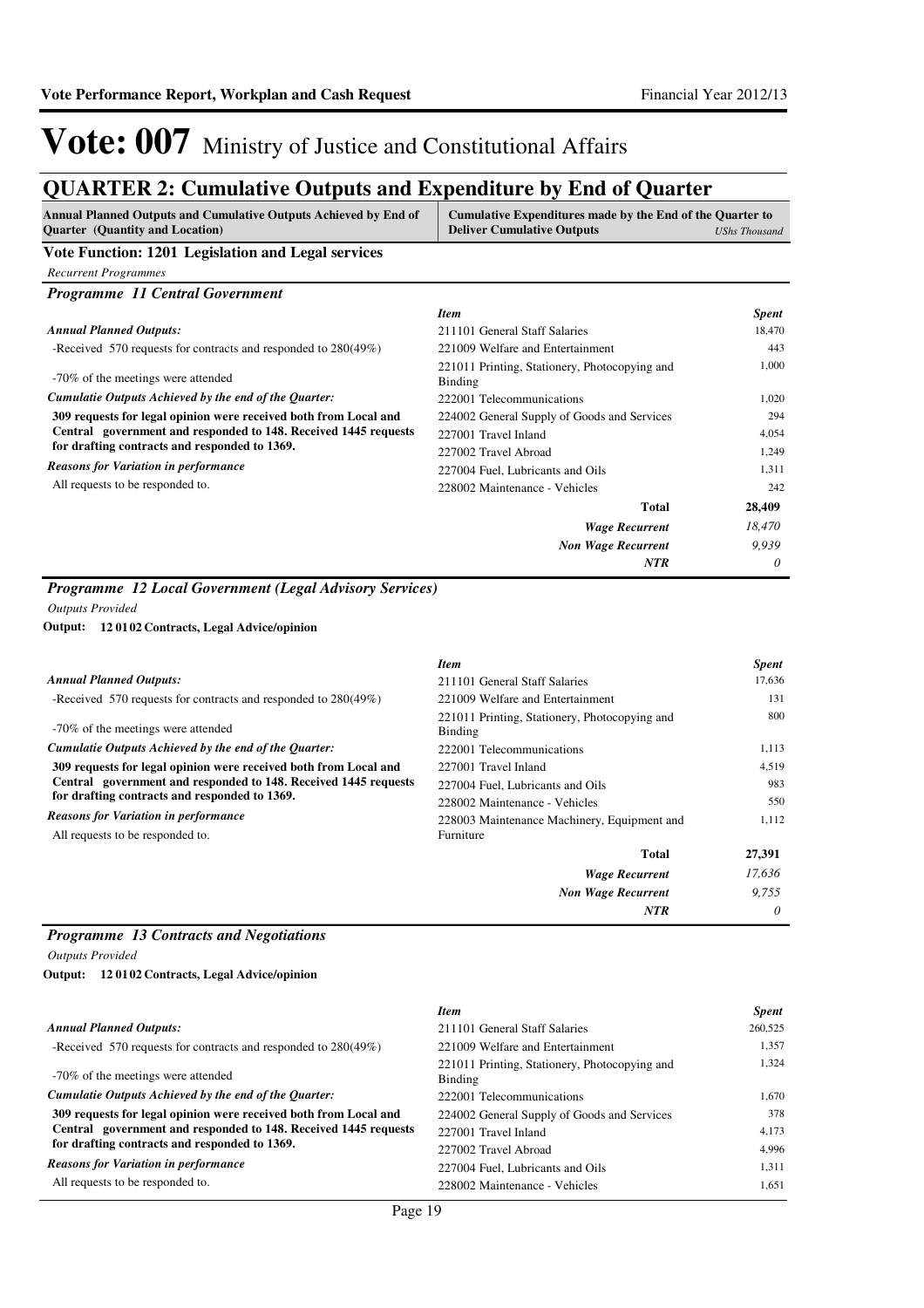# Vote: 007 Ministry of Justice and Constitutional Affairs

## QUARTER 2: Cumulative Outputs and Expenditure by End of Quarter

| Annual Planned Outputs and Cumulative Outputs Achieved by End of Quarter (Quantity and Location) | Cumulative Expenditures made by the End of the Quarter to Deliver Cumulative Outputs | *UShs Thousand* |
|---|---|---|

### Vote Function: 1201 Legislation and Legal services

*Recurrent Programmes*

#### *Programme 11 Central Government*

***Annual Planned Outputs:***

-Received 570 requests for contracts and responded to 280(49%)

-70% of the meetings were attended

***Cumulatie Outputs Achieved by the end of the Quarter:***

**309 requests for legal opinion were received both from Local and Central government and responded to 148. Received 1445 requests for drafting contracts and responded to 1369.**

***Reasons for Variation in performance***

All requests to be responded to.

| *Item* | *Spent* |
|---|---|
| 211101 General Staff Salaries | 18,470 |
| 221009 Welfare and Entertainment | 443 |
| 221011 Printing, Stationery, Photocopying and Binding | 1,000 |
| 222001 Telecommunications | 1,020 |
| 224002 General Supply of Goods and Services | 294 |
| 227001 Travel Inland | 4,054 |
| 227002 Travel Abroad | 1,249 |
| 227004 Fuel, Lubricants and Oils | 1,311 |
| 228002 Maintenance - Vehicles | 242 |
| **Total** | **28,409** |
| ***Wage Recurrent*** | *18,470* |
| ***Non Wage Recurrent*** | *9,939* |
| ***NTR*** | *0* |

#### *Programme 12 Local Government (Legal Advisory Services)*

*Outputs Provided*

**Output: 12 01 02 Contracts, Legal Advice/opinion**

***Annual Planned Outputs:***

-Received 570 requests for contracts and responded to 280(49%)

-70% of the meetings were attended

***Cumulatie Outputs Achieved by the end of the Quarter:***

**309 requests for legal opinion were received both from Local and Central government and responded to 148. Received 1445 requests for drafting contracts and responded to 1369.**

***Reasons for Variation in performance***

All requests to be responded to.

| *Item* | *Spent* |
|---|---|
| 211101 General Staff Salaries | 17,636 |
| 221009 Welfare and Entertainment | 131 |
| 221011 Printing, Stationery, Photocopying and Binding | 800 |
| 222001 Telecommunications | 1,113 |
| 227001 Travel Inland | 4,519 |
| 227004 Fuel, Lubricants and Oils | 983 |
| 228002 Maintenance - Vehicles | 550 |
| 228003 Maintenance Machinery, Equipment and Furniture | 1,112 |
| **Total** | **27,391** |
| ***Wage Recurrent*** | *17,636* |
| ***Non Wage Recurrent*** | *9,755* |
| ***NTR*** | *0* |

#### *Programme 13 Contracts and Negotiations*

*Outputs Provided*

**Output: 12 01 02 Contracts, Legal Advice/opinion**

***Annual Planned Outputs:***

-Received 570 requests for contracts and responded to 280(49%)

-70% of the meetings were attended

***Cumulatie Outputs Achieved by the end of the Quarter:***

**309 requests for legal opinion were received both from Local and Central government and responded to 148. Received 1445 requests for drafting contracts and responded to 1369.**

***Reasons for Variation in performance***

All requests to be responded to.

| *Item* | *Spent* |
|---|---|
| 211101 General Staff Salaries | 260,525 |
| 221009 Welfare and Entertainment | 1,357 |
| 221011 Printing, Stationery, Photocopying and Binding | 1,324 |
| 222001 Telecommunications | 1,670 |
| 224002 General Supply of Goods and Services | 378 |
| 227001 Travel Inland | 4,173 |
| 227002 Travel Abroad | 4,996 |
| 227004 Fuel, Lubricants and Oils | 1,311 |
| 228002 Maintenance - Vehicles | 1,651 |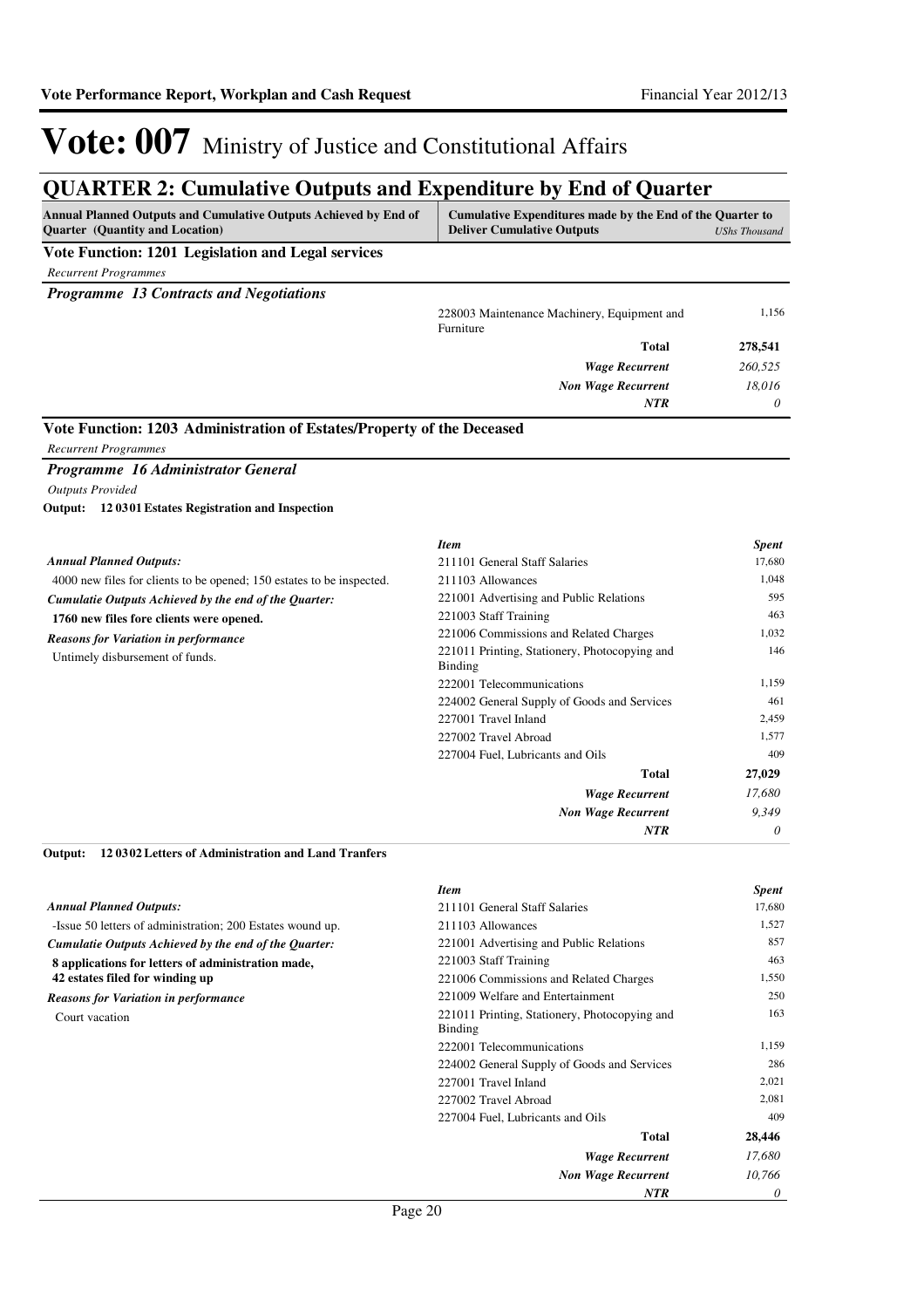# Vote: 007 Ministry of Justice and Constitutional Affairs

## QUARTER 2: Cumulative Outputs and Expenditure by End of Quarter

| Annual Planned Outputs and Cumulative Outputs Achieved by End of Quarter (Quantity and Location) | Cumulative Expenditures made by the End of the Quarter to Deliver Cumulative Outputs | *UShs Thousand* |
|---|---|---|

### Vote Function: 1201 Legislation and Legal services

*Recurrent Programmes*

#### *Programme 13 Contracts and Negotiations*

| | | |
|---|---|---|
| | 228003 Maintenance Machinery, Equipment and Furniture | 1,156 |
| | **Total** | **278,541** |
| | ***Wage Recurrent*** | *260,525* |
| | ***Non Wage Recurrent*** | *18,016* |
| | ***NTR*** | *0* |

### Vote Function: 1203 Administration of Estates/Property of the Deceased

*Recurrent Programmes*

#### *Programme 16 Administrator General*

*Outputs Provided*

**Output: 12 03 01 Estates Registration and Inspection**

| | *Item* | *Spent* |
|---|---|---|
| ***Annual Planned Outputs:*** | 211101 General Staff Salaries | 17,680 |
| 4000 new files for clients to be opened; 150 estates to be inspected. | 211103 Allowances | 1,048 |
| ***Cumulatie Outputs Achieved by the end of the Quarter:*** | 221001 Advertising and Public Relations | 595 |
| **1760 new files fore clients were opened.** | 221003 Staff Training | 463 |
| ***Reasons for Variation in performance*** | 221006 Commissions and Related Charges | 1,032 |
| Untimely disbursement of funds. | 221011 Printing, Stationery, Photocopying and Binding | 146 |
| | 222001 Telecommunications | 1,159 |
| | 224002 General Supply of Goods and Services | 461 |
| | 227001 Travel Inland | 2,459 |
| | 227002 Travel Abroad | 1,577 |
| | 227004 Fuel, Lubricants and Oils | 409 |
| | **Total** | **27,029** |
| | ***Wage Recurrent*** | *17,680* |
| | ***Non Wage Recurrent*** | *9,349* |
| | ***NTR*** | *0* |

**Output: 12 03 02 Letters of Administration and Land Tranfers**

| | *Item* | *Spent* |
|---|---|---|
| ***Annual Planned Outputs:*** | 211101 General Staff Salaries | 17,680 |
| -Issue 50 letters of administration; 200 Estates wound up. | 211103 Allowances | 1,527 |
| ***Cumulatie Outputs Achieved by the end of the Quarter:*** | 221001 Advertising and Public Relations | 857 |
| **8 applications for letters of administration made, 42 estates filed for winding up** | 221003 Staff Training | 463 |
| ***Reasons for Variation in performance*** | 221006 Commissions and Related Charges | 1,550 |
| Court vacation | 221009 Welfare and Entertainment | 250 |
| | 221011 Printing, Stationery, Photocopying and Binding | 163 |
| | 222001 Telecommunications | 1,159 |
| | 224002 General Supply of Goods and Services | 286 |
| | 227001 Travel Inland | 2,021 |
| | 227002 Travel Abroad | 2,081 |
| | 227004 Fuel, Lubricants and Oils | 409 |
| | **Total** | **28,446** |
| | ***Wage Recurrent*** | *17,680* |
| | ***Non Wage Recurrent*** | *10,766* |
| | ***NTR*** | *0* |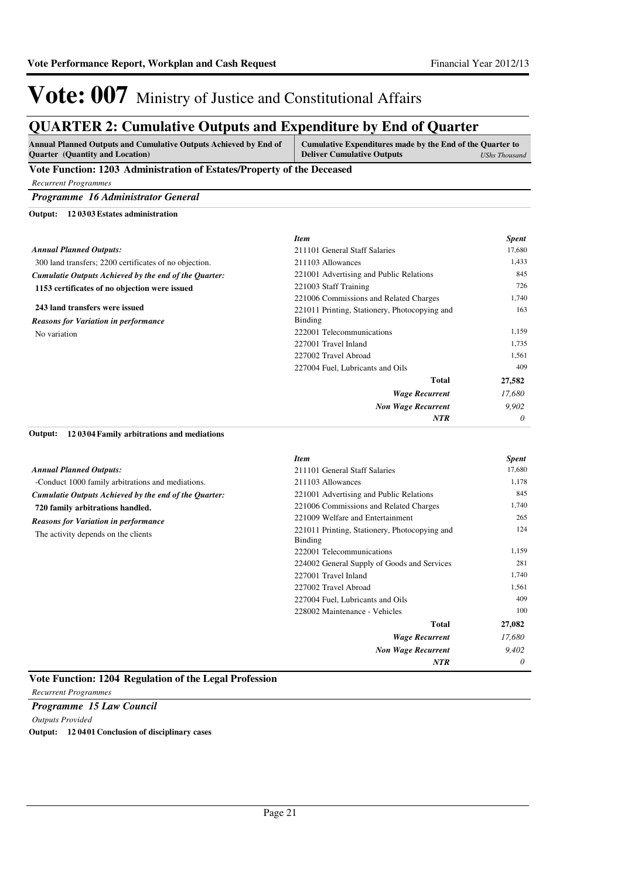# Vote: 007 Ministry of Justice and Constitutional Affairs

## QUARTER 2: Cumulative Outputs and Expenditure by End of Quarter

| Annual Planned Outputs and Cumulative Outputs Achieved by End of Quarter (Quantity and Location) | Cumulative Expenditures made by the End of the Quarter to Deliver Cumulative Outputs *UShs Thousand* |
|---|---|

### Vote Function: 1203 Administration of Estates/Property of the Deceased

*Recurrent Programmes*

#### *Programme 16 Administrator General*

**Output: 12 03 03 Estates administration**

*Annual Planned Outputs:*

300 land transfers; 2200 certificates of no objection.

***Cumulatie Outputs Achieved by the end of the Quarter:***

**1153 certificates of no objection were issued**

**243 land transfers were issued**

***Reasons for Variation in performance***

No variation

| *Item* | *Spent* |
|---|---|
| 211101 General Staff Salaries | 17,680 |
| 211103 Allowances | 1,433 |
| 221001 Advertising and Public Relations | 845 |
| 221003 Staff Training | 726 |
| 221006 Commissions and Related Charges | 1,740 |
| 221011 Printing, Stationery, Photocopying and Binding | 163 |
| 222001 Telecommunications | 1,159 |
| 227001 Travel Inland | 1,735 |
| 227002 Travel Abroad | 1,561 |
| 227004 Fuel, Lubricants and Oils | 409 |
| **Total** | **27,582** |
| ***Wage Recurrent*** | *17,680* |
| ***Non Wage Recurrent*** | *9,902* |
| ***NTR*** | *0* |

**Output: 12 03 04 Family arbitrations and mediations**

*Annual Planned Outputs:*

-Conduct 1000 family arbitrations and mediations.

***Cumulatie Outputs Achieved by the end of the Quarter:***

**720 family arbitrations handled.**

***Reasons for Variation in performance***

The activity depends on the clients

| *Item* | *Spent* |
|---|---|
| 211101 General Staff Salaries | 17,680 |
| 211103 Allowances | 1,178 |
| 221001 Advertising and Public Relations | 845 |
| 221006 Commissions and Related Charges | 1,740 |
| 221009 Welfare and Entertainment | 265 |
| 221011 Printing, Stationery, Photocopying and Binding | 124 |
| 222001 Telecommunications | 1,159 |
| 224002 General Supply of Goods and Services | 281 |
| 227001 Travel Inland | 1,740 |
| 227002 Travel Abroad | 1,561 |
| 227004 Fuel, Lubricants and Oils | 409 |
| 228002 Maintenance - Vehicles | 100 |
| **Total** | **27,082** |
| ***Wage Recurrent*** | *17,680* |
| ***Non Wage Recurrent*** | *9,402* |
| ***NTR*** | *0* |

### Vote Function: 1204 Regulation of the Legal Profession

*Recurrent Programmes*

#### *Programme 15 Law Council*

*Outputs Provided*

**Output: 12 04 01 Conclusion of disciplinary cases**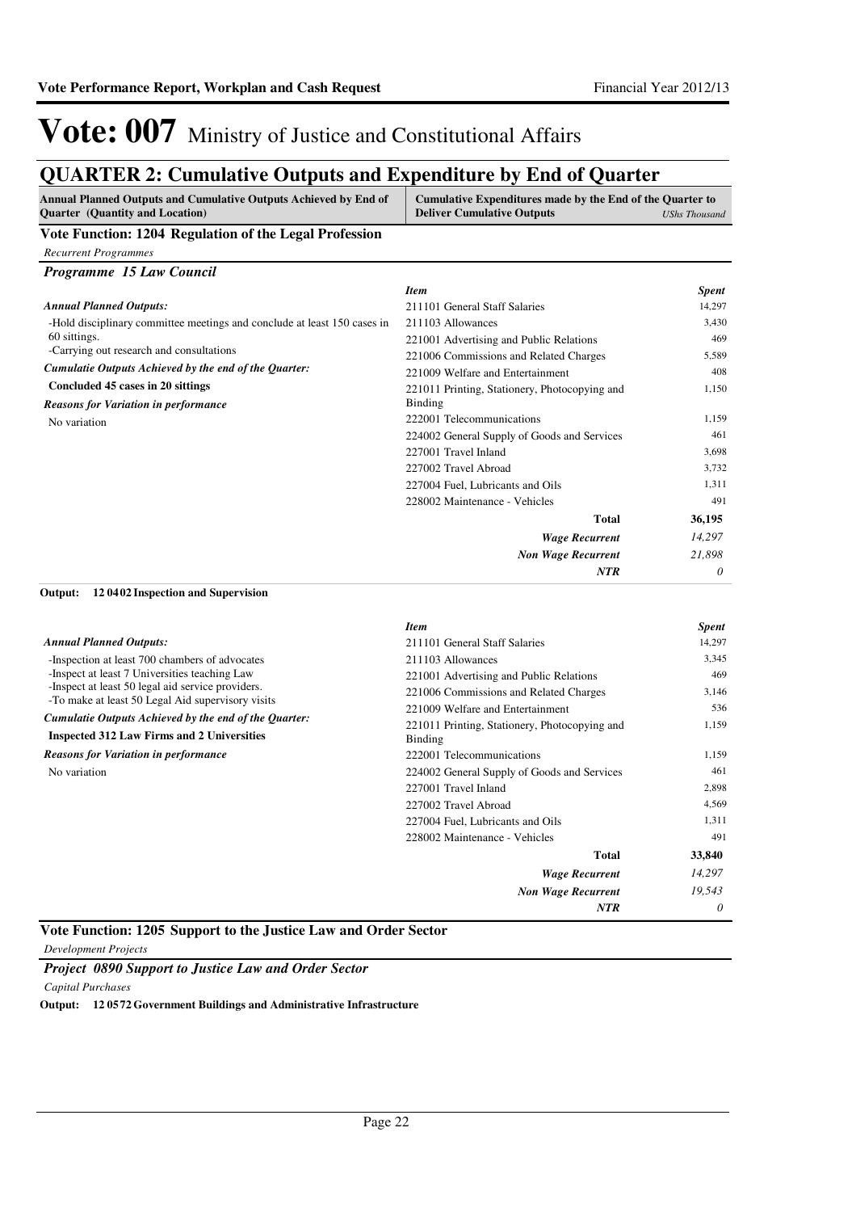# Vote: 007 Ministry of Justice and Constitutional Affairs

## QUARTER 2: Cumulative Outputs and Expenditure by End of Quarter

| Annual Planned Outputs and Cumulative Outputs Achieved by End of Quarter (Quantity and Location) | Cumulative Expenditures made by the End of the Quarter to Deliver Cumulative Outputs *UShs Thousand* |
|---|---|

### Vote Function: 1204 Regulation of the Legal Profession

*Recurrent Programmes*

#### *Programme 15 Law Council*

***Annual Planned Outputs:***

-Hold disciplinary committee meetings and conclude at least 150 cases in 60 sittings.
-Carrying out research and consultations

***Cumulatie Outputs Achieved by the end of the Quarter:***

**Concluded 45 cases in 20 sittings**

***Reasons for Variation in performance***

No variation

| *Item* | *Spent* |
|---|---|
| 211101 General Staff Salaries | 14,297 |
| 211103 Allowances | 3,430 |
| 221001 Advertising and Public Relations | 469 |
| 221006 Commissions and Related Charges | 5,589 |
| 221009 Welfare and Entertainment | 408 |
| 221011 Printing, Stationery, Photocopying and Binding | 1,150 |
| 222001 Telecommunications | 1,159 |
| 224002 General Supply of Goods and Services | 461 |
| 227001 Travel Inland | 3,698 |
| 227002 Travel Abroad | 3,732 |
| 227004 Fuel, Lubricants and Oils | 1,311 |
| 228002 Maintenance - Vehicles | 491 |
| **Total** | **36,195** |
| ***Wage Recurrent*** | *14,297* |
| ***Non Wage Recurrent*** | *21,898* |
| ***NTR*** | *0* |

**Output: 12 04 02 Inspection and Supervision**

***Annual Planned Outputs:***

-Inspection at least 700 chambers of advocates
-Inspect at least 7 Universities teaching Law
-Inspect at least 50 legal aid service providers.
-To make at least 50 Legal Aid supervisory visits

***Cumulatie Outputs Achieved by the end of the Quarter:***

**Inspected 312 Law Firms and 2 Universities**

***Reasons for Variation in performance***

No variation

| *Item* | *Spent* |
|---|---|
| 211101 General Staff Salaries | 14,297 |
| 211103 Allowances | 3,345 |
| 221001 Advertising and Public Relations | 469 |
| 221006 Commissions and Related Charges | 3,146 |
| 221009 Welfare and Entertainment | 536 |
| 221011 Printing, Stationery, Photocopying and Binding | 1,159 |
| 222001 Telecommunications | 1,159 |
| 224002 General Supply of Goods and Services | 461 |
| 227001 Travel Inland | 2,898 |
| 227002 Travel Abroad | 4,569 |
| 227004 Fuel, Lubricants and Oils | 1,311 |
| 228002 Maintenance - Vehicles | 491 |
| **Total** | **33,840** |
| ***Wage Recurrent*** | *14,297* |
| ***Non Wage Recurrent*** | *19,543* |
| ***NTR*** | *0* |

### Vote Function: 1205 Support to the Justice Law and Order Sector

*Development Projects*

#### *Project 0890 Support to Justice Law and Order Sector*

*Capital Purchases*

**Output: 12 05 72 Government Buildings and Administrative Infrastructure**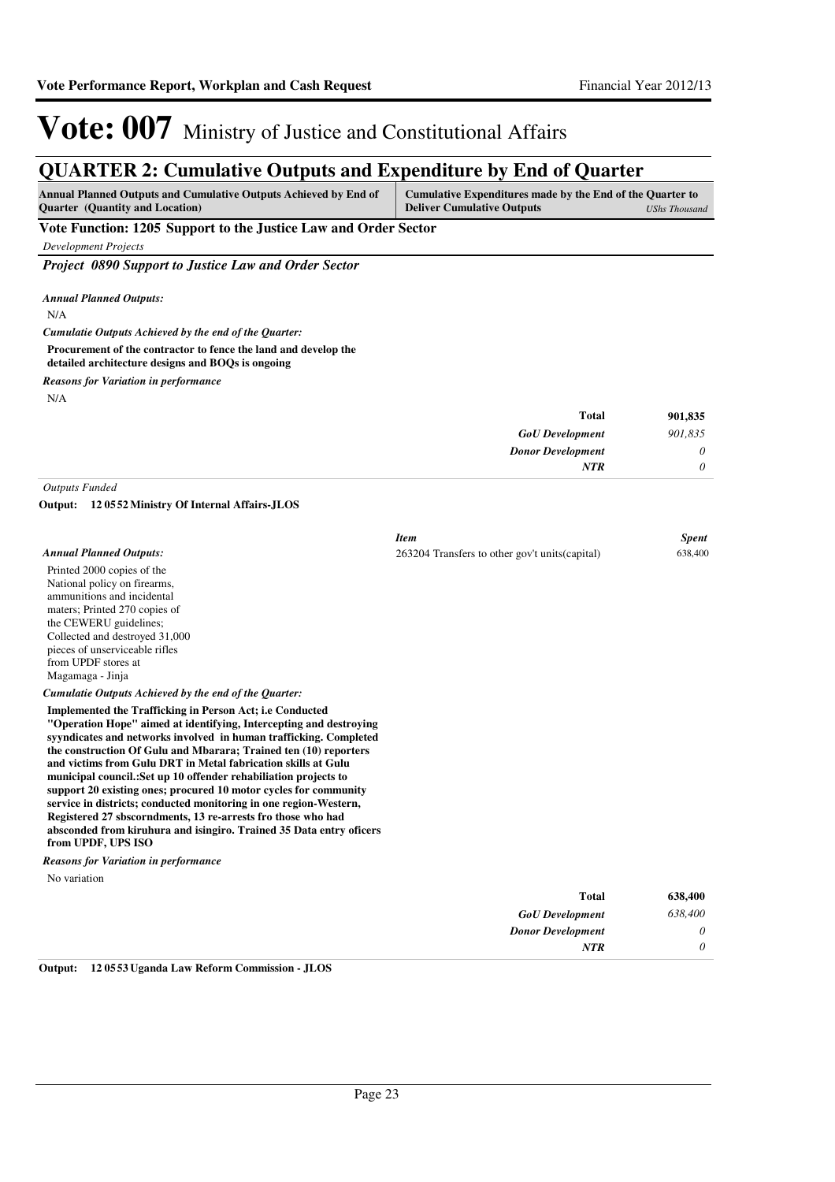# Vote: 007 Ministry of Justice and Constitutional Affairs

## QUARTER 2: Cumulative Outputs and Expenditure by End of Quarter

| Annual Planned Outputs and Cumulative Outputs Achieved by End of Quarter (Quantity and Location) | Cumulative Expenditures made by the End of the Quarter to Deliver Cumulative Outputs *UShs Thousand* |
|---|---|

### Vote Function: 1205 Support to the Justice Law and Order Sector

*Development Projects*

#### *Project 0890 Support to Justice Law and Order Sector*

*Annual Planned Outputs:*

N/A

*Cumulatie Outputs Achieved by the end of the Quarter:*

**Procurement of the contractor to fence the land and develop the detailed architecture designs and BOQs is ongoing**

*Reasons for Variation in performance*

N/A

| | |
|---|---|
| **Total** | **901,835** |
| *GoU Development* | *901,835* |
| *Donor Development* | *0* |
| *NTR* | *0* |

*Outputs Funded*

**Output: 12 05 52 Ministry Of Internal Affairs-JLOS**

*Annual Planned Outputs:*

Printed 2000 copies of the National policy on firearms, ammunitions and incidental maters; Printed 270 copies of the CEWERU guidelines; Collected and destroyed 31,000 pieces of unserviceable rifles from UPDF stores at Magamaga - Jinja

| *Item* | *Spent* |
|---|---|
| 263204 Transfers to other gov't units(capital) | 638,400 |

*Cumulatie Outputs Achieved by the end of the Quarter:*

**Implemented the Trafficking in Person Act; i.e Conducted "Operation Hope" aimed at identifying, Intercepting and destroying syyndicates and networks involved in human trafficking. Completed the construction Of Gulu and Mbarara; Trained ten (10) reporters and victims from Gulu DRT in Metal fabrication skills at Gulu municipal council.:Set up 10 offender rehabiliation projects to support 20 existing ones; procured 10 motor cycles for community service in districts; conducted monitoring in one region-Western, Registered 27 sbscorndments, 13 re-arrests fro those who had absconded from kiruhura and isingiro. Trained 35 Data entry oficers from UPDF, UPS ISO**

*Reasons for Variation in performance*

No variation

| | |
|---|---|
| **Total** | **638,400** |
| *GoU Development* | *638,400* |
| *Donor Development* | *0* |
| *NTR* | *0* |

**Output: 12 05 53 Uganda Law Reform Commission - JLOS**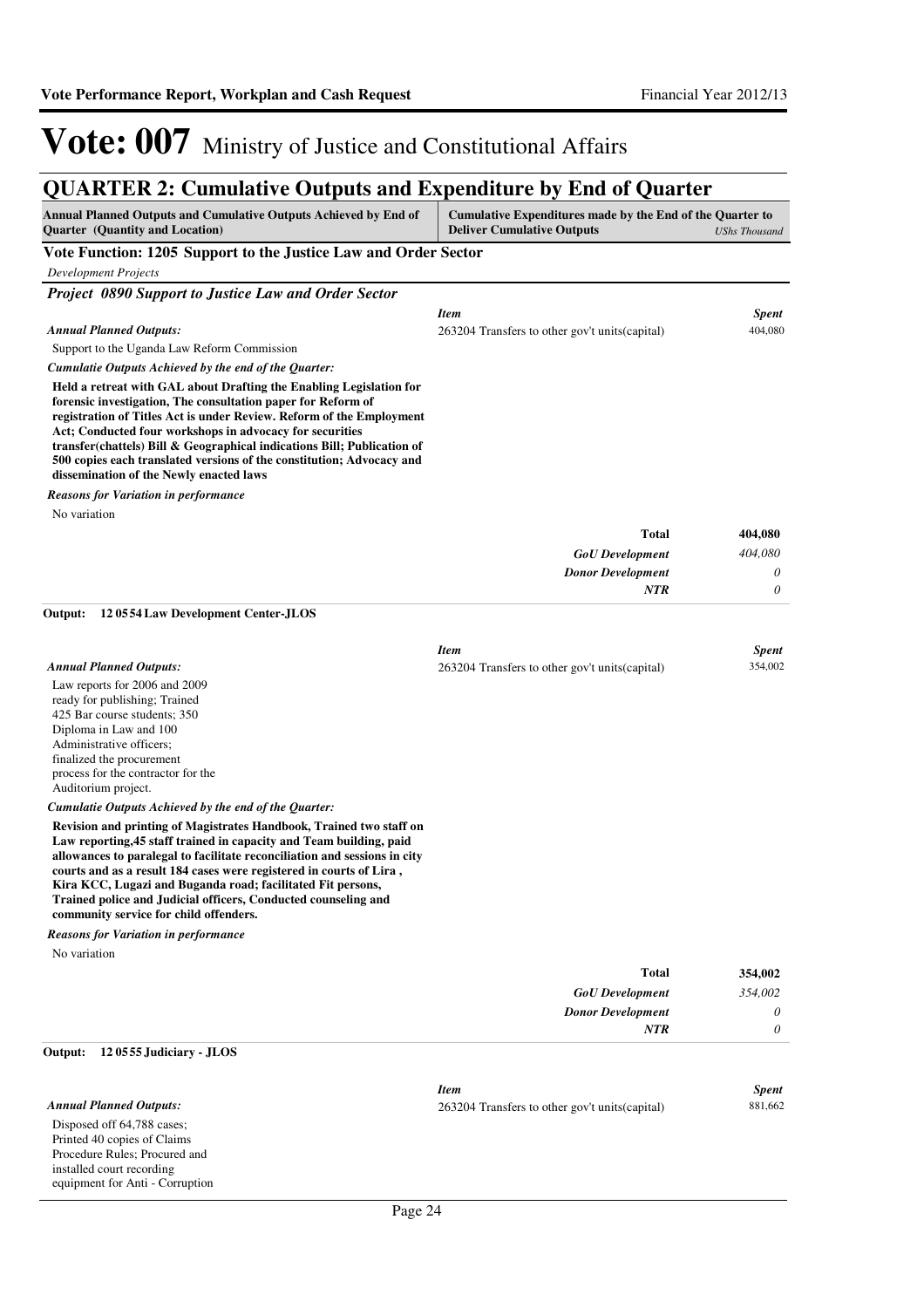# Vote: 007 Ministry of Justice and Constitutional Affairs

## QUARTER 2: Cumulative Outputs and Expenditure by End of Quarter

| Annual Planned Outputs and Cumulative Outputs Achieved by End of Quarter (Quantity and Location) | Cumulative Expenditures made by the End of the Quarter to Deliver Cumulative Outputs *UShs Thousand* |
|---|---|

### Vote Function: 1205 Support to the Justice Law and Order Sector

*Development Projects*

#### *Project 0890 Support to Justice Law and Order Sector*

*Annual Planned Outputs:*

Support to the Uganda Law Reform Commission

*Cumulatie Outputs Achieved by the end of the Quarter:*

**Held a retreat with GAL about Drafting the Enabling Legislation for forensic investigation, The consultation paper for Reform of registration of Titles Act is under Review. Reform of the Employment Act; Conducted four workshops in advocacy for securities transfer(chattels) Bill & Geographical indications Bill; Publication of 500 copies each translated versions of the constitution; Advocacy and dissemination of the Newly enacted laws**

*Reasons for Variation in performance*

No variation

| *Item* | *Spent* |
|---|---|
| 263204 Transfers to other gov't units(capital) | 404,080 |
| **Total** | **404,080** |
| *GoU Development* | *404,080* |
| *Donor Development* | *0* |
| *NTR* | *0* |

**Output: 12 05 54 Law Development Center-JLOS**

*Annual Planned Outputs:*

Law reports for 2006 and 2009 ready for publishing; Trained 425 Bar course students; 350 Diploma in Law and 100 Administrative officers; finalized the procurement process for the contractor for the Auditorium project.

*Cumulatie Outputs Achieved by the end of the Quarter:*

**Revision and printing of Magistrates Handbook, Trained two staff on Law reporting,45 staff trained in capacity and Team building, paid allowances to paralegal to facilitate reconciliation and sessions in city courts and as a result 184 cases were registered in courts of Lira , Kira KCC, Lugazi and Buganda road; facilitated Fit persons, Trained police and Judicial officers, Conducted counseling and community service for child offenders.**

*Reasons for Variation in performance*

No variation

| *Item* | *Spent* |
|---|---|
| 263204 Transfers to other gov't units(capital) | 354,002 |
| **Total** | **354,002** |
| *GoU Development* | *354,002* |
| *Donor Development* | *0* |
| *NTR* | *0* |

**Output: 12 05 55 Judiciary - JLOS**

*Annual Planned Outputs:*

Disposed off 64,788 cases; Printed 40 copies of Claims Procedure Rules; Procured and installed court recording equipment for Anti - Corruption

| *Item* | *Spent* |
|---|---|
| 263204 Transfers to other gov't units(capital) | 881,662 |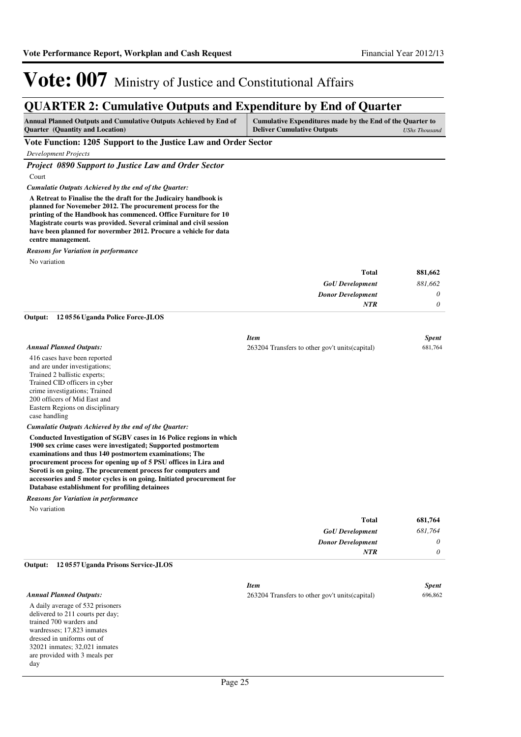# Vote: 007 Ministry of Justice and Constitutional Affairs

## QUARTER 2: Cumulative Outputs and Expenditure by End of Quarter

| Annual Planned Outputs and Cumulative Outputs Achieved by End of Quarter (Quantity and Location) | Cumulative Expenditures made by the End of the Quarter to Deliver Cumulative Outputs *UShs Thousand* |
|---|---|

### Vote Function: 1205 Support to the Justice Law and Order Sector

*Development Projects*

#### *Project 0890 Support to Justice Law and Order Sector*

Court

*Cumulatie Outputs Achieved by the end of the Quarter:*

**A Retreat to Finalise the the draft for the Judicairy handbook is planned for Novemeber 2012. The procurement process for the printing of the Handbook has commenced. Office Furniture for 10 Magistrate courts was provided. Several criminal and civil session have been planned for novermber 2012. Procure a vehicle for data centre management.**

*Reasons for Variation in performance*

No variation

| | |
|---|---|
| **Total** | **881,662** |
| *GoU Development* | *881,662* |
| *Donor Development* | *0* |
| *NTR* | *0* |

**Output: 12 05 56 Uganda Police Force-JLOS**

*Annual Planned Outputs:*

416 cases have been reported and are under investigations; Trained 2 ballistic experts; Trained CID officers in cyber crime investigations; Trained 200 officers of Mid East and Eastern Regions on disciplinary case handling

| *Item* | *Spent* |
|---|---|
| 263204 Transfers to other gov't units(capital) | 681,764 |

*Cumulatie Outputs Achieved by the end of the Quarter:*

**Conducted Investigation of SGBV cases in 16 Police regions in which 1900 sex crime cases were investigated; Supported postmortem examinations and thus 140 postmortem examinations; The procurement process for opening up of 5 PSU offices in Lira and Soroti is on going. The procurement process for computers and accessories and 5 motor cycles is on going. Initiated procurement for Database establishment for profiling detainees**

*Reasons for Variation in performance*

No variation

| | |
|---|---|
| **Total** | **681,764** |
| *GoU Development* | *681,764* |
| *Donor Development* | *0* |
| *NTR* | *0* |

**Output: 12 05 57 Uganda Prisons Service-JLOS**

*Annual Planned Outputs:*

A daily average of 532 prisoners delivered to 211 courts per day; trained 700 warders and wardresses; 17,823 inmates dressed in uniforms out of 32021 inmates; 32,021 inmates are provided with 3 meals per day

| *Item* | *Spent* |
|---|---|
| 263204 Transfers to other gov't units(capital) | 696,862 |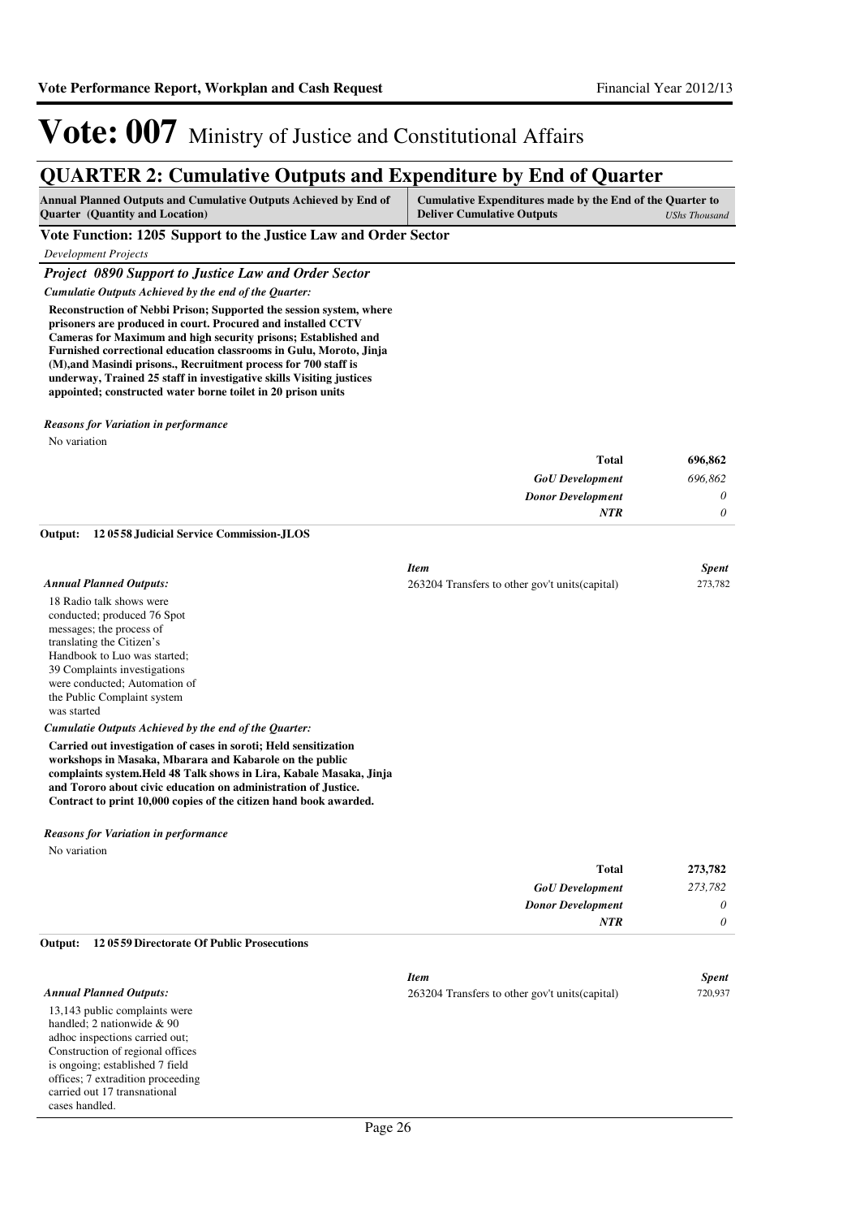# Vote: 007 Ministry of Justice and Constitutional Affairs

## QUARTER 2: Cumulative Outputs and Expenditure by End of Quarter

| Annual Planned Outputs and Cumulative Outputs Achieved by End of Quarter (Quantity and Location) | Cumulative Expenditures made by the End of the Quarter to Deliver Cumulative Outputs *UShs Thousand* |
|---|---|

### Vote Function: 1205 Support to the Justice Law and Order Sector

*Development Projects*

#### *Project 0890 Support to Justice Law and Order Sector*

*Cumulatie Outputs Achieved by the end of the Quarter:*

**Reconstruction of Nebbi Prison; Supported the session system, where prisoners are produced in court. Procured and installed CCTV Cameras for Maximum and high security prisons; Established and Furnished correctional education classrooms in Gulu, Moroto, Jinja (M),and Masindi prisons., Recruitment process for 700 staff is underway, Trained 25 staff in investigative skills Visiting justices appointed; constructed water borne toilet in 20 prison units**

*Reasons for Variation in performance*

No variation

| | |
|---|---|
| **Total** | **696,862** |
| *GoU Development* | *696,862* |
| *Donor Development* | *0* |
| *NTR* | *0* |

**Output: 12 0558 Judicial Service Commission-JLOS**

| *Item* | *Spent* |
|---|---|
| 263204 Transfers to other gov't units(capital) | 273,782 |

*Annual Planned Outputs:*

18 Radio talk shows were conducted; produced 76 Spot messages; the process of translating the Citizen's Handbook to Luo was started; 39 Complaints investigations were conducted; Automation of the Public Complaint system was started

*Cumulatie Outputs Achieved by the end of the Quarter:*

**Carried out investigation of cases in soroti; Held sensitization workshops in Masaka, Mbarara and Kabarole on the public complaints system.Held 48 Talk shows in Lira, Kabale Masaka, Jinja and Tororo about civic education on administration of Justice. Contract to print 10,000 copies of the citizen hand book awarded.**

*Reasons for Variation in performance*

No variation

| | |
|---|---|
| **Total** | **273,782** |
| *GoU Development* | *273,782* |
| *Donor Development* | *0* |
| *NTR* | *0* |

**Output: 12 0559 Directorate Of Public Prosecutions**

| *Item* | *Spent* |
|---|---|
| 263204 Transfers to other gov't units(capital) | 720,937 |

*Annual Planned Outputs:*

13,143 public complaints were handled; 2 nationwide & 90 adhoc inspections carried out; Construction of regional offices is ongoing; established 7 field offices; 7 extradition proceeding carried out 17 transnational cases handled.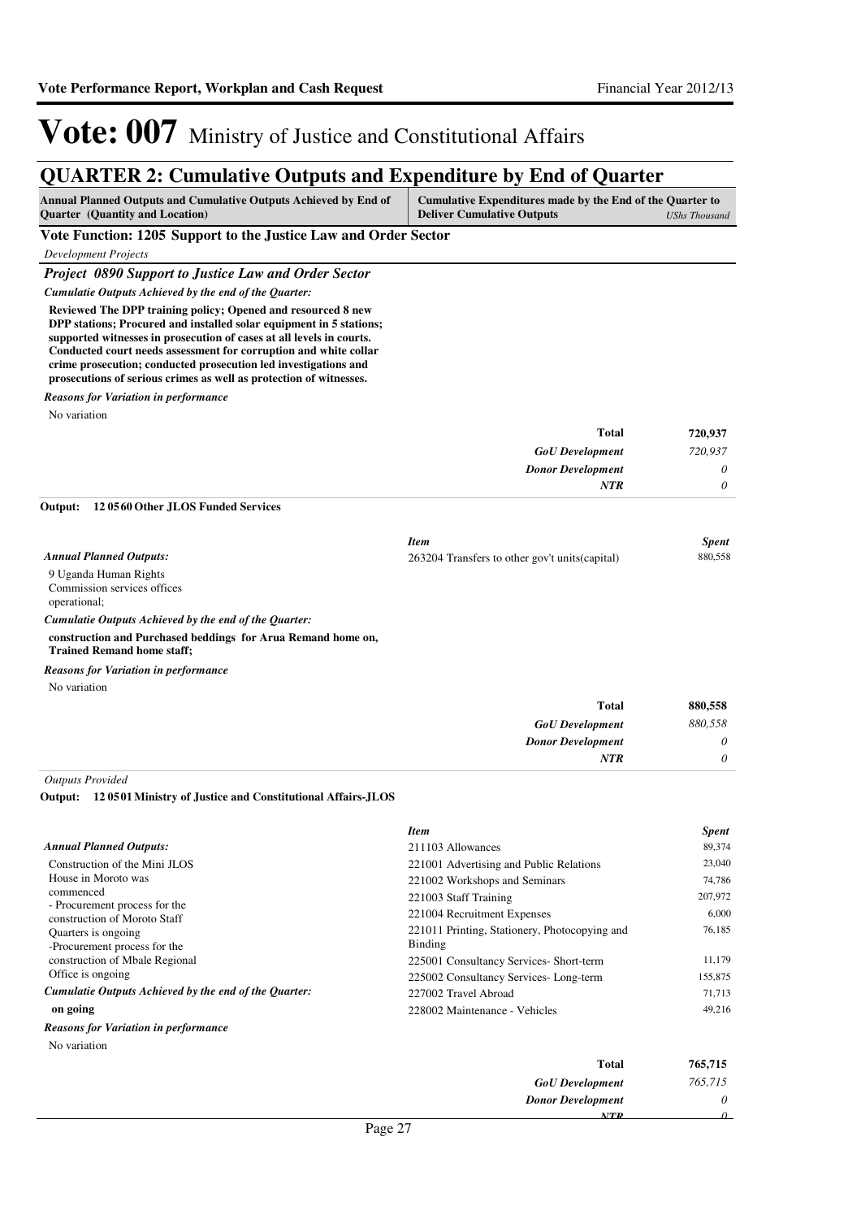# Vote: 007 Ministry of Justice and Constitutional Affairs

## QUARTER 2: Cumulative Outputs and Expenditure by End of Quarter

| Annual Planned Outputs and Cumulative Outputs Achieved by End of Quarter (Quantity and Location) | Cumulative Expenditures made by the End of the Quarter to Deliver Cumulative Outputs *UShs Thousand* |
|---|---|

### Vote Function: 1205 Support to the Justice Law and Order Sector

*Development Projects*

#### *Project 0890 Support to Justice Law and Order Sector*

***Cumulatie Outputs Achieved by the end of the Quarter:***

**Reviewed The DPP training policy; Opened and resourced 8 new DPP stations; Procured and installed solar equipment in 5 stations; supported witnesses in prosecution of cases at all levels in courts. Conducted court needs assessment for corruption and white collar crime prosecution; conducted prosecution led investigations and prosecutions of serious crimes as well as protection of witnesses.**

***Reasons for Variation in performance***

No variation

| | |
|---|---|
| **Total** | **720,937** |
| ***GoU Development*** | *720,937* |
| ***Donor Development*** | *0* |
| ***NTR*** | *0* |

**Output: 12 05 60 Other JLOS Funded Services**

***Annual Planned Outputs:***

9 Uganda Human Rights Commission services offices operational;

***Cumulatie Outputs Achieved by the end of the Quarter:***

**construction and Purchased beddings for Arua Remand home on, Trained Remand home staff;**

***Reasons for Variation in performance***

No variation

| *Item* | *Spent* |
|---|---|
| 263204 Transfers to other gov't units(capital) | 880,558 |
| **Total** | **880,558** |
| ***GoU Development*** | *880,558* |
| ***Donor Development*** | *0* |
| ***NTR*** | *0* |

*Outputs Provided*

**Output: 12 05 01 Ministry of Justice and Constitutional Affairs-JLOS**

***Annual Planned Outputs:***

Construction of the Mini JLOS House in Moroto was commenced
- Procurement process for the construction of Moroto Staff Quarters is ongoing
-Procurement process for the construction of Mbale Regional Office is ongoing

***Cumulatie Outputs Achieved by the end of the Quarter:***

**on going**

***Reasons for Variation in performance***

No variation

| *Item* | *Spent* |
|---|---|
| 211103 Allowances | 89,374 |
| 221001 Advertising and Public Relations | 23,040 |
| 221002 Workshops and Seminars | 74,786 |
| 221003 Staff Training | 207,972 |
| 221004 Recruitment Expenses | 6,000 |
| 221011 Printing, Stationery, Photocopying and Binding | 76,185 |
| 225001 Consultancy Services- Short-term | 11,179 |
| 225002 Consultancy Services- Long-term | 155,875 |
| 227002 Travel Abroad | 71,713 |
| 228002 Maintenance - Vehicles | 49,216 |
| **Total** | **765,715** |
| ***GoU Development*** | *765,715* |
| ***Donor Development*** | *0* |
| ***NTR*** | *0* |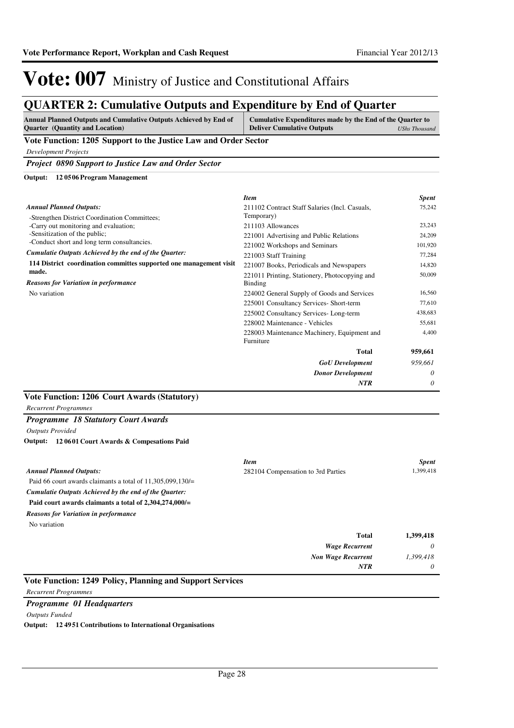# Vote: 007 Ministry of Justice and Constitutional Affairs

## QUARTER 2: Cumulative Outputs and Expenditure by End of Quarter

| Annual Planned Outputs and Cumulative Outputs Achieved by End of Quarter (Quantity and Location) | Cumulative Expenditures made by the End of the Quarter to Deliver Cumulative Outputs *UShs Thousand* |
|---|---|

### Vote Function: 1205 Support to the Justice Law and Order Sector

*Development Projects*

***Project 0890 Support to Justice Law and Order Sector***

**Output: 12 05 06 Program Management**

*Annual Planned Outputs:*

-Strengthen District Coordination Committees;
-Carry out monitoring and evaluation;
-Sensitization of the public;
-Conduct short and long term consultancies.

*Cumulatie Outputs Achieved by the end of the Quarter:*

**114 District coordination committes supported one management visit made.**

*Reasons for Variation in performance*

No variation

| *Item* | *Spent* |
|---|---|
| 211102 Contract Staff Salaries (Incl. Casuals, Temporary) | 75,242 |
| 211103 Allowances | 23,243 |
| 221001 Advertising and Public Relations | 24,209 |
| 221002 Workshops and Seminars | 101,920 |
| 221003 Staff Training | 77,284 |
| 221007 Books, Periodicals and Newspapers | 14,820 |
| 221011 Printing, Stationery, Photocopying and Binding | 50,009 |
| 224002 General Supply of Goods and Services | 16,560 |
| 225001 Consultancy Services- Short-term | 77,610 |
| 225002 Consultancy Services- Long-term | 438,683 |
| 228002 Maintenance - Vehicles | 55,681 |
| 228003 Maintenance Machinery, Equipment and Furniture | 4,400 |
| **Total** | **959,661** |
| ***GoU Development*** | *959,661* |
| ***Donor Development*** | *0* |
| ***NTR*** | *0* |

### Vote Function: 1206 Court Awards (Statutory)

*Recurrent Programmes*

***Programme 18 Statutory Court Awards***

*Outputs Provided*

**Output: 12 06 01 Court Awards & Compesations Paid**

*Annual Planned Outputs:*

Paid 66 court awards claimants a total of 11,305,099,130/=

*Cumulatie Outputs Achieved by the end of the Quarter:*

**Paid court awards claimants a total of 2,304,274,000/=**

*Reasons for Variation in performance*

No variation

| *Item* | *Spent* |
|---|---|
| 282104 Compensation to 3rd Parties | 1,399,418 |
| **Total** | **1,399,418** |
| ***Wage Recurrent*** | *0* |
| ***Non Wage Recurrent*** | *1,399,418* |
| ***NTR*** | *0* |

### Vote Function: 1249 Policy, Planning and Support Services

*Recurrent Programmes*

***Programme 01 Headquarters***

*Outputs Funded*

**Output: 12 49 51 Contributions to International Organisations**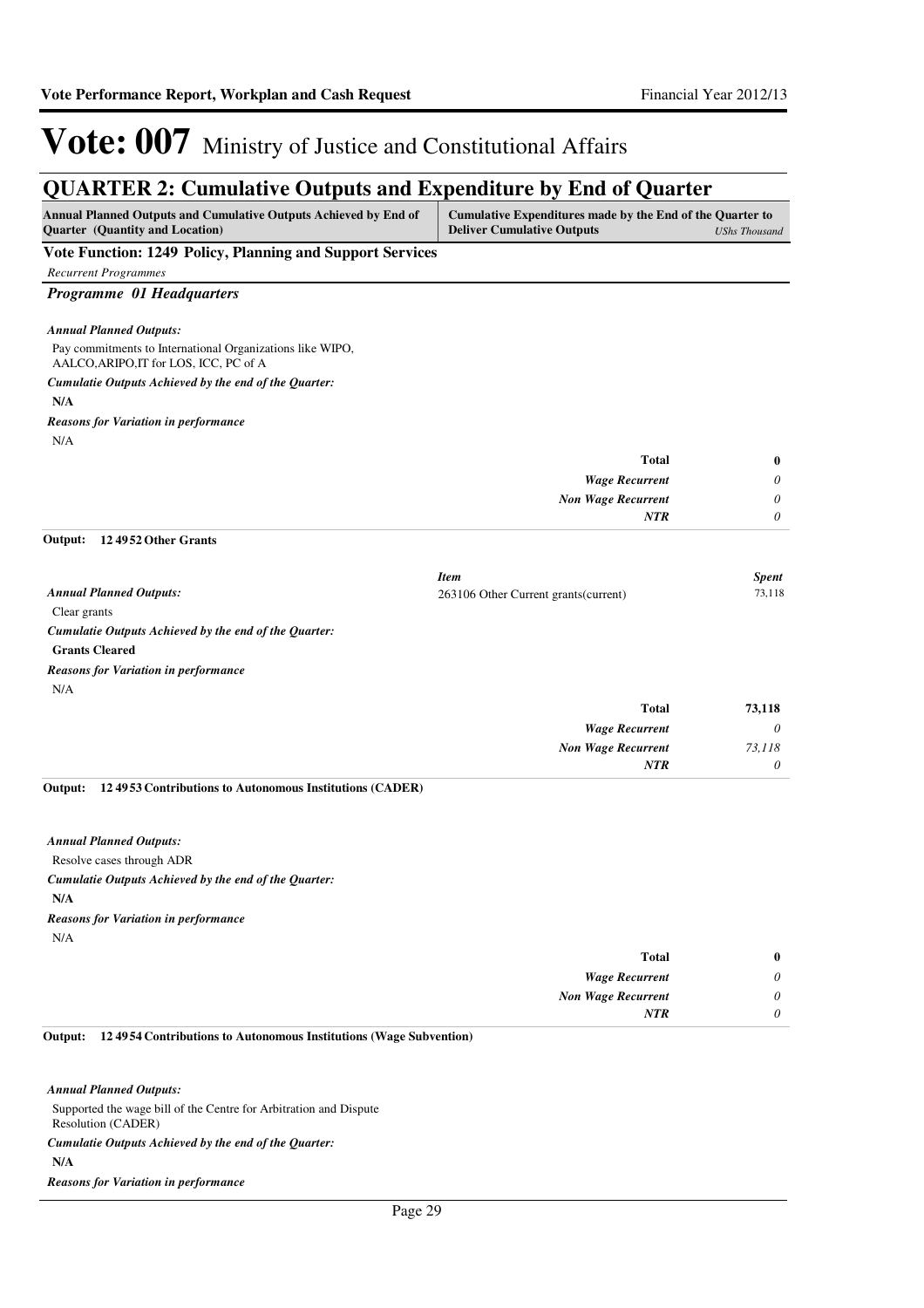# Vote: 007 Ministry of Justice and Constitutional Affairs

## QUARTER 2: Cumulative Outputs and Expenditure by End of Quarter

| Annual Planned Outputs and Cumulative Outputs Achieved by End of Quarter (Quantity and Location) | Cumulative Expenditures made by the End of the Quarter to Deliver Cumulative Outputs *UShs Thousand* |
|---|---|

### Vote Function: 1249 Policy, Planning and Support Services

*Recurrent Programmes*

#### *Programme 01 Headquarters*

***Annual Planned Outputs:***

Pay commitments to International Organizations like WIPO, AALCO,ARIPO,IT for LOS, ICC, PC of A

***Cumulatie Outputs Achieved by the end of the Quarter:***

**N/A**

***Reasons for Variation in performance***

N/A

| | |
|---|---|
| **Total** | **0** |
| *Wage Recurrent* | *0* |
| *Non Wage Recurrent* | *0* |
| *NTR* | *0* |

**Output: 12 49 52 Other Grants**

***Annual Planned Outputs:***

Clear grants

***Cumulatie Outputs Achieved by the end of the Quarter:***

**Grants Cleared**

***Reasons for Variation in performance***

N/A

| *Item* | *Spent* |
|---|---|
| 263106 Other Current grants(current) | 73,118 |

| | |
|---|---|
| **Total** | **73,118** |
| *Wage Recurrent* | *0* |
| *Non Wage Recurrent* | *73,118* |
| *NTR* | *0* |

**Output: 12 49 53 Contributions to Autonomous Institutions (CADER)**

***Annual Planned Outputs:***

Resolve cases through ADR

***Cumulatie Outputs Achieved by the end of the Quarter:***

**N/A**

***Reasons for Variation in performance***

N/A

| | |
|---|---|
| **Total** | **0** |
| *Wage Recurrent* | *0* |
| *Non Wage Recurrent* | *0* |
| *NTR* | *0* |

**Output: 12 49 54 Contributions to Autonomous Institutions (Wage Subvention)**

***Annual Planned Outputs:***

Supported the wage bill of the Centre for Arbitration and Dispute Resolution (CADER)

***Cumulatie Outputs Achieved by the end of the Quarter:***

**N/A**

***Reasons for Variation in performance***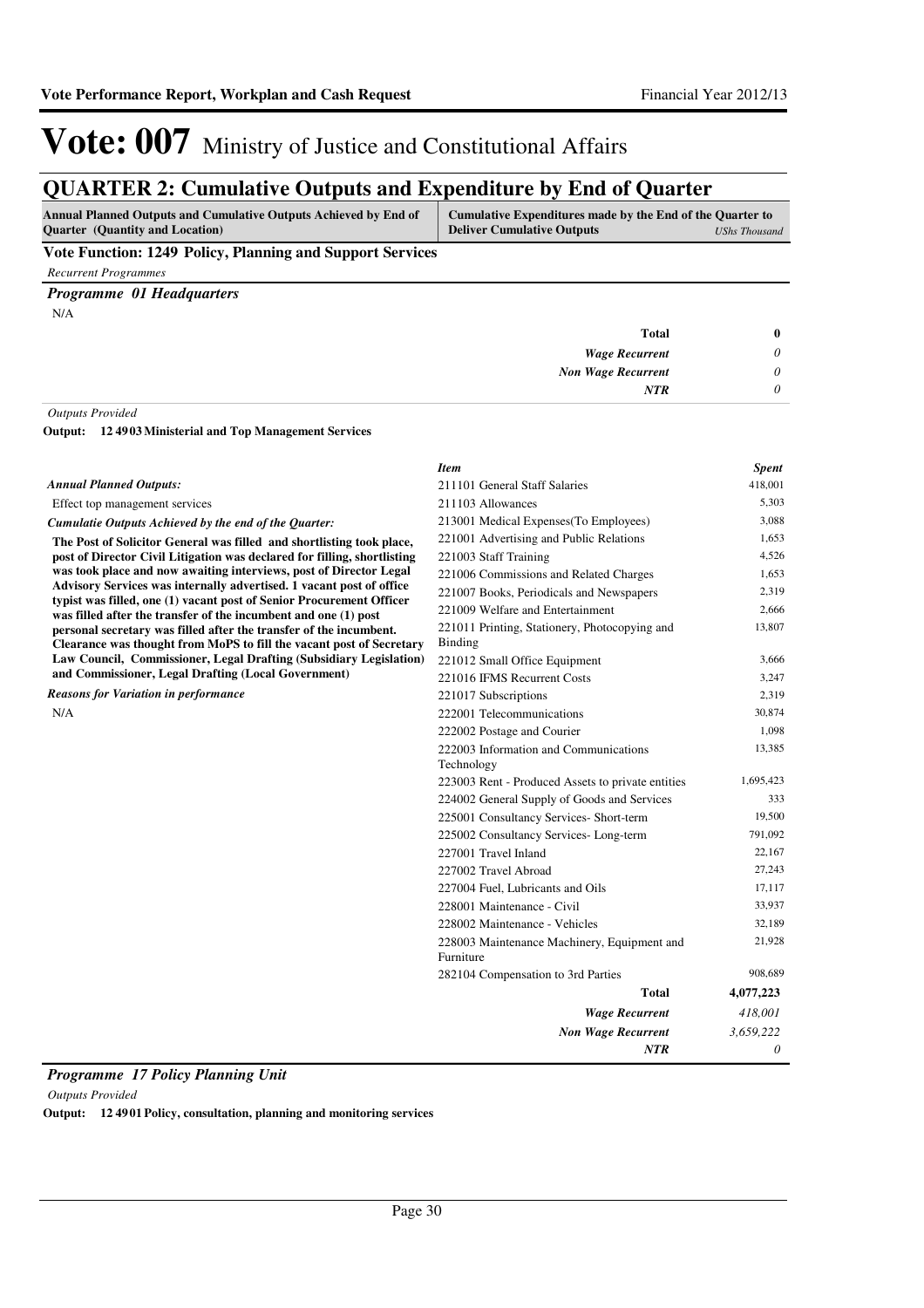# Vote: 007 Ministry of Justice and Constitutional Affairs

## QUARTER 2: Cumulative Outputs and Expenditure by End of Quarter

| Annual Planned Outputs and Cumulative Outputs Achieved by End of Quarter (Quantity and Location) | Cumulative Expenditures made by the End of the Quarter to Deliver Cumulative Outputs *UShs Thousand* |
|---|---|

### Vote Function: 1249 Policy, Planning and Support Services

*Recurrent Programmes*

### *Programme 01 Headquarters*

N/A

| | |
|---|---|
| **Total** | **0** |
| *Wage Recurrent* | *0* |
| *Non Wage Recurrent* | *0* |
| *NTR* | *0* |

*Outputs Provided*

**Output: 12 49 03 Ministerial and Top Management Services**

***Annual Planned Outputs:***

Effect top management services

***Cumulatie Outputs Achieved by the end of the Quarter:***

**The Post of Solicitor General was filled and shortlisting took place, post of Director Civil Litigation was declared for filling, shortlisting was took place and now awaiting interviews, post of Director Legal Advisory Services was internally advertised. 1 vacant post of office typist was filled, one (1) vacant post of Senior Procurement Officer was filled after the transfer of the incumbent and one (1) post personal secretary was filled after the transfer of the incumbent. Clearance was thought from MoPS to fill the vacant post of Secretary Law Council, Commissioner, Legal Drafting (Subsidiary Legislation) and Commissioner, Legal Drafting (Local Government)**

***Reasons for Variation in performance***

N/A

| *Item* | *Spent* |
|---|---|
| 211101 General Staff Salaries | 418,001 |
| 211103 Allowances | 5,303 |
| 213001 Medical Expenses(To Employees) | 3,088 |
| 221001 Advertising and Public Relations | 1,653 |
| 221003 Staff Training | 4,526 |
| 221006 Commissions and Related Charges | 1,653 |
| 221007 Books, Periodicals and Newspapers | 2,319 |
| 221009 Welfare and Entertainment | 2,666 |
| 221011 Printing, Stationery, Photocopying and Binding | 13,807 |
| 221012 Small Office Equipment | 3,666 |
| 221016 IFMS Recurrent Costs | 3,247 |
| 221017 Subscriptions | 2,319 |
| 222001 Telecommunications | 30,874 |
| 222002 Postage and Courier | 1,098 |
| 222003 Information and Communications Technology | 13,385 |
| 223003 Rent - Produced Assets to private entities | 1,695,423 |
| 224002 General Supply of Goods and Services | 333 |
| 225001 Consultancy Services- Short-term | 19,500 |
| 225002 Consultancy Services- Long-term | 791,092 |
| 227001 Travel Inland | 22,167 |
| 227002 Travel Abroad | 27,243 |
| 227004 Fuel, Lubricants and Oils | 17,117 |
| 228001 Maintenance - Civil | 33,937 |
| 228002 Maintenance - Vehicles | 32,189 |
| 228003 Maintenance Machinery, Equipment and Furniture | 21,928 |
| 282104 Compensation to 3rd Parties | 908,689 |
| **Total** | **4,077,223** |
| *Wage Recurrent* | *418,001* |
| *Non Wage Recurrent* | *3,659,222* |
| *NTR* | *0* |

### *Programme 17 Policy Planning Unit*

*Outputs Provided*

**Output: 12 49 01 Policy, consultation, planning and monitoring services**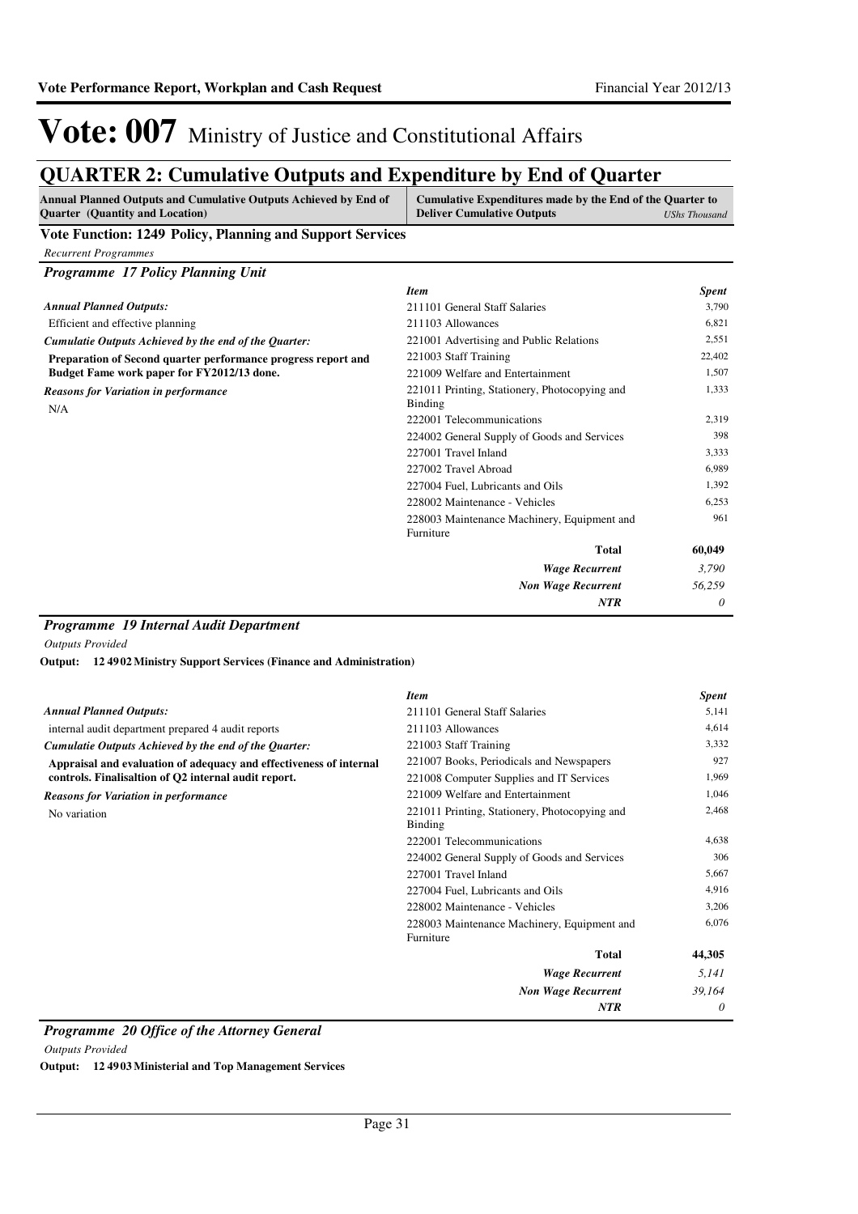# Vote: 007 Ministry of Justice and Constitutional Affairs

## QUARTER 2: Cumulative Outputs and Expenditure by End of Quarter

| Annual Planned Outputs and Cumulative Outputs Achieved by End of Quarter (Quantity and Location) | Cumulative Expenditures made by the End of the Quarter to Deliver Cumulative Outputs | *UShs Thousand* |
|---|---|---|

### Vote Function: 1249 Policy, Planning and Support Services

*Recurrent Programmes*

#### *Programme 17 Policy Planning Unit*

*Annual Planned Outputs:*

Efficient and effective planning

*Cumulatie Outputs Achieved by the end of the Quarter:*

**Preparation of Second quarter performance progress report and Budget Fame work paper for FY2012/13 done.**

*Reasons for Variation in performance*

N/A

| *Item* | *Spent* |
|---|---|
| 211101 General Staff Salaries | 3,790 |
| 211103 Allowances | 6,821 |
| 221001 Advertising and Public Relations | 2,551 |
| 221003 Staff Training | 22,402 |
| 221009 Welfare and Entertainment | 1,507 |
| 221011 Printing, Stationery, Photocopying and Binding | 1,333 |
| 222001 Telecommunications | 2,319 |
| 224002 General Supply of Goods and Services | 398 |
| 227001 Travel Inland | 3,333 |
| 227002 Travel Abroad | 6,989 |
| 227004 Fuel, Lubricants and Oils | 1,392 |
| 228002 Maintenance - Vehicles | 6,253 |
| 228003 Maintenance Machinery, Equipment and Furniture | 961 |
| **Total** | **60,049** |
| ***Wage Recurrent*** | *3,790* |
| ***Non Wage Recurrent*** | *56,259* |
| ***NTR*** | *0* |

#### *Programme 19 Internal Audit Department*

*Outputs Provided*

**Output: 12 49 02 Ministry Support Services (Finance and Administration)**

*Annual Planned Outputs:*

internal audit department prepared 4 audit reports

*Cumulatie Outputs Achieved by the end of the Quarter:*

**Appraisal and evaluation of adequacy and effectiveness of internal controls. Finalisaltion of Q2 internal audit report.**

*Reasons for Variation in performance*

No variation

| *Item* | *Spent* |
|---|---|
| 211101 General Staff Salaries | 5,141 |
| 211103 Allowances | 4,614 |
| 221003 Staff Training | 3,332 |
| 221007 Books, Periodicals and Newspapers | 927 |
| 221008 Computer Supplies and IT Services | 1,969 |
| 221009 Welfare and Entertainment | 1,046 |
| 221011 Printing, Stationery, Photocopying and Binding | 2,468 |
| 222001 Telecommunications | 4,638 |
| 224002 General Supply of Goods and Services | 306 |
| 227001 Travel Inland | 5,667 |
| 227004 Fuel, Lubricants and Oils | 4,916 |
| 228002 Maintenance - Vehicles | 3,206 |
| 228003 Maintenance Machinery, Equipment and Furniture | 6,076 |
| **Total** | **44,305** |
| ***Wage Recurrent*** | *5,141* |
| ***Non Wage Recurrent*** | *39,164* |
| ***NTR*** | *0* |

#### *Programme 20 Office of the Attorney General*

*Outputs Provided*

**Output: 12 49 03 Ministerial and Top Management Services**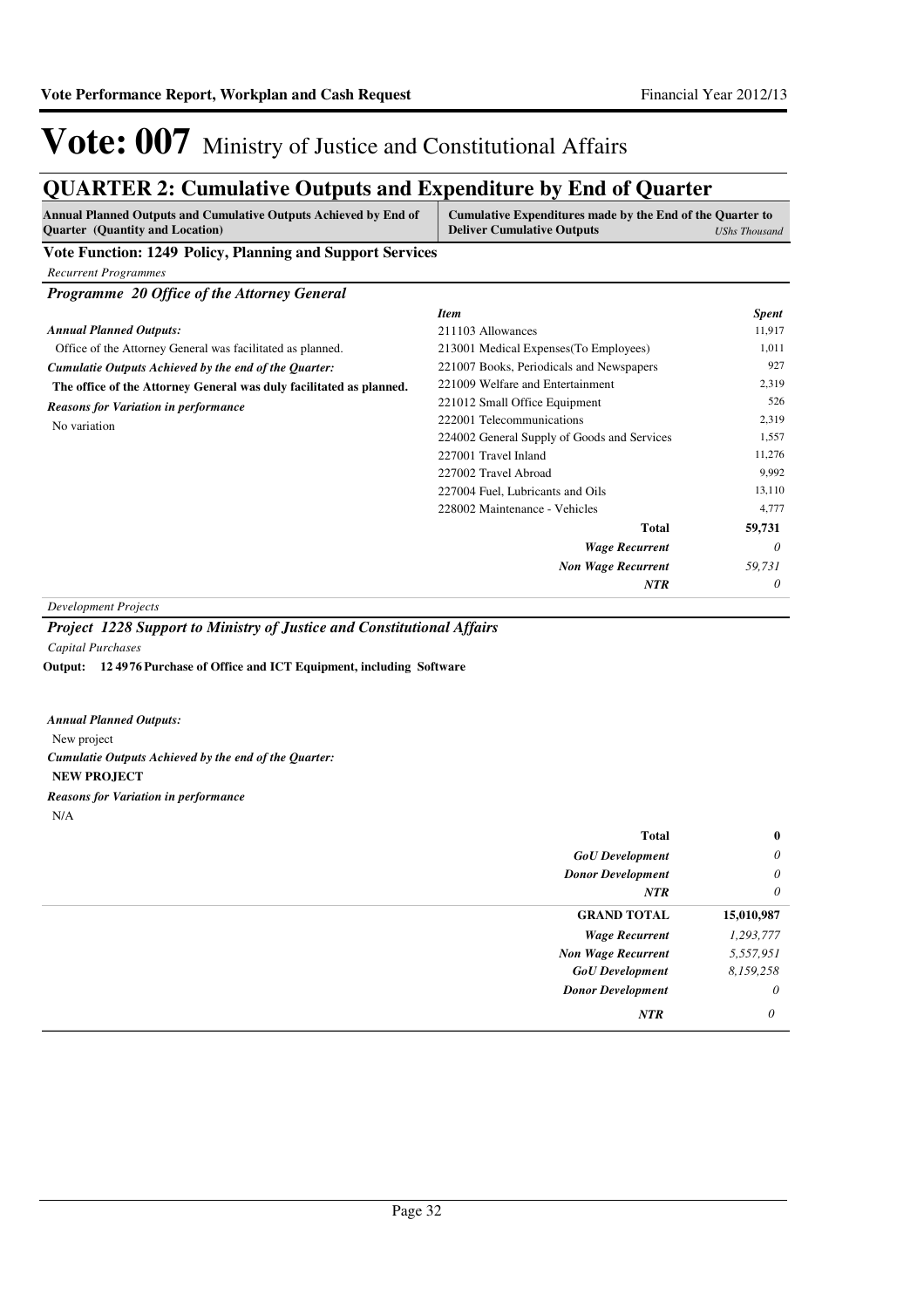# Vote: 007 Ministry of Justice and Constitutional Affairs

## QUARTER 2: Cumulative Outputs and Expenditure by End of Quarter

| Annual Planned Outputs and Cumulative Outputs Achieved by End of Quarter (Quantity and Location) | Cumulative Expenditures made by the End of the Quarter to Deliver Cumulative Outputs | *UShs Thousand* |
|---|---|---|

### Vote Function: 1249 Policy, Planning and Support Services

*Recurrent Programmes*

#### *Programme 20 Office of the Attorney General*

***Annual Planned Outputs:***

Office of the Attorney General was facilitated as planned.

***Cumulatie Outputs Achieved by the end of the Quarter:***

**The office of the Attorney General was duly facilitated as planned.**

***Reasons for Variation in performance***

No variation

| *Item* | *Spent* |
|---|---|
| 211103 Allowances | 11,917 |
| 213001 Medical Expenses(To Employees) | 1,011 |
| 221007 Books, Periodicals and Newspapers | 927 |
| 221009 Welfare and Entertainment | 2,319 |
| 221012 Small Office Equipment | 526 |
| 222001 Telecommunications | 2,319 |
| 224002 General Supply of Goods and Services | 1,557 |
| 227001 Travel Inland | 11,276 |
| 227002 Travel Abroad | 9,992 |
| 227004 Fuel, Lubricants and Oils | 13,110 |
| 228002 Maintenance - Vehicles | 4,777 |
| **Total** | **59,731** |
| ***Wage Recurrent*** | *0* |
| ***Non Wage Recurrent*** | *59,731* |
| ***NTR*** | *0* |

*Development Projects*

#### *Project 1228 Support to Ministry of Justice and Constitutional Affairs*

*Capital Purchases*

**Output: 12 49 76 Purchase of Office and ICT Equipment, including Software**

***Annual Planned Outputs:***

New project

***Cumulatie Outputs Achieved by the end of the Quarter:***

**NEW PROJECT**

***Reasons for Variation in performance***

N/A

| | |
|---|---|
| **Total** | **0** |
| ***GoU Development*** | *0* |
| ***Donor Development*** | *0* |
| ***NTR*** | *0* |

| | |
|---|---|
| **GRAND TOTAL** | **15,010,987** |
| ***Wage Recurrent*** | *1,293,777* |
| ***Non Wage Recurrent*** | *5,557,951* |
| ***GoU Development*** | *8,159,258* |
| ***Donor Development*** | *0* |
| ***NTR*** | *0* |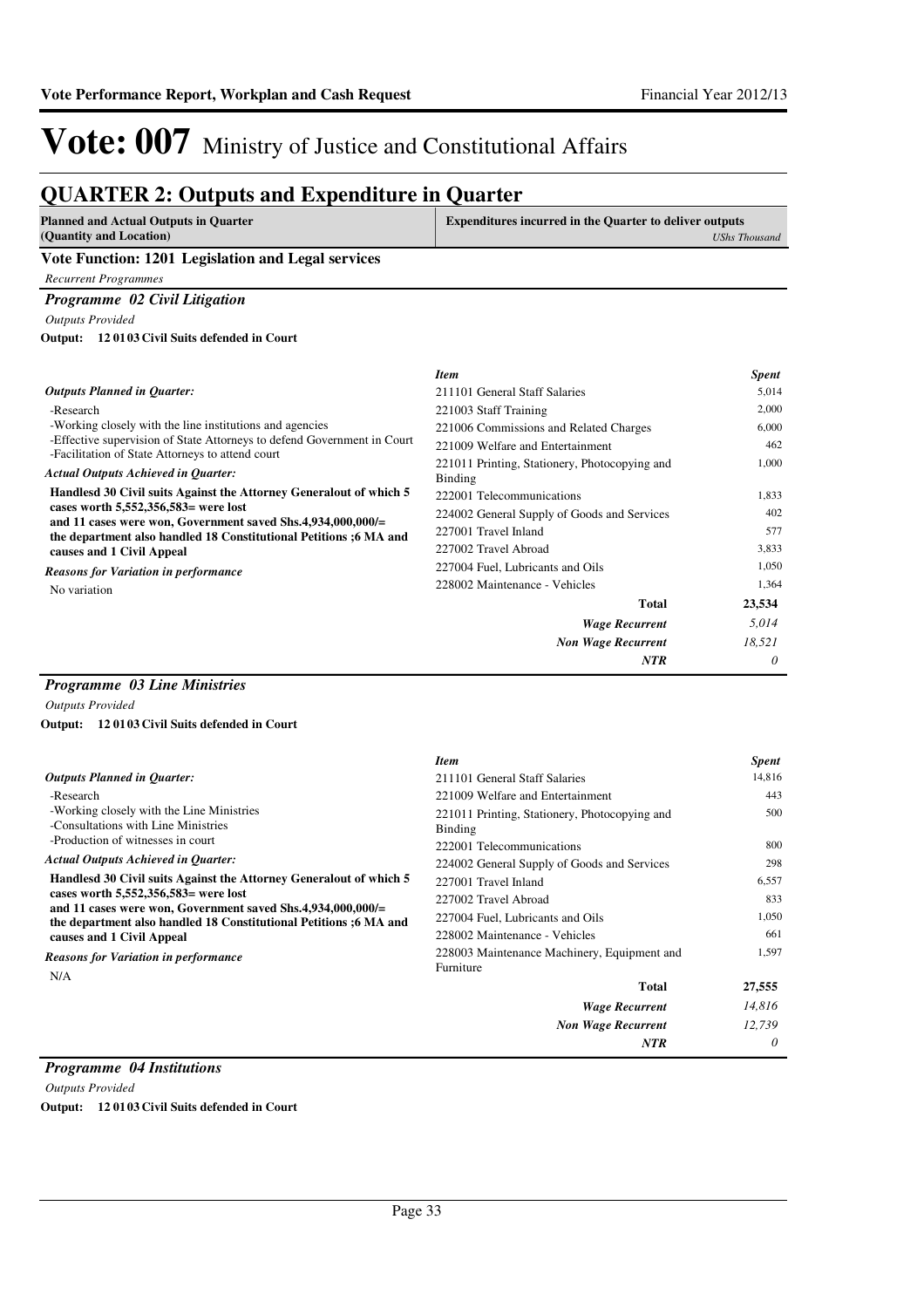# Vote: 007 Ministry of Justice and Constitutional Affairs

## QUARTER 2: Outputs and Expenditure in Quarter

| Planned and Actual Outputs in Quarter (Quantity and Location) | Expenditures incurred in the Quarter to deliver outputs *UShs Thousand* |
|---|---|

### Vote Function: 1201 Legislation and Legal services

*Recurrent Programmes*

#### *Programme 02 Civil Litigation*

*Outputs Provided*

**Output: 12 01 03 Civil Suits defended in Court**

*Outputs Planned in Quarter:*

-Research
-Working closely with the line institutions and agencies
-Effective supervision of State Attorneys to defend Government in Court
-Facilitation of State Attorneys to attend court

*Actual Outputs Achieved in Quarter:*

**Handlesd 30 Civil suits Against the Attorney Generalout of which 5 cases worth 5,552,356,583= were lost and 11 cases were won, Government saved Shs.4,934,000,000/= the department also handled 18 Constitutional Petitions ;6 MA and causes and 1 Civil Appeal**

*Reasons for Variation in performance*

No variation

| *Item* | *Spent* |
|---|---|
| 211101 General Staff Salaries | 5,014 |
| 221003 Staff Training | 2,000 |
| 221006 Commissions and Related Charges | 6,000 |
| 221009 Welfare and Entertainment | 462 |
| 221011 Printing, Stationery, Photocopying and Binding | 1,000 |
| 222001 Telecommunications | 1,833 |
| 224002 General Supply of Goods and Services | 402 |
| 227001 Travel Inland | 577 |
| 227002 Travel Abroad | 3,833 |
| 227004 Fuel, Lubricants and Oils | 1,050 |
| 228002 Maintenance - Vehicles | 1,364 |
| **Total** | **23,534** |
| ***Wage Recurrent*** | *5,014* |
| ***Non Wage Recurrent*** | *18,521* |
| ***NTR*** | *0* |

#### *Programme 03 Line Ministries*

*Outputs Provided*

**Output: 12 01 03 Civil Suits defended in Court**

*Outputs Planned in Quarter:*

-Research
-Working closely with the Line Ministries
-Consultations with Line Ministries
-Production of witnesses in court

*Actual Outputs Achieved in Quarter:*

**Handlesd 30 Civil suits Against the Attorney Generalout of which 5 cases worth 5,552,356,583= were lost and 11 cases were won, Government saved Shs.4,934,000,000/= the department also handled 18 Constitutional Petitions ;6 MA and causes and 1 Civil Appeal**

*Reasons for Variation in performance*

N/A

| *Item* | *Spent* |
|---|---|
| 211101 General Staff Salaries | 14,816 |
| 221009 Welfare and Entertainment | 443 |
| 221011 Printing, Stationery, Photocopying and Binding | 500 |
| 222001 Telecommunications | 800 |
| 224002 General Supply of Goods and Services | 298 |
| 227001 Travel Inland | 6,557 |
| 227002 Travel Abroad | 833 |
| 227004 Fuel, Lubricants and Oils | 1,050 |
| 228002 Maintenance - Vehicles | 661 |
| 228003 Maintenance Machinery, Equipment and Furniture | 1,597 |
| **Total** | **27,555** |
| ***Wage Recurrent*** | *14,816* |
| ***Non Wage Recurrent*** | *12,739* |
| ***NTR*** | *0* |

#### *Programme 04 Institutions*

*Outputs Provided*

**Output: 12 01 03 Civil Suits defended in Court**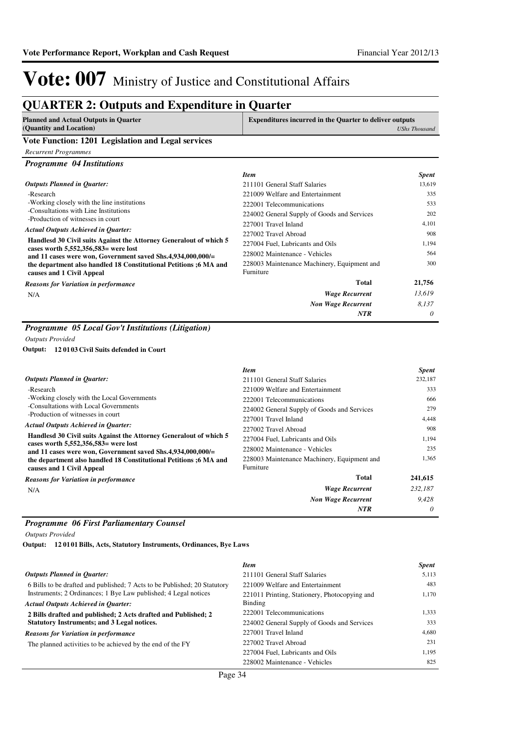# Vote: 007 Ministry of Justice and Constitutional Affairs

## QUARTER 2: Outputs and Expenditure in Quarter

| Planned and Actual Outputs in Quarter (Quantity and Location) | Expenditures incurred in the Quarter to deliver outputs *UShs Thousand* |
|---|---|

### Vote Function: 1201 Legislation and Legal services

*Recurrent Programmes*

#### *Programme 04 Institutions*

*Outputs Planned in Quarter:*

-Research
-Working closely with the line institutions
-Consultations with Line Institutions
-Production of witnesses in court

*Actual Outputs Achieved in Quarter:*

**Handlesd 30 Civil suits Against the Attorney Generalout of which 5 cases worth 5,552,356,583= were lost and 11 cases were won, Government saved Shs.4,934,000,000/= the department also handled 18 Constitutional Petitions ;6 MA and causes and 1 Civil Appeal**

*Reasons for Variation in performance*

N/A

| *Item* | *Spent* |
|---|---|
| 211101 General Staff Salaries | 13,619 |
| 221009 Welfare and Entertainment | 335 |
| 222001 Telecommunications | 533 |
| 224002 General Supply of Goods and Services | 202 |
| 227001 Travel Inland | 4,101 |
| 227002 Travel Abroad | 908 |
| 227004 Fuel, Lubricants and Oils | 1,194 |
| 228002 Maintenance - Vehicles | 564 |
| 228003 Maintenance Machinery, Equipment and Furniture | 300 |
| **Total** | **21,756** |
| ***Wage Recurrent*** | *13,619* |
| ***Non Wage Recurrent*** | *8,137* |
| ***NTR*** | *0* |

#### *Programme 05 Local Gov't Institutions (Litigation)*

*Outputs Provided*

**Output: 12 01 03 Civil Suits defended in Court**

*Outputs Planned in Quarter:*

-Research
-Working closely with the Local Governments
-Consultations with Local Governments
-Production of witnesses in court

*Actual Outputs Achieved in Quarter:*

**Handlesd 30 Civil suits Against the Attorney Generalout of which 5 cases worth 5,552,356,583= were lost and 11 cases were won, Government saved Shs.4,934,000,000/= the department also handled 18 Constitutional Petitions ;6 MA and causes and 1 Civil Appeal**

*Reasons for Variation in performance*

N/A

| *Item* | *Spent* |
|---|---|
| 211101 General Staff Salaries | 232,187 |
| 221009 Welfare and Entertainment | 333 |
| 222001 Telecommunications | 666 |
| 224002 General Supply of Goods and Services | 279 |
| 227001 Travel Inland | 4,448 |
| 227002 Travel Abroad | 908 |
| 227004 Fuel, Lubricants and Oils | 1,194 |
| 228002 Maintenance - Vehicles | 235 |
| 228003 Maintenance Machinery, Equipment and Furniture | 1,365 |
| **Total** | **241,615** |
| ***Wage Recurrent*** | *232,187* |
| ***Non Wage Recurrent*** | *9,428* |
| ***NTR*** | *0* |

#### *Programme 06 First Parliamentary Counsel*

*Outputs Provided*

**Output: 12 01 01 Bills, Acts, Statutory Instruments, Ordinances, Bye Laws**

*Outputs Planned in Quarter:*

6 Bills to be drafted and published; 7 Acts to be Published; 20 Statutory Instruments; 2 Ordinances; 1 Bye Law published; 4 Legal notices

*Actual Outputs Achieved in Quarter:*

**2 Bills drafted and published; 2 Acts drafted and Published; 2 Statutory Instruments; and 3 Legal notices.**

*Reasons for Variation in performance*

The planned activities to be achieved by the end of the FY

| *Item* | *Spent* |
|---|---|
| 211101 General Staff Salaries | 5,113 |
| 221009 Welfare and Entertainment | 483 |
| 221011 Printing, Stationery, Photocopying and Binding | 1,170 |
| 222001 Telecommunications | 1,333 |
| 224002 General Supply of Goods and Services | 333 |
| 227001 Travel Inland | 4,680 |
| 227002 Travel Abroad | 231 |
| 227004 Fuel, Lubricants and Oils | 1,195 |
| 228002 Maintenance - Vehicles | 825 |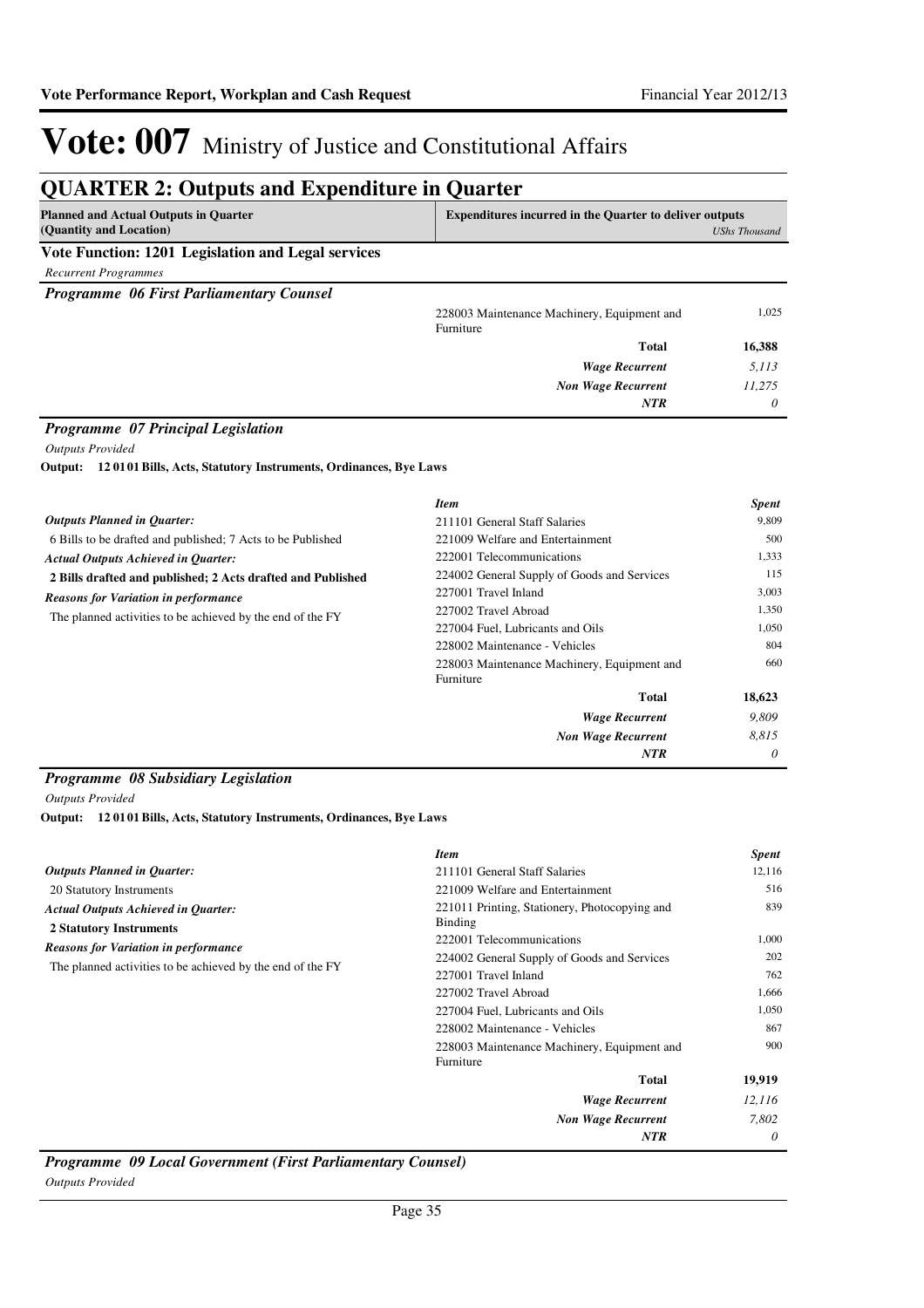# Vote: 007 Ministry of Justice and Constitutional Affairs

## QUARTER 2: Outputs and Expenditure in Quarter

| Planned and Actual Outputs in Quarter (Quantity and Location) | Expenditures incurred in the Quarter to deliver outputs | *UShs Thousand* |
|---|---|---|

**Vote Function: 1201 Legislation and Legal services**

*Recurrent Programmes*

***Programme 06 First Parliamentary Counsel***

| | Item | Spent |
|---|---|---|
| | 228003 Maintenance Machinery, Equipment and Furniture | 1,025 |
| | **Total** | **16,388** |
| | ***Wage Recurrent*** | *5,113* |
| | ***Non Wage Recurrent*** | *11,275* |
| | ***NTR*** | *0* |

***Programme 07 Principal Legislation***

*Outputs Provided*

**Output: 12 01 01 Bills, Acts, Statutory Instruments, Ordinances, Bye Laws**

| | *Item* | *Spent* |
|---|---|---|
| ***Outputs Planned in Quarter:*** | 211101 General Staff Salaries | 9,809 |
| 6 Bills to be drafted and published; 7 Acts to be Published | 221009 Welfare and Entertainment | 500 |
| ***Actual Outputs Achieved in Quarter:*** | 222001 Telecommunications | 1,333 |
| **2 Bills drafted and published; 2 Acts drafted and Published** | 224002 General Supply of Goods and Services | 115 |
| ***Reasons for Variation in performance*** | 227001 Travel Inland | 3,003 |
| The planned activities to be achieved by the end of the FY | 227002 Travel Abroad | 1,350 |
| | 227004 Fuel, Lubricants and Oils | 1,050 |
| | 228002 Maintenance - Vehicles | 804 |
| | 228003 Maintenance Machinery, Equipment and Furniture | 660 |
| | **Total** | **18,623** |
| | ***Wage Recurrent*** | *9,809* |
| | ***Non Wage Recurrent*** | *8,815* |
| | ***NTR*** | *0* |

***Programme 08 Subsidiary Legislation***

*Outputs Provided*

**Output: 12 01 01 Bills, Acts, Statutory Instruments, Ordinances, Bye Laws**

| | *Item* | *Spent* |
|---|---|---|
| ***Outputs Planned in Quarter:*** | 211101 General Staff Salaries | 12,116 |
| 20 Statutory Instruments | 221009 Welfare and Entertainment | 516 |
| ***Actual Outputs Achieved in Quarter:*** | 221011 Printing, Stationery, Photocopying and Binding | 839 |
| **2 Statutory Instruments** | 222001 Telecommunications | 1,000 |
| ***Reasons for Variation in performance*** | 224002 General Supply of Goods and Services | 202 |
| The planned activities to be achieved by the end of the FY | 227001 Travel Inland | 762 |
| | 227002 Travel Abroad | 1,666 |
| | 227004 Fuel, Lubricants and Oils | 1,050 |
| | 228002 Maintenance - Vehicles | 867 |
| | 228003 Maintenance Machinery, Equipment and Furniture | 900 |
| | **Total** | **19,919** |
| | ***Wage Recurrent*** | *12,116* |
| | ***Non Wage Recurrent*** | *7,802* |
| | ***NTR*** | *0* |

***Programme 09 Local Government (First Parliamentary Counsel)***

*Outputs Provided*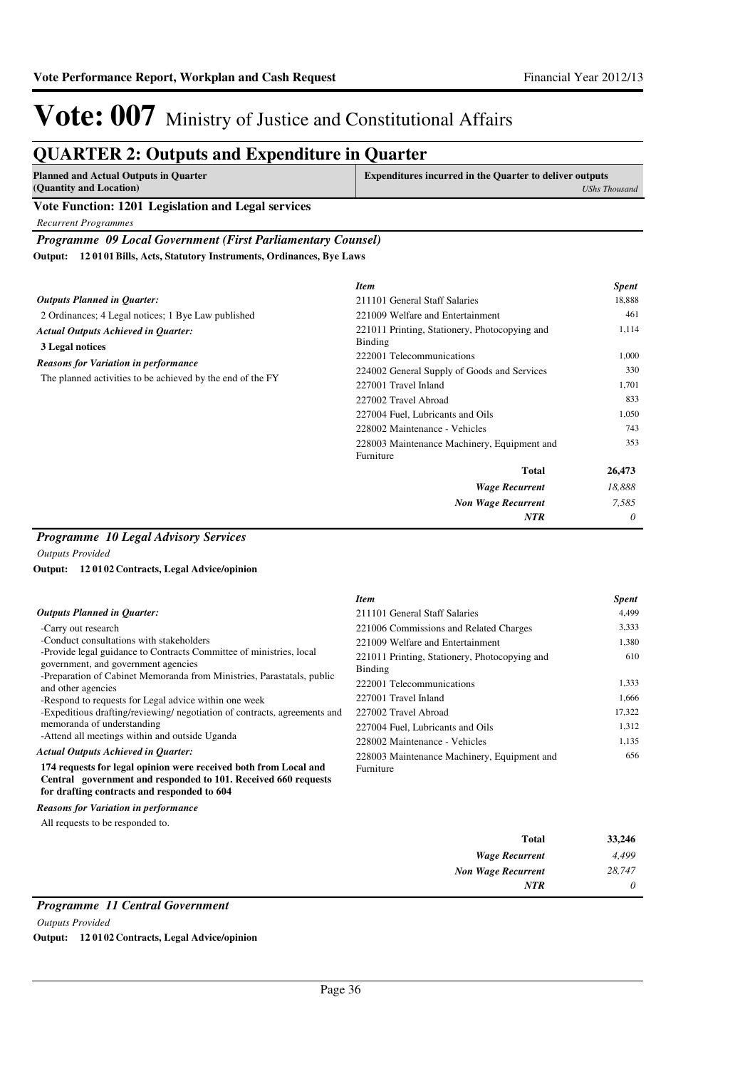# Vote: 007 Ministry of Justice and Constitutional Affairs

## QUARTER 2: Outputs and Expenditure in Quarter

| Planned and Actual Outputs in Quarter (Quantity and Location) | Expenditures incurred in the Quarter to deliver outputs *UShs Thousand* |
|---|---|

### Vote Function: 1201 Legislation and Legal services

*Recurrent Programmes*

#### *Programme 09 Local Government (First Parliamentary Counsel)*

**Output: 12 01 01 Bills, Acts, Statutory Instruments, Ordinances, Bye Laws**

***Outputs Planned in Quarter:***

2 Ordinances; 4 Legal notices; 1 Bye Law published

***Actual Outputs Achieved in Quarter:***

**3 Legal notices**

***Reasons for Variation in performance***

The planned activities to be achieved by the end of the FY

| *Item* | *Spent* |
|---|---|
| 211101 General Staff Salaries | 18,888 |
| 221009 Welfare and Entertainment | 461 |
| 221011 Printing, Stationery, Photocopying and Binding | 1,114 |
| 222001 Telecommunications | 1,000 |
| 224002 General Supply of Goods and Services | 330 |
| 227001 Travel Inland | 1,701 |
| 227002 Travel Abroad | 833 |
| 227004 Fuel, Lubricants and Oils | 1,050 |
| 228002 Maintenance - Vehicles | 743 |
| 228003 Maintenance Machinery, Equipment and Furniture | 353 |
| **Total** | **26,473** |
| ***Wage Recurrent*** | *18,888* |
| ***Non Wage Recurrent*** | *7,585* |
| ***NTR*** | *0* |

#### *Programme 10 Legal Advisory Services*

*Outputs Provided*

**Output: 12 01 02 Contracts, Legal Advice/opinion**

***Outputs Planned in Quarter:***

-Carry out research
-Conduct consultations with stakeholders
-Provide legal guidance to Contracts Committee of ministries, local government, and government agencies
-Preparation of Cabinet Memoranda from Ministries, Parastatals, public and other agencies
-Respond to requests for Legal advice within one week
-Expeditious drafting/reviewing/ negotiation of contracts, agreements and memoranda of understanding
-Attend all meetings within and outside Uganda

***Actual Outputs Achieved in Quarter:***

**174 requests for legal opinion were received both from Local and Central government and responded to 101. Received 660 requests for drafting contracts and responded to 604**

***Reasons for Variation in performance***

All requests to be responded to.

| *Item* | *Spent* |
|---|---|
| 211101 General Staff Salaries | 4,499 |
| 221006 Commissions and Related Charges | 3,333 |
| 221009 Welfare and Entertainment | 1,380 |
| 221011 Printing, Stationery, Photocopying and Binding | 610 |
| 222001 Telecommunications | 1,333 |
| 227001 Travel Inland | 1,666 |
| 227002 Travel Abroad | 17,322 |
| 227004 Fuel, Lubricants and Oils | 1,312 |
| 228002 Maintenance - Vehicles | 1,135 |
| 228003 Maintenance Machinery, Equipment and Furniture | 656 |
| **Total** | **33,246** |
| ***Wage Recurrent*** | *4,499* |
| ***Non Wage Recurrent*** | *28,747* |
| ***NTR*** | *0* |

#### *Programme 11 Central Government*

*Outputs Provided*

**Output: 12 01 02 Contracts, Legal Advice/opinion**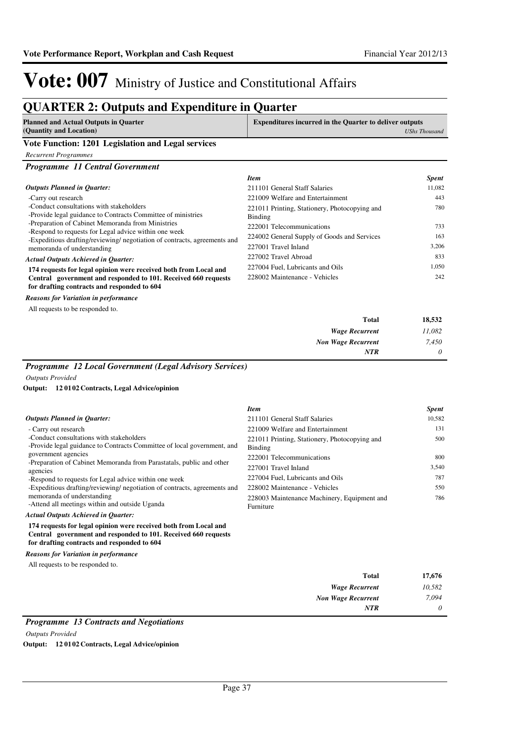# Vote: 007 Ministry of Justice and Constitutional Affairs

## QUARTER 2: Outputs and Expenditure in Quarter

| Planned and Actual Outputs in Quarter (Quantity and Location) | Expenditures incurred in the Quarter to deliver outputs *UShs Thousand* |
|---|---|

### Vote Function: 1201 Legislation and Legal services

*Recurrent Programmes*

#### *Programme 11 Central Government*

*Outputs Planned in Quarter:*

-Carry out research
-Conduct consultations with stakeholders
-Provide legal guidance to Contracts Committee of ministries
-Preparation of Cabinet Memoranda from Ministries
-Respond to requests for Legal advice within one week
-Expeditious drafting/reviewing/ negotiation of contracts, agreements and memoranda of understanding

*Actual Outputs Achieved in Quarter:*

**174 requests for legal opinion were received both from Local and Central government and responded to 101. Received 660 requests for drafting contracts and responded to 604**

*Reasons for Variation in performance*

All requests to be responded to.

| *Item* | *Spent* |
|---|---|
| 211101 General Staff Salaries | 11,082 |
| 221009 Welfare and Entertainment | 443 |
| 221011 Printing, Stationery, Photocopying and Binding | 780 |
| 222001 Telecommunications | 733 |
| 224002 General Supply of Goods and Services | 163 |
| 227001 Travel Inland | 3,206 |
| 227002 Travel Abroad | 833 |
| 227004 Fuel, Lubricants and Oils | 1,050 |
| 228002 Maintenance - Vehicles | 242 |
| **Total** | **18,532** |
| *Wage Recurrent* | *11,082* |
| *Non Wage Recurrent* | *7,450* |
| *NTR* | *0* |

#### *Programme 12 Local Government (Legal Advisory Services)*

*Outputs Provided*

**Output: 12 01 02 Contracts, Legal Advice/opinion**

*Outputs Planned in Quarter:*

- Carry out research
-Conduct consultations with stakeholders
-Provide legal guidance to Contracts Committee of local government, and government agencies
-Preparation of Cabinet Memoranda from Parastatals, public and other agencies
-Respond to requests for Legal advice within one week
-Expeditious drafting/reviewing/ negotiation of contracts, agreements and memoranda of understanding
-Attend all meetings within and outside Uganda

*Actual Outputs Achieved in Quarter:*

**174 requests for legal opinion were received both from Local and Central government and responded to 101. Received 660 requests for drafting contracts and responded to 604**

*Reasons for Variation in performance*

All requests to be responded to.

| *Item* | *Spent* |
|---|---|
| 211101 General Staff Salaries | 10,582 |
| 221009 Welfare and Entertainment | 131 |
| 221011 Printing, Stationery, Photocopying and Binding | 500 |
| 222001 Telecommunications | 800 |
| 227001 Travel Inland | 3,540 |
| 227004 Fuel, Lubricants and Oils | 787 |
| 228002 Maintenance - Vehicles | 550 |
| 228003 Maintenance Machinery, Equipment and Furniture | 786 |
| **Total** | **17,676** |
| *Wage Recurrent* | *10,582* |
| *Non Wage Recurrent* | *7,094* |
| *NTR* | *0* |

#### *Programme 13 Contracts and Negotiations*

*Outputs Provided*

**Output: 12 01 02 Contracts, Legal Advice/opinion**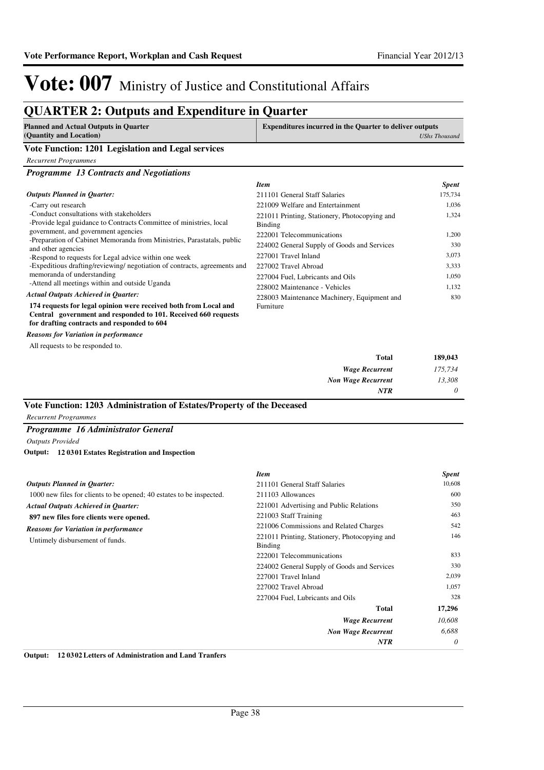# Vote: 007 Ministry of Justice and Constitutional Affairs

## QUARTER 2: Outputs and Expenditure in Quarter

| Planned and Actual Outputs in Quarter (Quantity and Location) | Expenditures incurred in the Quarter to deliver outputs *UShs Thousand* |
|---|---|

### Vote Function: 1201 Legislation and Legal services

*Recurrent Programmes*

#### *Programme 13 Contracts and Negotiations*

***Outputs Planned in Quarter:***

-Carry out research
-Conduct consultations with stakeholders
-Provide legal guidance to Contracts Committee of ministries, local government, and government agencies
-Preparation of Cabinet Memoranda from Ministries, Parastatals, public and other agencies
-Respond to requests for Legal advice within one week
-Expeditious drafting/reviewing/ negotiation of contracts, agreements and memoranda of understanding
-Attend all meetings within and outside Uganda

***Actual Outputs Achieved in Quarter:***

**174 requests for legal opinion were received both from Local and Central government and responded to 101. Received 660 requests for drafting contracts and responded to 604**

***Reasons for Variation in performance***

All requests to be responded to.

| *Item* | *Spent* |
|---|---|
| 211101 General Staff Salaries | 175,734 |
| 221009 Welfare and Entertainment | 1,036 |
| 221011 Printing, Stationery, Photocopying and Binding | 1,324 |
| 222001 Telecommunications | 1,200 |
| 224002 General Supply of Goods and Services | 330 |
| 227001 Travel Inland | 3,073 |
| 227002 Travel Abroad | 3,333 |
| 227004 Fuel, Lubricants and Oils | 1,050 |
| 228002 Maintenance - Vehicles | 1,132 |
| 228003 Maintenance Machinery, Equipment and Furniture | 830 |
| **Total** | **189,043** |
| ***Wage Recurrent*** | *175,734* |
| ***Non Wage Recurrent*** | *13,308* |
| ***NTR*** | *0* |

### Vote Function: 1203 Administration of Estates/Property of the Deceased

*Recurrent Programmes*

#### *Programme 16 Administrator General*

*Outputs Provided*

**Output: 12 0301 Estates Registration and Inspection**

***Outputs Planned in Quarter:***

1000 new files for clients to be opened; 40 estates to be inspected.

***Actual Outputs Achieved in Quarter:***

**897 new files fore clients were opened.**

***Reasons for Variation in performance***

Untimely disbursement of funds.

| *Item* | *Spent* |
|---|---|
| 211101 General Staff Salaries | 10,608 |
| 211103 Allowances | 600 |
| 221001 Advertising and Public Relations | 350 |
| 221003 Staff Training | 463 |
| 221006 Commissions and Related Charges | 542 |
| 221011 Printing, Stationery, Photocopying and Binding | 146 |
| 222001 Telecommunications | 833 |
| 224002 General Supply of Goods and Services | 330 |
| 227001 Travel Inland | 2,039 |
| 227002 Travel Abroad | 1,057 |
| 227004 Fuel, Lubricants and Oils | 328 |
| **Total** | **17,296** |
| ***Wage Recurrent*** | *10,608* |
| ***Non Wage Recurrent*** | *6,688* |
| ***NTR*** | *0* |

**Output: 12 0302 Letters of Administration and Land Tranfers**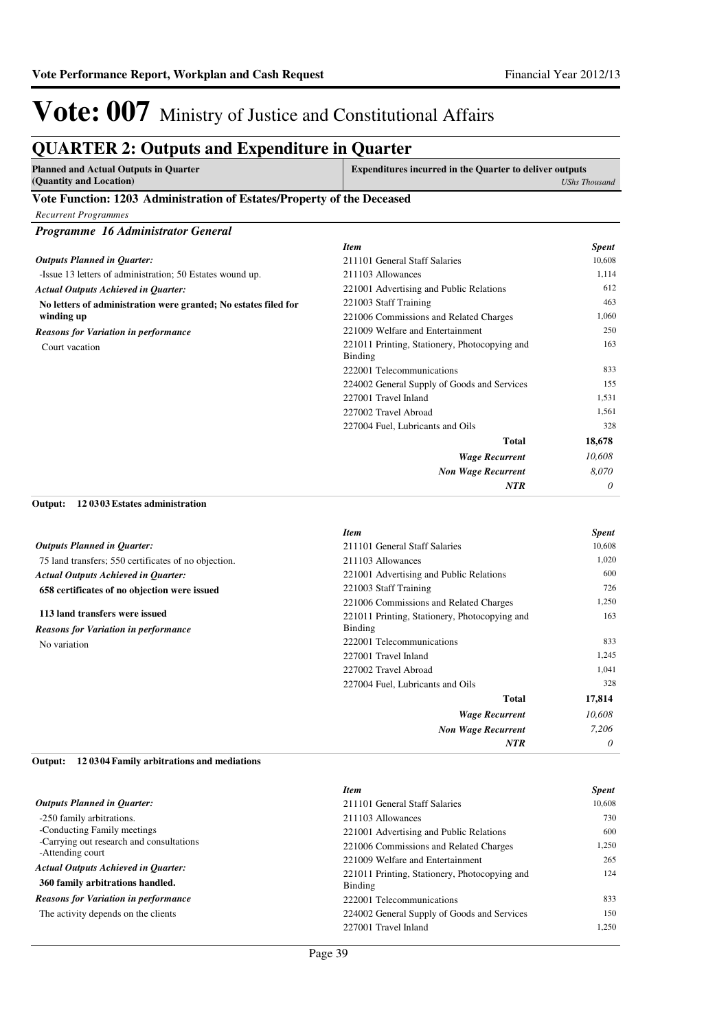# Vote: 007 Ministry of Justice and Constitutional Affairs

## QUARTER 2: Outputs and Expenditure in Quarter

| Planned and Actual Outputs in Quarter (Quantity and Location) | Expenditures incurred in the Quarter to deliver outputs *UShs Thousand* |
|---|---|

### Vote Function: 1203 Administration of Estates/Property of the Deceased

*Recurrent Programmes*

#### *Programme 16 Administrator General*

***Outputs Planned in Quarter:***

-Issue 13 letters of administration; 50 Estates wound up.

***Actual Outputs Achieved in Quarter:***

**No letters of administration were granted; No estates filed for winding up**

***Reasons for Variation in performance***

Court vacation

| *Item* | *Spent* |
|---|---|
| 211101 General Staff Salaries | 10,608 |
| 211103 Allowances | 1,114 |
| 221001 Advertising and Public Relations | 612 |
| 221003 Staff Training | 463 |
| 221006 Commissions and Related Charges | 1,060 |
| 221009 Welfare and Entertainment | 250 |
| 221011 Printing, Stationery, Photocopying and Binding | 163 |
| 222001 Telecommunications | 833 |
| 224002 General Supply of Goods and Services | 155 |
| 227001 Travel Inland | 1,531 |
| 227002 Travel Abroad | 1,561 |
| 227004 Fuel, Lubricants and Oils | 328 |
| **Total** | **18,678** |
| ***Wage Recurrent*** | *10,608* |
| ***Non Wage Recurrent*** | *8,070* |
| ***NTR*** | *0* |

**Output: 12 0303 Estates administration**

***Outputs Planned in Quarter:***

75 land transfers; 550 certificates of no objection.

***Actual Outputs Achieved in Quarter:***

**658 certificates of no objection were issued**

**113 land transfers were issued**

***Reasons for Variation in performance***

No variation

| *Item* | *Spent* |
|---|---|
| 211101 General Staff Salaries | 10,608 |
| 211103 Allowances | 1,020 |
| 221001 Advertising and Public Relations | 600 |
| 221003 Staff Training | 726 |
| 221006 Commissions and Related Charges | 1,250 |
| 221011 Printing, Stationery, Photocopying and Binding | 163 |
| 222001 Telecommunications | 833 |
| 227001 Travel Inland | 1,245 |
| 227002 Travel Abroad | 1,041 |
| 227004 Fuel, Lubricants and Oils | 328 |
| **Total** | **17,814** |
| ***Wage Recurrent*** | *10,608* |
| ***Non Wage Recurrent*** | *7,206* |
| ***NTR*** | *0* |

**Output: 12 0304 Family arbitrations and mediations**

***Outputs Planned in Quarter:***

-250 family arbitrations.
-Conducting Family meetings
-Carrying out research and consultations
-Attending court

***Actual Outputs Achieved in Quarter:***

**360 family arbitrations handled.**

***Reasons for Variation in performance***

The activity depends on the clients

| *Item* | *Spent* |
|---|---|
| 211101 General Staff Salaries | 10,608 |
| 211103 Allowances | 730 |
| 221001 Advertising and Public Relations | 600 |
| 221006 Commissions and Related Charges | 1,250 |
| 221009 Welfare and Entertainment | 265 |
| 221011 Printing, Stationery, Photocopying and Binding | 124 |
| 222001 Telecommunications | 833 |
| 224002 General Supply of Goods and Services | 150 |
| 227001 Travel Inland | 1,250 |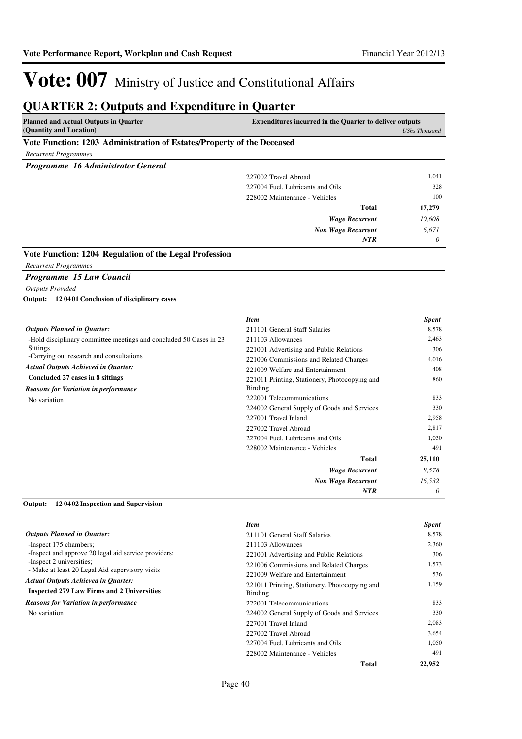# Vote: 007 Ministry of Justice and Constitutional Affairs

## QUARTER 2: Outputs and Expenditure in Quarter

| Planned and Actual Outputs in Quarter (Quantity and Location) | Expenditures incurred in the Quarter to deliver outputs | *UShs Thousand* |
|---|---|---|

### Vote Function: 1203 Administration of Estates/Property of the Deceased

*Recurrent Programmes*

#### *Programme 16 Administrator General*

| | Item | Spent |
|---|---|---|
| | 227002 Travel Abroad | 1,041 |
| | 227004 Fuel, Lubricants and Oils | 328 |
| | 228002 Maintenance - Vehicles | 100 |
| | **Total** | **17,279** |
| | ***Wage Recurrent*** | *10,608* |
| | ***Non Wage Recurrent*** | *6,671* |
| | ***NTR*** | *0* |

### Vote Function: 1204 Regulation of the Legal Profession

*Recurrent Programmes*

#### *Programme 15 Law Council*

*Outputs Provided*

**Output: 12 0401 Conclusion of disciplinary cases**

*Outputs Planned in Quarter:*

-Hold disciplinary committee meetings and concluded 50 Cases in 23 Sittings
-Carrying out research and consultations

*Actual Outputs Achieved in Quarter:*

**Concluded 27 cases in 8 sittings**

*Reasons for Variation in performance*

No variation

| *Item* | *Spent* |
|---|---|
| 211101 General Staff Salaries | 8,578 |
| 211103 Allowances | 2,463 |
| 221001 Advertising and Public Relations | 306 |
| 221006 Commissions and Related Charges | 4,016 |
| 221009 Welfare and Entertainment | 408 |
| 221011 Printing, Stationery, Photocopying and Binding | 860 |
| 222001 Telecommunications | 833 |
| 224002 General Supply of Goods and Services | 330 |
| 227001 Travel Inland | 2,958 |
| 227002 Travel Abroad | 2,817 |
| 227004 Fuel, Lubricants and Oils | 1,050 |
| 228002 Maintenance - Vehicles | 491 |
| **Total** | **25,110** |
| ***Wage Recurrent*** | *8,578* |
| ***Non Wage Recurrent*** | *16,532* |
| ***NTR*** | *0* |

**Output: 12 0402 Inspection and Supervision**

*Outputs Planned in Quarter:*

-Inspect 175 chambers;
-Inspect and approve 20 legal aid service providers;
-Inspect 2 universities;
- Make at least 20 Legal Aid supervisory visits

*Actual Outputs Achieved in Quarter:*

**Inspected 279 Law Firms and 2 Universities**

*Reasons for Variation in performance*

No variation

| *Item* | *Spent* |
|---|---|
| 211101 General Staff Salaries | 8,578 |
| 211103 Allowances | 2,360 |
| 221001 Advertising and Public Relations | 306 |
| 221006 Commissions and Related Charges | 1,573 |
| 221009 Welfare and Entertainment | 536 |
| 221011 Printing, Stationery, Photocopying and Binding | 1,159 |
| 222001 Telecommunications | 833 |
| 224002 General Supply of Goods and Services | 330 |
| 227001 Travel Inland | 2,083 |
| 227002 Travel Abroad | 3,654 |
| 227004 Fuel, Lubricants and Oils | 1,050 |
| 228002 Maintenance - Vehicles | 491 |
| **Total** | **22,952** |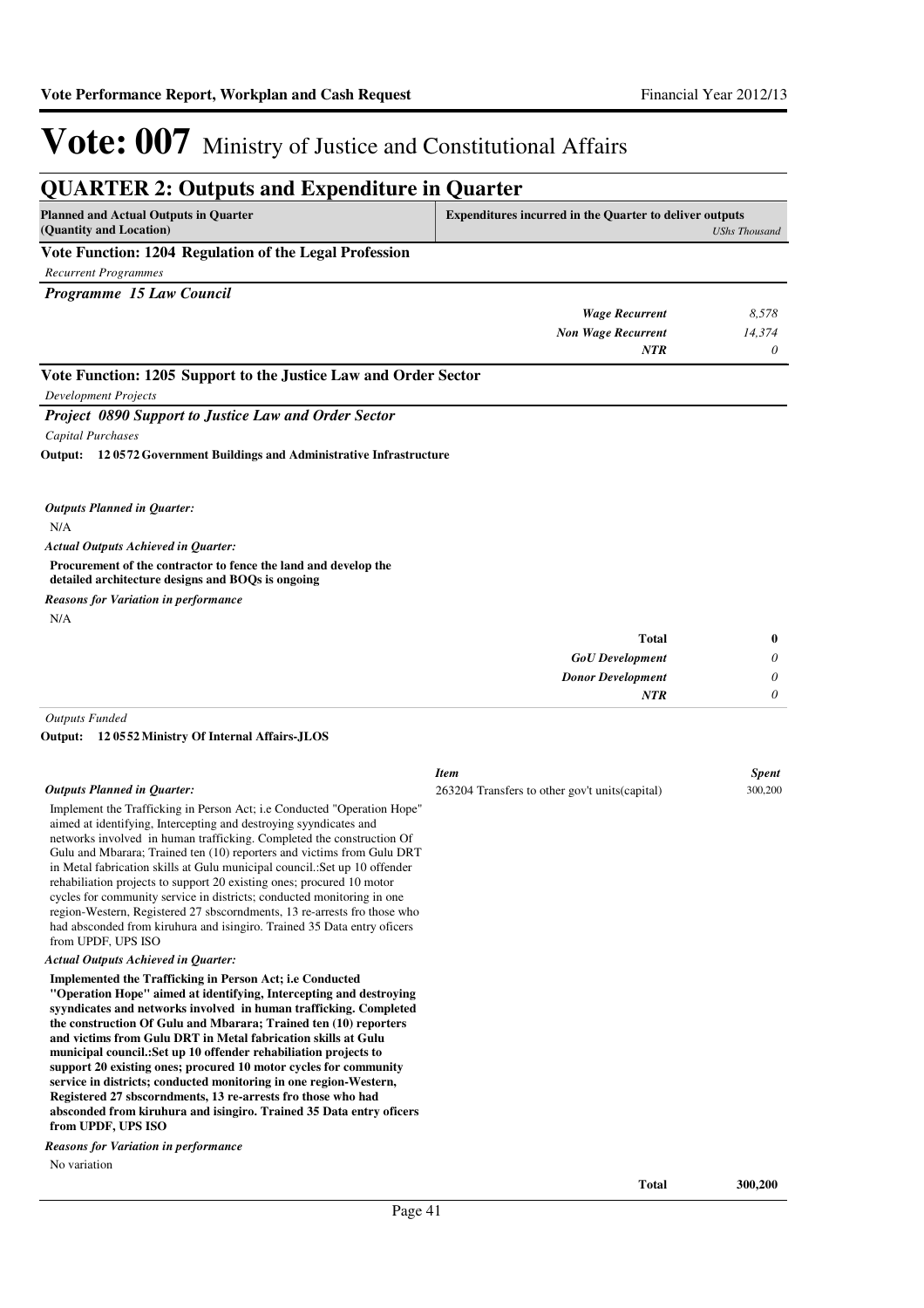# Vote: 007 Ministry of Justice and Constitutional Affairs

## QUARTER 2: Outputs and Expenditure in Quarter

| Planned and Actual Outputs in Quarter (Quantity and Location) | Expenditures incurred in the Quarter to deliver outputs | USh Thousand |
|---|---|---|

### Vote Function: 1204 Regulation of the Legal Profession

*Recurrent Programmes*

***Programme 15 Law Council***

| | |
|---|---|
| *Wage Recurrent* | *8,578* |
| *Non Wage Recurrent* | *14,374* |
| *NTR* | *0* |

### Vote Function: 1205 Support to the Justice Law and Order Sector

*Development Projects*

***Project 0890 Support to Justice Law and Order Sector***

*Capital Purchases*

**Output: 12 0572 Government Buildings and Administrative Infrastructure**

*Outputs Planned in Quarter:*

N/A

*Actual Outputs Achieved in Quarter:*

**Procurement of the contractor to fence the land and develop the detailed architecture designs and BOQs is ongoing**

*Reasons for Variation in performance*

N/A

| | |
|---|---|
| **Total** | **0** |
| *GoU Development* | *0* |
| *Donor Development* | *0* |
| *NTR* | *0* |

*Outputs Funded*

**Output: 12 0552 Ministry Of Internal Affairs-JLOS**

*Outputs Planned in Quarter:*

Implement the Trafficking in Person Act; i.e Conducted "Operation Hope" aimed at identifying, Intercepting and destroying syyndicates and networks involved in human trafficking. Completed the construction Of Gulu and Mbarara; Trained ten (10) reporters and victims from Gulu DRT in Metal fabrication skills at Gulu municipal council.:Set up 10 offender rehabiliation projects to support 20 existing ones; procured 10 motor cycles for community service in districts; conducted monitoring in one region-Western, Registered 27 sbscorndments, 13 re-arrests fro those who had absconded from kiruhura and isingiro. Trained 35 Data entry oficers from UPDF, UPS ISO

| *Item* | *Spent* |
|---|---|
| 263204 Transfers to other gov't units(capital) | 300,200 |

*Actual Outputs Achieved in Quarter:*

**Implemented the Trafficking in Person Act; i.e Conducted "Operation Hope" aimed at identifying, Intercepting and destroying syyndicates and networks involved in human trafficking. Completed the construction Of Gulu and Mbarara; Trained ten (10) reporters and victims from Gulu DRT in Metal fabrication skills at Gulu municipal council.:Set up 10 offender rehabiliation projects to support 20 existing ones; procured 10 motor cycles for community service in districts; conducted monitoring in one region-Western, Registered 27 sbscorndments, 13 re-arrests fro those who had absconded from kiruhura and isingiro. Trained 35 Data entry oficers from UPDF, UPS ISO**

*Reasons for Variation in performance*

No variation

| | |
|---|---|
| **Total** | **300,200** |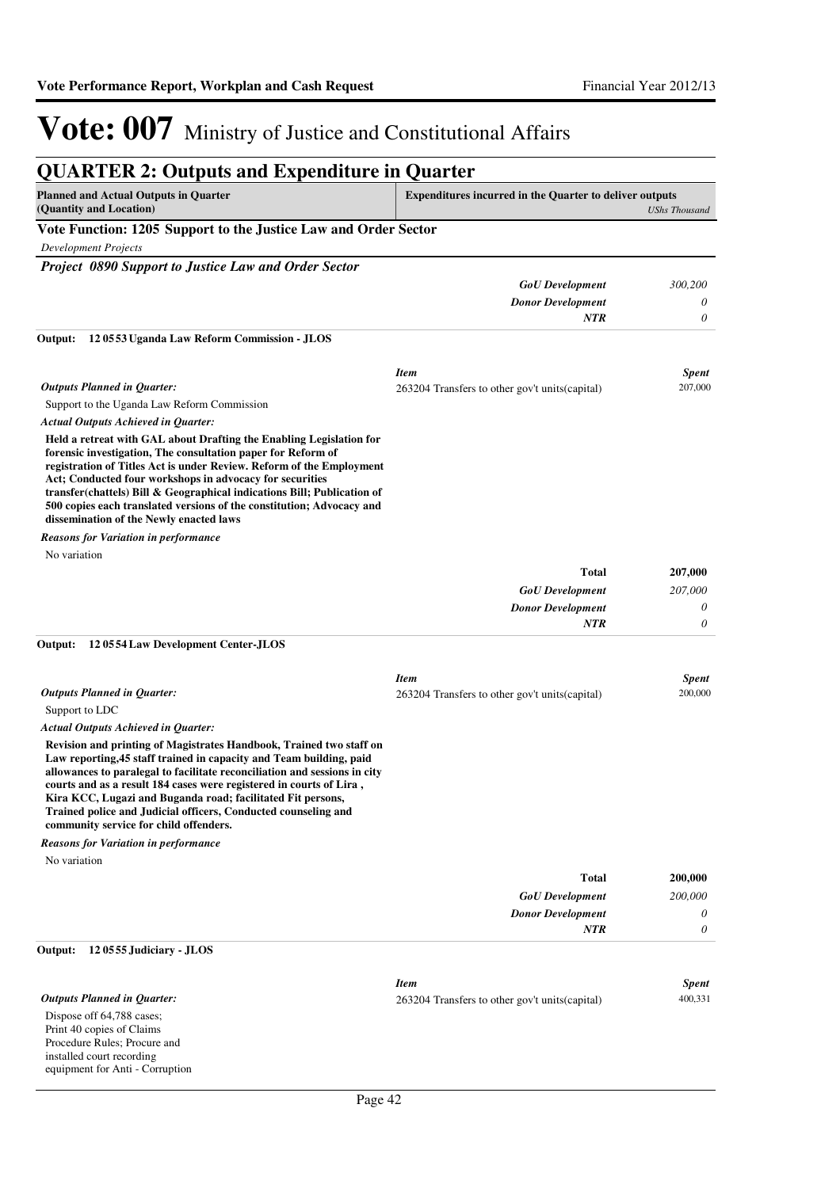# Vote: 007 Ministry of Justice and Constitutional Affairs

## QUARTER 2: Outputs and Expenditure in Quarter

| Planned and Actual Outputs in Quarter (Quantity and Location) | Expenditures incurred in the Quarter to deliver outputs | *UShs Thousand* |
|---|---|---|

### Vote Function: 1205 Support to the Justice Law and Order Sector

*Development Projects*

***Project 0890 Support to Justice Law and Order Sector***

| | |
|---|---|
| ***GoU Development*** | *300,200* |
| ***Donor Development*** | *0* |
| ***NTR*** | *0* |

**Output: 12 0553 Uganda Law Reform Commission - JLOS**

*Outputs Planned in Quarter:*

Support to the Uganda Law Reform Commission

| *Item* | *Spent* |
|---|---|
| 263204 Transfers to other gov't units(capital) | 207,000 |

*Actual Outputs Achieved in Quarter:*

**Held a retreat with GAL about Drafting the Enabling Legislation for forensic investigation, The consultation paper for Reform of registration of Titles Act is under Review. Reform of the Employment Act; Conducted four workshops in advocacy for securities transfer(chattels) Bill & Geographical indications Bill; Publication of 500 copies each translated versions of the constitution; Advocacy and dissemination of the Newly enacted laws**

*Reasons for Variation in performance*

No variation

| | |
|---|---|
| **Total** | **207,000** |
| ***GoU Development*** | *207,000* |
| ***Donor Development*** | *0* |
| ***NTR*** | *0* |

**Output: 12 0554 Law Development Center-JLOS**

*Outputs Planned in Quarter:*

Support to LDC

| *Item* | *Spent* |
|---|---|
| 263204 Transfers to other gov't units(capital) | 200,000 |

*Actual Outputs Achieved in Quarter:*

**Revision and printing of Magistrates Handbook, Trained two staff on Law reporting,45 staff trained in capacity and Team building, paid allowances to paralegal to facilitate reconciliation and sessions in city courts and as a result 184 cases were registered in courts of Lira , Kira KCC, Lugazi and Buganda road; facilitated Fit persons, Trained police and Judicial officers, Conducted counseling and community service for child offenders.**

*Reasons for Variation in performance*

No variation

| | |
|---|---|
| **Total** | **200,000** |
| ***GoU Development*** | *200,000* |
| ***Donor Development*** | *0* |
| ***NTR*** | *0* |

**Output: 12 0555 Judiciary - JLOS**

*Outputs Planned in Quarter:*

Dispose off 64,788 cases; Print 40 copies of Claims Procedure Rules; Procure and installed court recording equipment for Anti - Corruption

| *Item* | *Spent* |
|---|---|
| 263204 Transfers to other gov't units(capital) | 400,331 |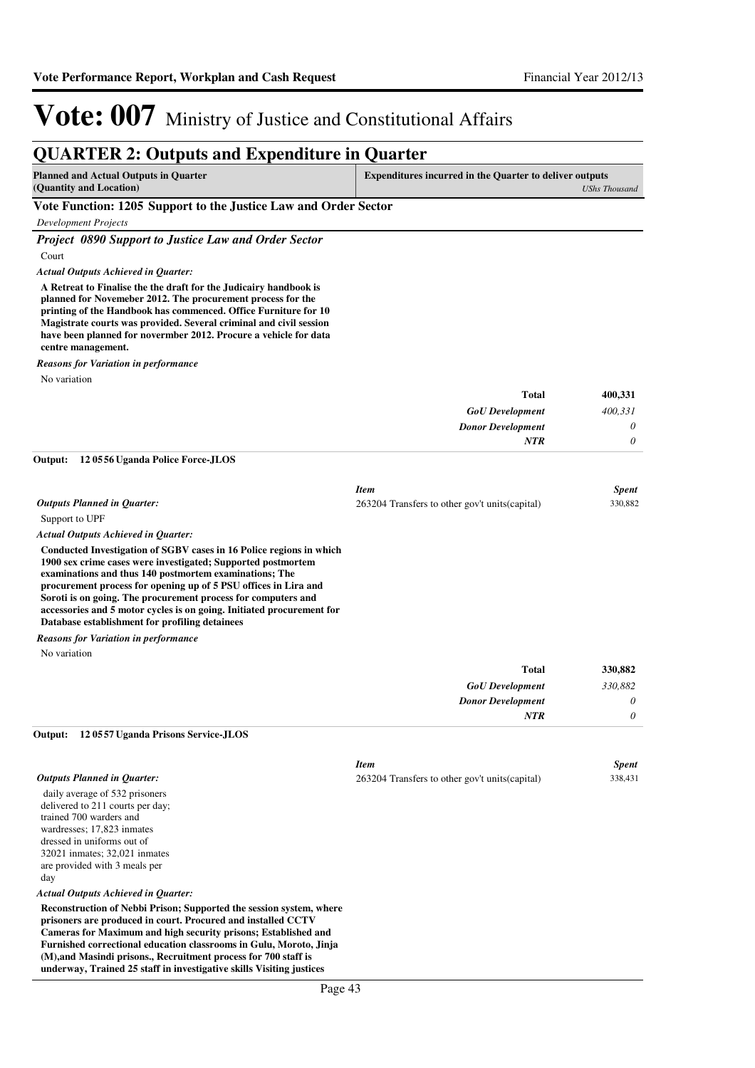# Vote: 007 Ministry of Justice and Constitutional Affairs

## QUARTER 2: Outputs and Expenditure in Quarter

| Planned and Actual Outputs in Quarter (Quantity and Location) | Expenditures incurred in the Quarter to deliver outputs *UShs Thousand* |
|---|---|

### Vote Function: 1205 Support to the Justice Law and Order Sector

*Development Projects*

### *Project 0890 Support to Justice Law and Order Sector*

Court

*Actual Outputs Achieved in Quarter:*

**A Retreat to Finalise the the draft for the Judicairy handbook is planned for Novemeber 2012. The procurement process for the printing of the Handbook has commenced. Office Furniture for 10 Magistrate courts was provided. Several criminal and civil session have been planned for novermber 2012. Procure a vehicle for data centre management.**

*Reasons for Variation in performance*

No variation

| | |
|---|---|
| **Total** | **400,331** |
| *GoU Development* | *400,331* |
| *Donor Development* | *0* |
| *NTR* | *0* |

**Output: 12 0556 Uganda Police Force-JLOS**

| *Item* | *Spent* |
|---|---|
| 263204 Transfers to other gov't units(capital) | 330,882 |

*Outputs Planned in Quarter:*

Support to UPF

*Actual Outputs Achieved in Quarter:*

**Conducted Investigation of SGBV cases in 16 Police regions in which 1900 sex crime cases were investigated; Supported postmortem examinations and thus 140 postmortem examinations; The procurement process for opening up of 5 PSU offices in Lira and Soroti is on going. The procurement process for computers and accessories and 5 motor cycles is on going. Initiated procurement for Database establishment for profiling detainees**

*Reasons for Variation in performance*

No variation

| | |
|---|---|
| **Total** | **330,882** |
| *GoU Development* | *330,882* |
| *Donor Development* | *0* |
| *NTR* | *0* |

**Output: 12 0557 Uganda Prisons Service-JLOS**

| *Item* | *Spent* |
|---|---|
| 263204 Transfers to other gov't units(capital) | 338,431 |

*Outputs Planned in Quarter:*

daily average of 532 prisoners delivered to 211 courts per day; trained 700 warders and wardresses; 17,823 inmates dressed in uniforms out of 32021 inmates; 32,021 inmates are provided with 3 meals per day

*Actual Outputs Achieved in Quarter:*

**Reconstruction of Nebbi Prison; Supported the session system, where prisoners are produced in court. Procured and installed CCTV Cameras for Maximum and high security prisons; Established and Furnished correctional education classrooms in Gulu, Moroto, Jinja (M),and Masindi prisons., Recruitment process for 700 staff is underway, Trained 25 staff in investigative skills Visiting justices**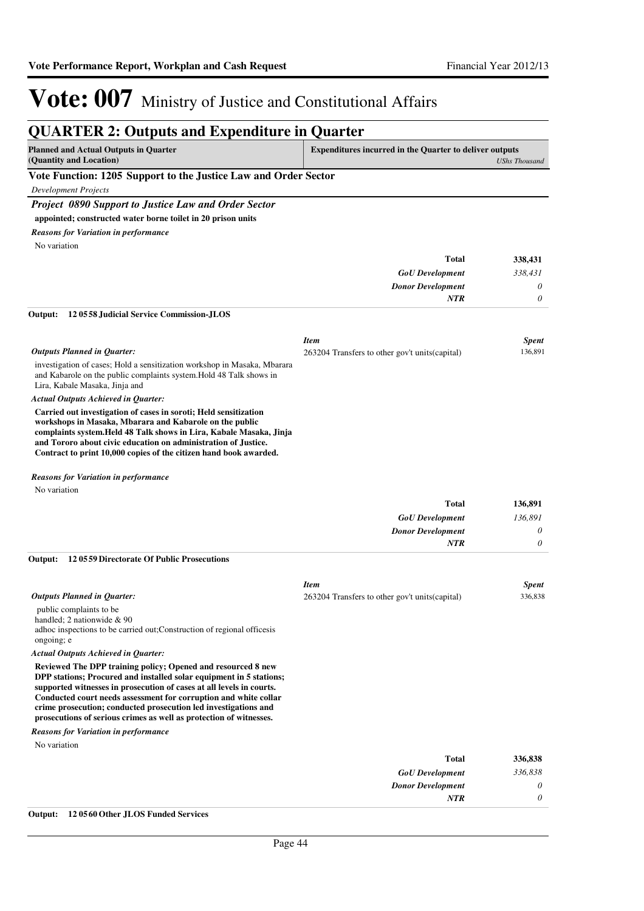# Vote: 007 Ministry of Justice and Constitutional Affairs

## QUARTER 2: Outputs and Expenditure in Quarter

| Planned and Actual Outputs in Quarter (Quantity and Location) | Expenditures incurred in the Quarter to deliver outputs | *UShs Thousand* |
|---|---|---|

### Vote Function: 1205 Support to the Justice Law and Order Sector

*Development Projects*

#### *Project 0890 Support to Justice Law and Order Sector*

**appointed; constructed water borne toilet in 20 prison units**

*Reasons for Variation in performance*

No variation

| | |
|---|---|
| **Total** | **338,431** |
| *GoU Development* | *338,431* |
| *Donor Development* | *0* |
| *NTR* | *0* |

**Output: 12 0558 Judicial Service Commission-JLOS**

*Outputs Planned in Quarter:*

investigation of cases; Hold a sensitization workshop in Masaka, Mbarara and Kabarole on the public complaints system.Hold 48 Talk shows in Lira, Kabale Masaka, Jinja and

*Actual Outputs Achieved in Quarter:*

**Carried out investigation of cases in soroti; Held sensitization workshops in Masaka, Mbarara and Kabarole on the public complaints system.Held 48 Talk shows in Lira, Kabale Masaka, Jinja and Tororo about civic education on administration of Justice. Contract to print 10,000 copies of the citizen hand book awarded.**

| *Item* | *Spent* |
|---|---|
| 263204 Transfers to other gov't units(capital) | 136,891 |

*Reasons for Variation in performance*

No variation

| | |
|---|---|
| **Total** | **136,891** |
| *GoU Development* | *136,891* |
| *Donor Development* | *0* |
| *NTR* | *0* |

**Output: 12 0559 Directorate Of Public Prosecutions**

*Outputs Planned in Quarter:*

public complaints to be handled; 2 nationwide & 90 adhoc inspections to be carried out;Construction of regional officesis ongoing; e

*Actual Outputs Achieved in Quarter:*

**Reviewed The DPP training policy; Opened and resourced 8 new DPP stations; Procured and installed solar equipment in 5 stations; supported witnesses in prosecution of cases at all levels in courts. Conducted court needs assessment for corruption and white collar crime prosecution; conducted prosecution led investigations and prosecutions of serious crimes as well as protection of witnesses.**

| *Item* | *Spent* |
|---|---|
| 263204 Transfers to other gov't units(capital) | 336,838 |

*Reasons for Variation in performance*

No variation

| | |
|---|---|
| **Total** | **336,838** |
| *GoU Development* | *336,838* |
| *Donor Development* | *0* |
| *NTR* | *0* |

**Output: 12 0560 Other JLOS Funded Services**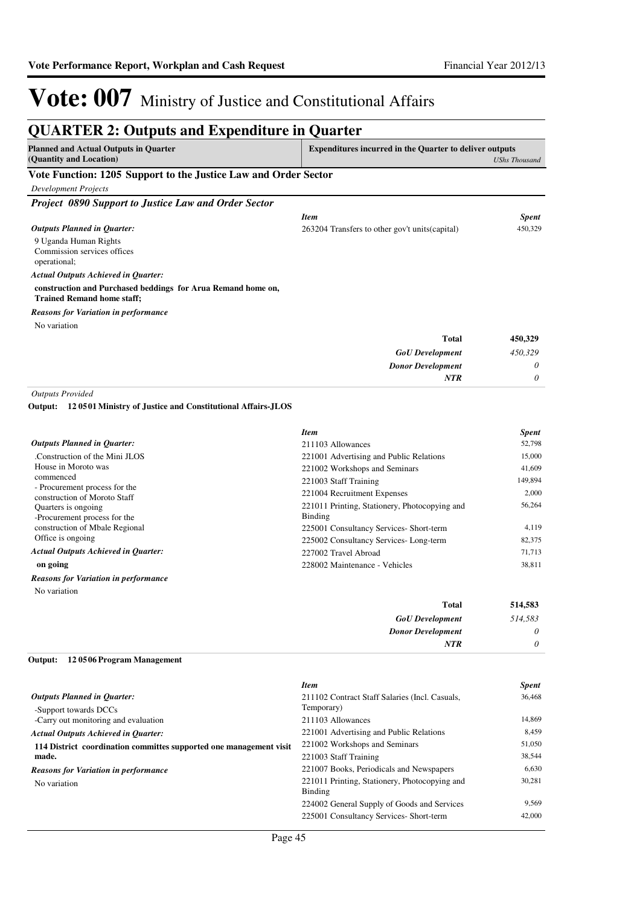# Vote: 007 Ministry of Justice and Constitutional Affairs

## QUARTER 2: Outputs and Expenditure in Quarter

| Planned and Actual Outputs in Quarter (Quantity and Location) | Expenditures incurred in the Quarter to deliver outputs | *UShs Thousand* |
|---|---|---|

### Vote Function: 1205 Support to the Justice Law and Order Sector

*Development Projects*

#### *Project 0890 Support to Justice Law and Order Sector*

| | *Item* | *Spent* |
|---|---|---|
| ***Outputs Planned in Quarter:*** | 263204 Transfers to other gov't units(capital) | 450,329 |
| 9 Uganda Human Rights Commission services offices operational; | | |
| ***Actual Outputs Achieved in Quarter:*** | | |
| **construction and Purchased beddings for Arua Remand home on, Trained Remand home staff;** | | |
| ***Reasons for Variation in performance*** | | |
| No variation | | |
| | **Total** | **450,329** |
| | ***GoU Development*** | *450,329* |
| | ***Donor Development*** | *0* |
| | ***NTR*** | *0* |

*Outputs Provided*

**Output: 12 05 01 Ministry of Justice and Constitutional Affairs-JLOS**

| | *Item* | *Spent* |
|---|---|---|
| ***Outputs Planned in Quarter:*** | 211103 Allowances | 52,798 |
| .Construction of the Mini JLOS House in Moroto was commenced | 221001 Advertising and Public Relations | 15,000 |
| - Procurement process for the construction of Moroto Staff Quarters is ongoing | 221002 Workshops and Seminars | 41,609 |
| -Procurement process for the construction of Mbale Regional Office is ongoing | 221003 Staff Training | 149,894 |
| | 221004 Recruitment Expenses | 2,000 |
| | 221011 Printing, Stationery, Photocopying and Binding | 56,264 |
| | 225001 Consultancy Services- Short-term | 4,119 |
| | 225002 Consultancy Services- Long-term | 82,375 |
| ***Actual Outputs Achieved in Quarter:*** | 227002 Travel Abroad | 71,713 |
| **on going** | 228002 Maintenance - Vehicles | 38,811 |
| ***Reasons for Variation in performance*** | | |
| No variation | | |
| | **Total** | **514,583** |
| | ***GoU Development*** | *514,583* |
| | ***Donor Development*** | *0* |
| | ***NTR*** | *0* |

**Output: 12 05 06 Program Management**

| | *Item* | *Spent* |
|---|---|---|
| ***Outputs Planned in Quarter:*** | 211102 Contract Staff Salaries (Incl. Casuals, Temporary) | 36,468 |
| -Support towards DCCs<br>-Carry out monitoring and evaluation | 211103 Allowances | 14,869 |
| ***Actual Outputs Achieved in Quarter:*** | 221001 Advertising and Public Relations | 8,459 |
| **114 District coordination committes supported one management visit made.** | 221002 Workshops and Seminars | 51,050 |
| | 221003 Staff Training | 38,544 |
| ***Reasons for Variation in performance*** | 221007 Books, Periodicals and Newspapers | 6,630 |
| No variation | 221011 Printing, Stationery, Photocopying and Binding | 30,281 |
| | 224002 General Supply of Goods and Services | 9,569 |
| | 225001 Consultancy Services- Short-term | 42,000 |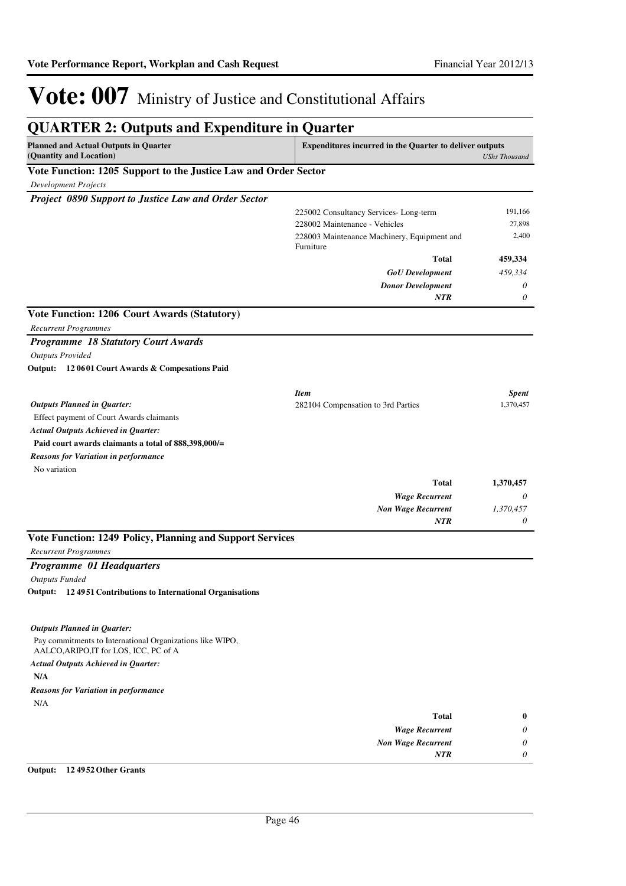# Vote: 007 Ministry of Justice and Constitutional Affairs

## QUARTER 2: Outputs and Expenditure in Quarter

| Planned and Actual Outputs in Quarter (Quantity and Location) | Expenditures incurred in the Quarter to deliver outputs | UShs Thousand |
|---|---|---|

### Vote Function: 1205 Support to the Justice Law and Order Sector

*Development Projects*

#### *Project 0890 Support to Justice Law and Order Sector*

| | | |
|---|---|---|
| | 225002 Consultancy Services- Long-term | 191,166 |
| | 228002 Maintenance - Vehicles | 27,898 |
| | 228003 Maintenance Machinery, Equipment and Furniture | 2,400 |
| | **Total** | **459,334** |
| | ***GoU Development*** | *459,334* |
| | ***Donor Development*** | *0* |
| | ***NTR*** | *0* |

### Vote Function: 1206 Court Awards (Statutory)

*Recurrent Programmes*

#### *Programme 18 Statutory Court Awards*

*Outputs Provided*

**Output: 12 0601 Court Awards & Compesations Paid**

| | *Item* | *Spent* |
|---|---|---|
| ***Outputs Planned in Quarter:*** Effect payment of Court Awards claimants | 282104 Compensation to 3rd Parties | 1,370,457 |
| ***Actual Outputs Achieved in Quarter:*** **Paid court awards claimants a total of 888,398,000/=** | | |
| ***Reasons for Variation in performance*** No variation | | |
| | **Total** | **1,370,457** |
| | ***Wage Recurrent*** | *0* |
| | ***Non Wage Recurrent*** | *1,370,457* |
| | ***NTR*** | *0* |

### Vote Function: 1249 Policy, Planning and Support Services

*Recurrent Programmes*

#### *Programme 01 Headquarters*

*Outputs Funded*

**Output: 12 4951 Contributions to International Organisations**

***Outputs Planned in Quarter:***

Pay commitments to International Organizations like WIPO, AALCO,ARIPO,IT for LOS, ICC, PC of A

***Actual Outputs Achieved in Quarter:***

**N/A**

***Reasons for Variation in performance***

N/A

| | | |
|---|---|---|
| | **Total** | **0** |
| | ***Wage Recurrent*** | *0* |
| | ***Non Wage Recurrent*** | *0* |
| | ***NTR*** | *0* |

**Output: 12 4952 Other Grants**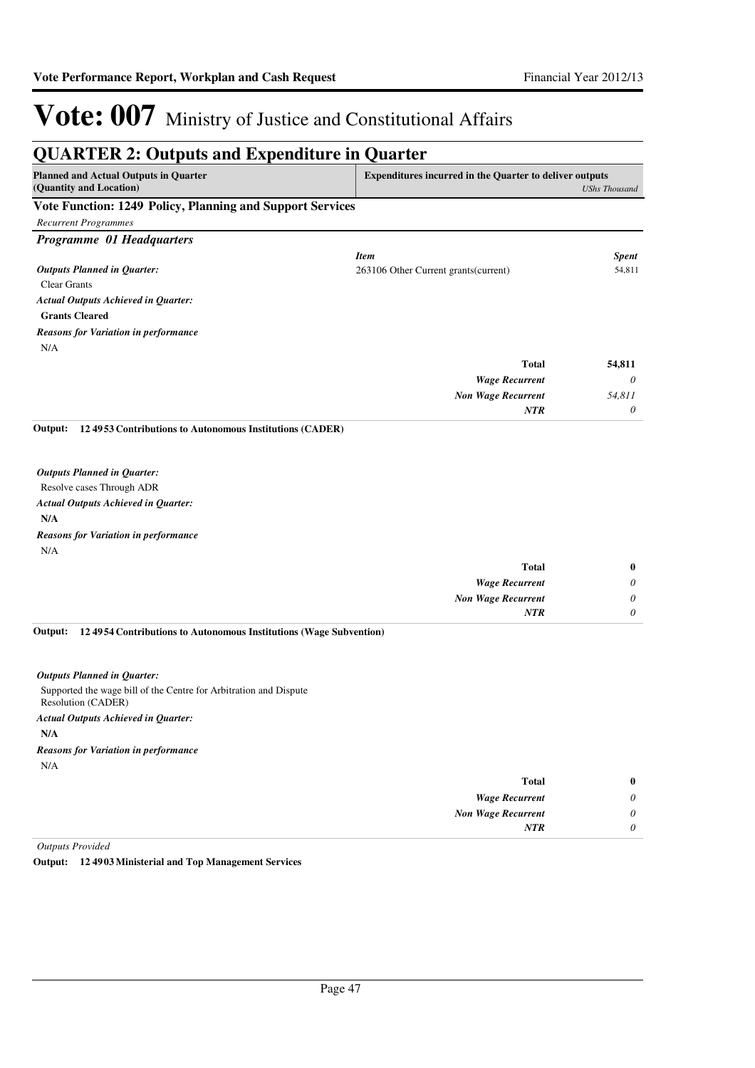# Vote: 007 Ministry of Justice and Constitutional Affairs

## QUARTER 2: Outputs and Expenditure in Quarter

| Planned and Actual Outputs in Quarter (Quantity and Location) | Expenditures incurred in the Quarter to deliver outputs | *UShs Thousand* |
|---|---|---|

### Vote Function: 1249 Policy, Planning and Support Services

*Recurrent Programmes*

#### *Programme 01 Headquarters*

*Outputs Planned in Quarter:*
Clear Grants

*Actual Outputs Achieved in Quarter:*
**Grants Cleared**

*Reasons for Variation in performance*
N/A

| *Item* | *Spent* |
|---|---|
| 263106 Other Current grants(current) | 54,811 |
| **Total** | **54,811** |
| *Wage Recurrent* | *0* |
| *Non Wage Recurrent* | *54,811* |
| *NTR* | *0* |

**Output: 12 4953 Contributions to Autonomous Institutions (CADER)**

*Outputs Planned in Quarter:*
Resolve cases Through ADR

*Actual Outputs Achieved in Quarter:*
**N/A**

*Reasons for Variation in performance*
N/A

| | |
|---|---|
| **Total** | **0** |
| *Wage Recurrent* | *0* |
| *Non Wage Recurrent* | *0* |
| *NTR* | *0* |

**Output: 12 4954 Contributions to Autonomous Institutions (Wage Subvention)**

*Outputs Planned in Quarter:*
Supported the wage bill of the Centre for Arbitration and Dispute Resolution (CADER)

*Actual Outputs Achieved in Quarter:*
**N/A**

*Reasons for Variation in performance*
N/A

| | |
|---|---|
| **Total** | **0** |
| *Wage Recurrent* | *0* |
| *Non Wage Recurrent* | *0* |
| *NTR* | *0* |

*Outputs Provided*

**Output: 12 4903 Ministerial and Top Management Services**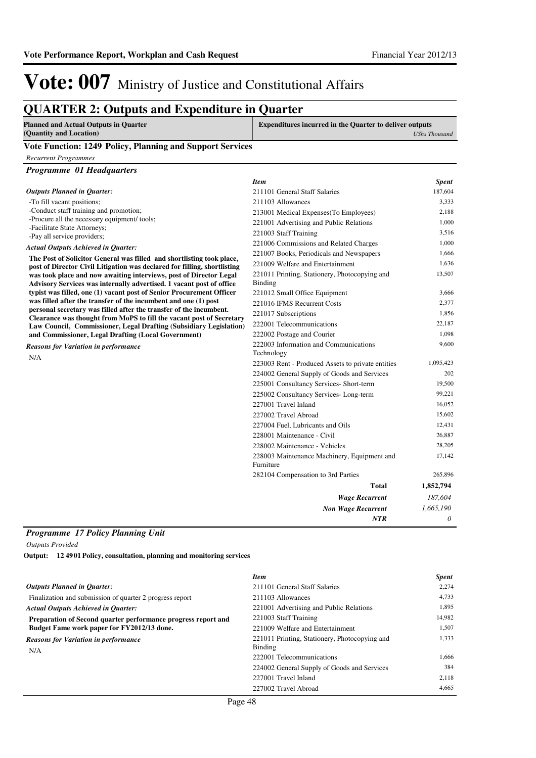# Vote: 007 Ministry of Justice and Constitutional Affairs

## QUARTER 2: Outputs and Expenditure in Quarter

| Planned and Actual Outputs in Quarter (Quantity and Location) | Expenditures incurred in the Quarter to deliver outputs *UShs Thousand* |
|---|---|

### Vote Function: 1249 Policy, Planning and Support Services

*Recurrent Programmes*

#### *Programme 01 Headquarters*

*Outputs Planned in Quarter:*

-To fill vacant positions;
-Conduct staff training and promotion;
-Procure all the necessary equipment/ tools;
-Facilitate State Attorneys;
-Pay all service providers;

*Actual Outputs Achieved in Quarter:*

**The Post of Solicitor General was filled and shortlisting took place, post of Director Civil Litigation was declared for filling, shortlisting was took place and now awaiting interviews, post of Director Legal Advisory Services was internally advertised. 1 vacant post of office typist was filled, one (1) vacant post of Senior Procurement Officer was filled after the transfer of the incumbent and one (1) post personal secretary was filled after the transfer of the incumbent. Clearance was thought from MoPS to fill the vacant post of Secretary Law Council, Commissioner, Legal Drafting (Subsidiary Legislation) and Commissioner, Legal Drafting (Local Government)**

*Reasons for Variation in performance*

N/A

| *Item* | *Spent* |
|---|---|
| 211101 General Staff Salaries | 187,604 |
| 211103 Allowances | 3,333 |
| 213001 Medical Expenses(To Employees) | 2,188 |
| 221001 Advertising and Public Relations | 1,000 |
| 221003 Staff Training | 3,516 |
| 221006 Commissions and Related Charges | 1,000 |
| 221007 Books, Periodicals and Newspapers | 1,666 |
| 221009 Welfare and Entertainment | 1,636 |
| 221011 Printing, Stationery, Photocopying and Binding | 13,507 |
| 221012 Small Office Equipment | 3,666 |
| 221016 IFMS Recurrent Costs | 2,377 |
| 221017 Subscriptions | 1,856 |
| 222001 Telecommunications | 22,187 |
| 222002 Postage and Courier | 1,098 |
| 222003 Information and Communications Technology | 9,600 |
| 223003 Rent - Produced Assets to private entities | 1,095,423 |
| 224002 General Supply of Goods and Services | 202 |
| 225001 Consultancy Services- Short-term | 19,500 |
| 225002 Consultancy Services- Long-term | 99,221 |
| 227001 Travel Inland | 16,052 |
| 227002 Travel Abroad | 15,602 |
| 227004 Fuel, Lubricants and Oils | 12,431 |
| 228001 Maintenance - Civil | 26,887 |
| 228002 Maintenance - Vehicles | 28,205 |
| 228003 Maintenance Machinery, Equipment and Furniture | 17,142 |
| 282104 Compensation to 3rd Parties | 265,896 |
| **Total** | **1,852,794** |
| ***Wage Recurrent*** | *187,604* |
| ***Non Wage Recurrent*** | *1,665,190* |
| ***NTR*** | *0* |

#### *Programme 17 Policy Planning Unit*

*Outputs Provided*

**Output: 12 49 01 Policy, consultation, planning and monitoring services**

*Outputs Planned in Quarter:*

Finalization and submission of quarter 2 progress report

*Actual Outputs Achieved in Quarter:*

**Preparation of Second quarter performance progress report and Budget Fame work paper for FY2012/13 done.**

*Reasons for Variation in performance*

N/A

| *Item* | *Spent* |
|---|---|
| 211101 General Staff Salaries | 2,274 |
| 211103 Allowances | 4,733 |
| 221001 Advertising and Public Relations | 1,895 |
| 221003 Staff Training | 14,982 |
| 221009 Welfare and Entertainment | 1,507 |
| 221011 Printing, Stationery, Photocopying and Binding | 1,333 |
| 222001 Telecommunications | 1,666 |
| 224002 General Supply of Goods and Services | 384 |
| 227001 Travel Inland | 2,118 |
| 227002 Travel Abroad | 4,665 |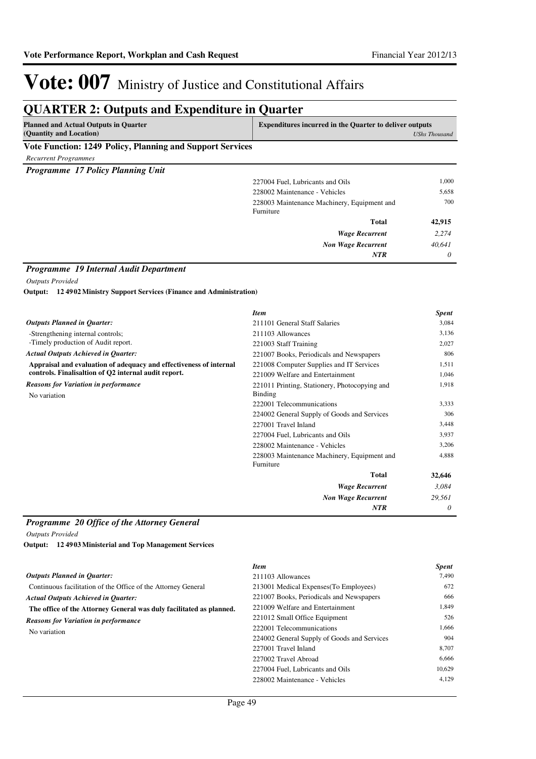# Vote: 007 Ministry of Justice and Constitutional Affairs

## QUARTER 2: Outputs and Expenditure in Quarter

| Planned and Actual Outputs in Quarter (Quantity and Location) | Expenditures incurred in the Quarter to deliver outputs | *UShs Thousand* |
|---|---|---|

### Vote Function: 1249 Policy, Planning and Support Services

*Recurrent Programmes*

#### *Programme 17 Policy Planning Unit*

| | | |
|---|---|---|
| | 227004 Fuel, Lubricants and Oils | 1,000 |
| | 228002 Maintenance - Vehicles | 5,658 |
| | 228003 Maintenance Machinery, Equipment and Furniture | 700 |
| | **Total** | **42,915** |
| | ***Wage Recurrent*** | *2,274* |
| | ***Non Wage Recurrent*** | *40,641* |
| | ***NTR*** | *0* |

#### *Programme 19 Internal Audit Department*

*Outputs Provided*

**Output: 12 4902 Ministry Support Services (Finance and Administration)**

| | *Item* | *Spent* |
|---|---|---|
| ***Outputs Planned in Quarter:*** | 211101 General Staff Salaries | 3,084 |
| -Strengthening internal controls; | 211103 Allowances | 3,136 |
| -Timely production of Audit report. | 221003 Staff Training | 2,027 |
| ***Actual Outputs Achieved in Quarter:*** | 221007 Books, Periodicals and Newspapers | 806 |
| **Appraisal and evaluation of adequacy and effectiveness of internal controls. Finalisaltion of Q2 internal audit report.** | 221008 Computer Supplies and IT Services | 1,511 |
| | 221009 Welfare and Entertainment | 1,046 |
| ***Reasons for Variation in performance*** | 221011 Printing, Stationery, Photocopying and Binding | 1,918 |
| No variation | 222001 Telecommunications | 3,333 |
| | 224002 General Supply of Goods and Services | 306 |
| | 227001 Travel Inland | 3,448 |
| | 227004 Fuel, Lubricants and Oils | 3,937 |
| | 228002 Maintenance - Vehicles | 3,206 |
| | 228003 Maintenance Machinery, Equipment and Furniture | 4,888 |
| | **Total** | **32,646** |
| | ***Wage Recurrent*** | *3,084* |
| | ***Non Wage Recurrent*** | *29,561* |
| | ***NTR*** | *0* |

#### *Programme 20 Office of the Attorney General*

*Outputs Provided*

**Output: 12 4903 Ministerial and Top Management Services**

| | *Item* | *Spent* |
|---|---|---|
| ***Outputs Planned in Quarter:*** | 211103 Allowances | 7,490 |
| Continuous facilitation of the Office of the Attorney General | 213001 Medical Expenses(To Employees) | 672 |
| ***Actual Outputs Achieved in Quarter:*** | 221007 Books, Periodicals and Newspapers | 666 |
| **The office of the Attorney General was duly facilitated as planned.** | 221009 Welfare and Entertainment | 1,849 |
| ***Reasons for Variation in performance*** | 221012 Small Office Equipment | 526 |
| No variation | 222001 Telecommunications | 1,666 |
| | 224002 General Supply of Goods and Services | 904 |
| | 227001 Travel Inland | 8,707 |
| | 227002 Travel Abroad | 6,666 |
| | 227004 Fuel, Lubricants and Oils | 10,629 |
| | 228002 Maintenance - Vehicles | 4,129 |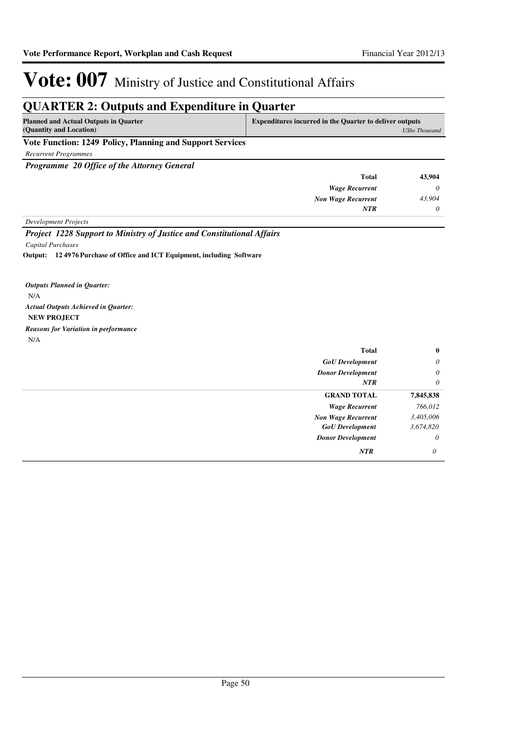# Vote: 007 Ministry of Justice and Constitutional Affairs

## QUARTER 2: Outputs and Expenditure in Quarter

| Planned and Actual Outputs in Quarter (Quantity and Location) | Expenditures incurred in the Quarter to deliver outputs | *UShs Thousand* |
|---|---|---|

**Vote Function: 1249 Policy, Planning and Support Services**

*Recurrent Programmes*

***Programme 20 Office of the Attorney General***

| | | |
|---|---|---|
| | **Total** | **43,904** |
| | ***Wage Recurrent*** | *0* |
| | ***Non Wage Recurrent*** | *43,904* |
| | ***NTR*** | *0* |

*Development Projects*

***Project 1228 Support to Ministry of Justice and Constitutional Affairs***

*Capital Purchases*

**Output: 12 4976 Purchase of Office and ICT Equipment, including Software**

***Outputs Planned in Quarter:***

N/A

***Actual Outputs Achieved in Quarter:***

**NEW PROJECT**

***Reasons for Variation in performance***

N/A

| | | |
|---|---|---|
| | **Total** | **0** |
| | ***GoU Development*** | *0* |
| | ***Donor Development*** | *0* |
| | ***NTR*** | *0* |
| | **GRAND TOTAL** | **7,845,838** |
| | ***Wage Recurrent*** | *766,012* |
| | ***Non Wage Recurrent*** | *3,405,006* |
| | ***GoU Development*** | *3,674,820* |
| | ***Donor Development*** | *0* |
| | ***NTR*** | *0* |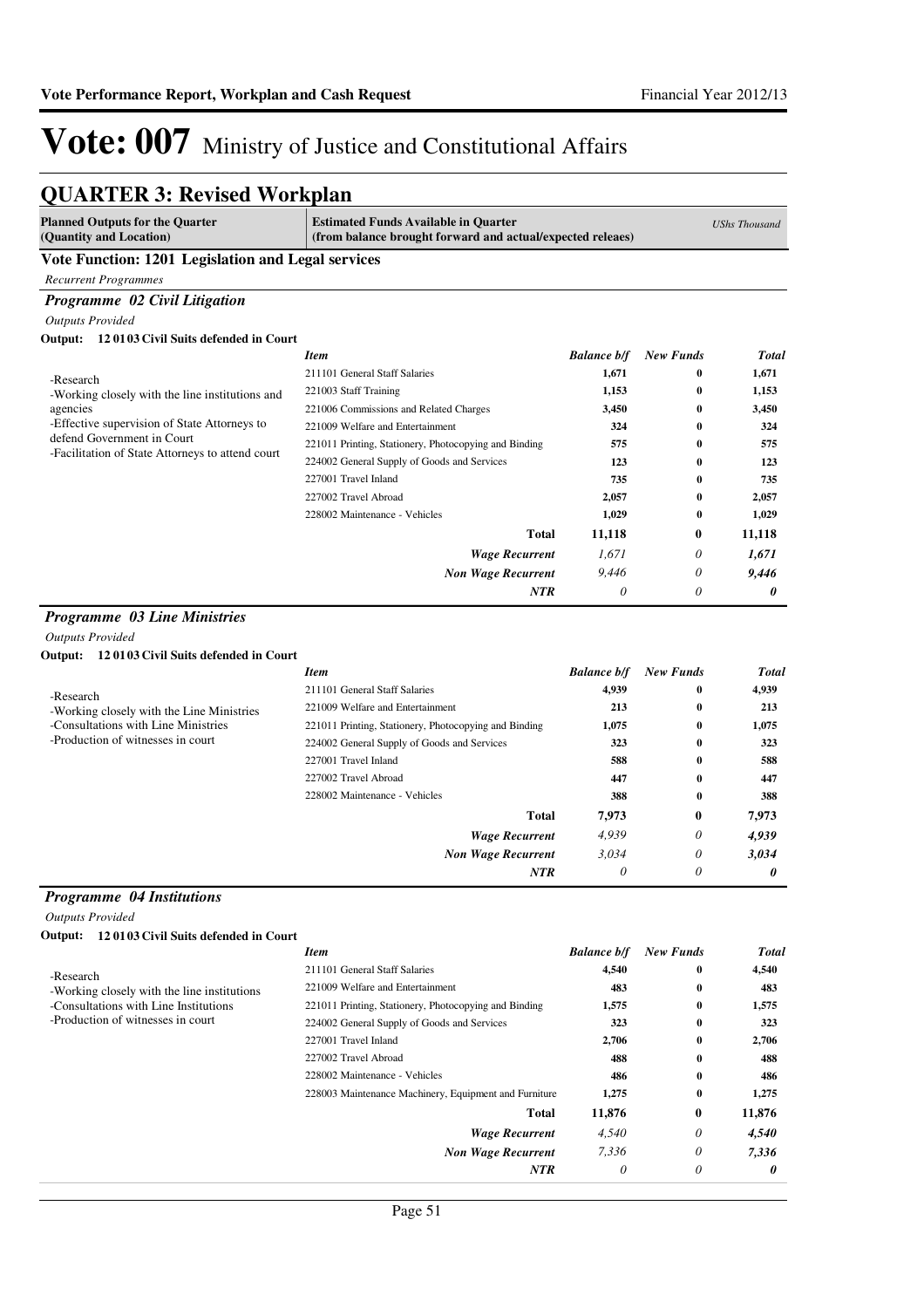# Vote: 007 Ministry of Justice and Constitutional Affairs

## QUARTER 3: Revised Workplan

| Planned Outputs for the Quarter (Quantity and Location) | Estimated Funds Available in Quarter (from balance brought forward and actual/expected releaes) | | | *UShs Thousand* |
|---|---|---|---|---|

### Vote Function: 1201 Legislation and Legal services

*Recurrent Programmes*

#### *Programme 02 Civil Litigation*

*Outputs Provided*

**Output: 12 01 03 Civil Suits defended in Court**

-Research
-Working closely with the line institutions and agencies
-Effective supervision of State Attorneys to defend Government in Court
-Facilitation of State Attorneys to attend court

| *Item* | *Balance b/f* | *New Funds* | *Total* |
|---|---|---|---|
| 211101 General Staff Salaries | 1,671 | 0 | 1,671 |
| 221003 Staff Training | 1,153 | 0 | 1,153 |
| 221006 Commissions and Related Charges | 3,450 | 0 | 3,450 |
| 221009 Welfare and Entertainment | 324 | 0 | 324 |
| 221011 Printing, Stationery, Photocopying and Binding | 575 | 0 | 575 |
| 224002 General Supply of Goods and Services | 123 | 0 | 123 |
| 227001 Travel Inland | 735 | 0 | 735 |
| 227002 Travel Abroad | 2,057 | 0 | 2,057 |
| 228002 Maintenance - Vehicles | 1,029 | 0 | 1,029 |
| **Total** | **11,118** | **0** | **11,118** |
| ***Wage Recurrent*** | *1,671* | *0* | ***1,671*** |
| ***Non Wage Recurrent*** | *9,446* | *0* | ***9,446*** |
| ***NTR*** | *0* | *0* | ***0*** |

#### *Programme 03 Line Ministries*

*Outputs Provided*

**Output: 12 01 03 Civil Suits defended in Court**

-Research
-Working closely with the Line Ministries
-Consultations with Line Ministries
-Production of witnesses in court

| *Item* | *Balance b/f* | *New Funds* | *Total* |
|---|---|---|---|
| 211101 General Staff Salaries | 4,939 | 0 | 4,939 |
| 221009 Welfare and Entertainment | 213 | 0 | 213 |
| 221011 Printing, Stationery, Photocopying and Binding | 1,075 | 0 | 1,075 |
| 224002 General Supply of Goods and Services | 323 | 0 | 323 |
| 227001 Travel Inland | 588 | 0 | 588 |
| 227002 Travel Abroad | 447 | 0 | 447 |
| 228002 Maintenance - Vehicles | 388 | 0 | 388 |
| **Total** | **7,973** | **0** | **7,973** |
| ***Wage Recurrent*** | *4,939* | *0* | ***4,939*** |
| ***Non Wage Recurrent*** | *3,034* | *0* | ***3,034*** |
| ***NTR*** | *0* | *0* | ***0*** |

#### *Programme 04 Institutions*

*Outputs Provided*

**Output: 12 01 03 Civil Suits defended in Court**

-Research
-Working closely with the line institutions
-Consultations with Line Institutions
-Production of witnesses in court

| *Item* | *Balance b/f* | *New Funds* | *Total* |
|---|---|---|---|
| 211101 General Staff Salaries | 4,540 | 0 | 4,540 |
| 221009 Welfare and Entertainment | 483 | 0 | 483 |
| 221011 Printing, Stationery, Photocopying and Binding | 1,575 | 0 | 1,575 |
| 224002 General Supply of Goods and Services | 323 | 0 | 323 |
| 227001 Travel Inland | 2,706 | 0 | 2,706 |
| 227002 Travel Abroad | 488 | 0 | 488 |
| 228002 Maintenance - Vehicles | 486 | 0 | 486 |
| 228003 Maintenance Machinery, Equipment and Furniture | 1,275 | 0 | 1,275 |
| **Total** | **11,876** | **0** | **11,876** |
| ***Wage Recurrent*** | *4,540* | *0* | ***4,540*** |
| ***Non Wage Recurrent*** | *7,336* | *0* | ***7,336*** |
| ***NTR*** | *0* | *0* | ***0*** |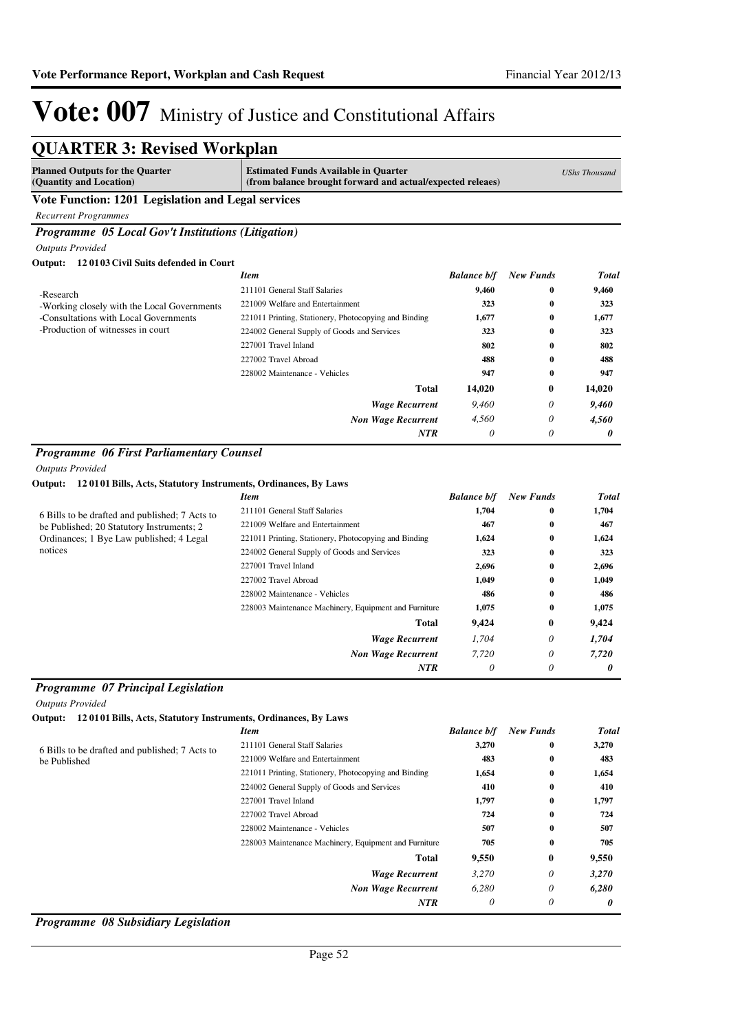# Vote: 007 Ministry of Justice and Constitutional Affairs

## QUARTER 3: Revised Workplan

| Planned Outputs for the Quarter (Quantity and Location) | Estimated Funds Available in Quarter (from balance brought forward and actual/expected releaes) | | | UShs Thousand |
|---|---|---|---|---|

### Vote Function: 1201 Legislation and Legal services

*Recurrent Programmes*

#### *Programme 05 Local Gov't Institutions (Litigation)*

*Outputs Provided*

**Output: 12 01 03 Civil Suits defended in Court**

| | *Item* | *Balance b/f* | *New Funds* | *Total* |
|---|---|---|---|---|
| -Research<br>-Working closely with the Local Governments<br>-Consultations with Local Governments<br>-Production of witnesses in court | 211101 General Staff Salaries | 9,460 | 0 | 9,460 |
| | 221009 Welfare and Entertainment | 323 | 0 | 323 |
| | 221011 Printing, Stationery, Photocopying and Binding | 1,677 | 0 | 1,677 |
| | 224002 General Supply of Goods and Services | 323 | 0 | 323 |
| | 227001 Travel Inland | 802 | 0 | 802 |
| | 227002 Travel Abroad | 488 | 0 | 488 |
| | 228002 Maintenance - Vehicles | 947 | 0 | 947 |
| | **Total** | **14,020** | **0** | **14,020** |
| | ***Wage Recurrent*** | *9,460* | *0* | ***9,460*** |
| | ***Non Wage Recurrent*** | *4,560* | *0* | ***4,560*** |
| | ***NTR*** | *0* | *0* | ***0*** |

#### *Programme 06 First Parliamentary Counsel*

*Outputs Provided*

**Output: 12 01 01 Bills, Acts, Statutory Instruments, Ordinances, By Laws**

| | *Item* | *Balance b/f* | *New Funds* | *Total* |
|---|---|---|---|---|
| 6 Bills to be drafted and published; 7 Acts to be Published; 20 Statutory Instruments; 2 Ordinances; 1 Bye Law published; 4 Legal notices | 211101 General Staff Salaries | 1,704 | 0 | 1,704 |
| | 221009 Welfare and Entertainment | 467 | 0 | 467 |
| | 221011 Printing, Stationery, Photocopying and Binding | 1,624 | 0 | 1,624 |
| | 224002 General Supply of Goods and Services | 323 | 0 | 323 |
| | 227001 Travel Inland | 2,696 | 0 | 2,696 |
| | 227002 Travel Abroad | 1,049 | 0 | 1,049 |
| | 228002 Maintenance - Vehicles | 486 | 0 | 486 |
| | 228003 Maintenance Machinery, Equipment and Furniture | 1,075 | 0 | 1,075 |
| | **Total** | **9,424** | **0** | **9,424** |
| | ***Wage Recurrent*** | *1,704* | *0* | ***1,704*** |
| | ***Non Wage Recurrent*** | *7,720* | *0* | ***7,720*** |
| | ***NTR*** | *0* | *0* | ***0*** |

#### *Programme 07 Principal Legislation*

*Outputs Provided*

**Output: 12 01 01 Bills, Acts, Statutory Instruments, Ordinances, By Laws**

| | *Item* | *Balance b/f* | *New Funds* | *Total* |
|---|---|---|---|---|
| 6 Bills to be drafted and published; 7 Acts to be Published | 211101 General Staff Salaries | 3,270 | 0 | 3,270 |
| | 221009 Welfare and Entertainment | 483 | 0 | 483 |
| | 221011 Printing, Stationery, Photocopying and Binding | 1,654 | 0 | 1,654 |
| | 224002 General Supply of Goods and Services | 410 | 0 | 410 |
| | 227001 Travel Inland | 1,797 | 0 | 1,797 |
| | 227002 Travel Abroad | 724 | 0 | 724 |
| | 228002 Maintenance - Vehicles | 507 | 0 | 507 |
| | 228003 Maintenance Machinery, Equipment and Furniture | 705 | 0 | 705 |
| | **Total** | **9,550** | **0** | **9,550** |
| | ***Wage Recurrent*** | *3,270* | *0* | ***3,270*** |
| | ***Non Wage Recurrent*** | *6,280* | *0* | ***6,280*** |
| | ***NTR*** | *0* | *0* | ***0*** |

#### *Programme 08 Subsidiary Legislation*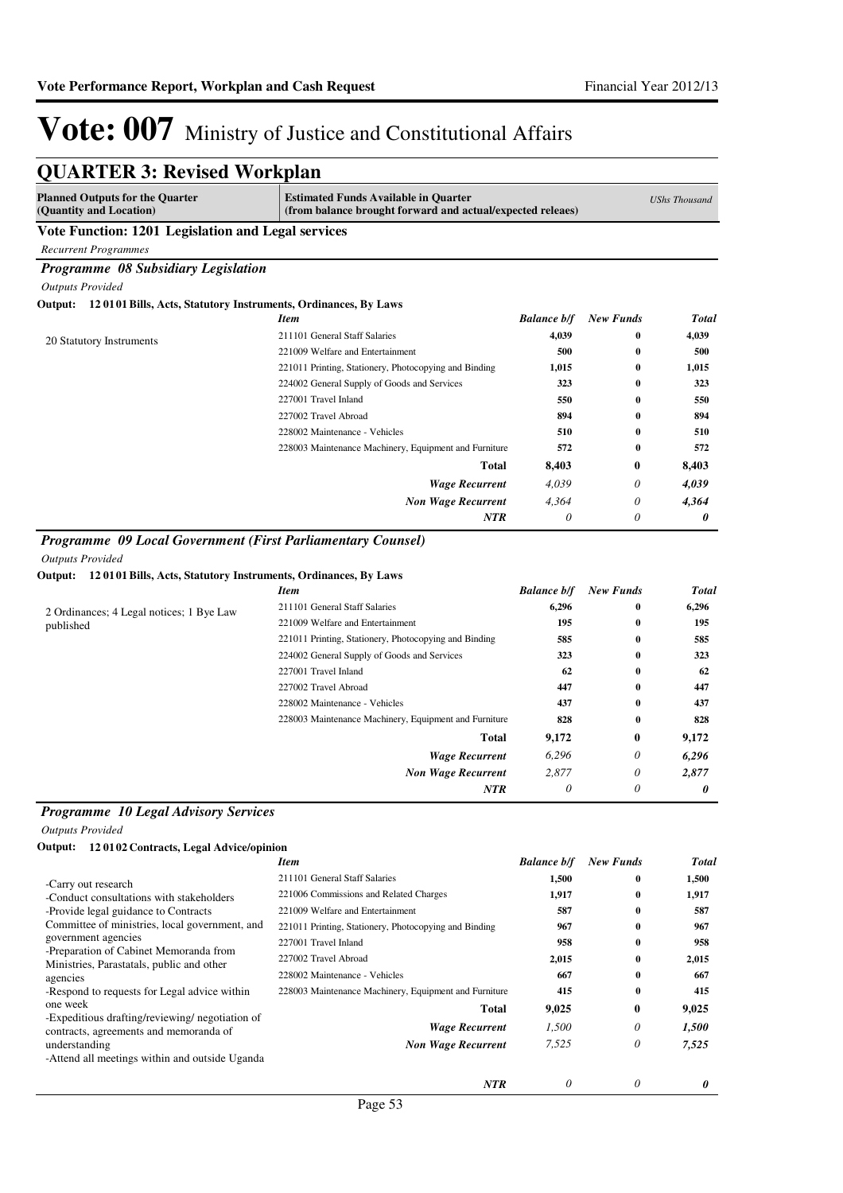# Vote: 007 Ministry of Justice and Constitutional Affairs

## QUARTER 3: Revised Workplan

| Planned Outputs for the Quarter (Quantity and Location) | Estimated Funds Available in Quarter (from balance brought forward and actual/expected releaes) | | | UShs Thousand |
|---|---|---|---|---|

### Vote Function: 1201 Legislation and Legal services

*Recurrent Programmes*

### *Programme 08 Subsidiary Legislation*

*Outputs Provided*

**Output: 12 01 01 Bills, Acts, Statutory Instruments, Ordinances, By Laws**

| | *Item* | *Balance b/f* | *New Funds* | *Total* |
|---|---|---|---|---|
| 20 Statutory Instruments | 211101 General Staff Salaries | 4,039 | 0 | 4,039 |
| | 221009 Welfare and Entertainment | 500 | 0 | 500 |
| | 221011 Printing, Stationery, Photocopying and Binding | 1,015 | 0 | 1,015 |
| | 224002 General Supply of Goods and Services | 323 | 0 | 323 |
| | 227001 Travel Inland | 550 | 0 | 550 |
| | 227002 Travel Abroad | 894 | 0 | 894 |
| | 228002 Maintenance - Vehicles | 510 | 0 | 510 |
| | 228003 Maintenance Machinery, Equipment and Furniture | 572 | 0 | 572 |
| | **Total** | **8,403** | **0** | **8,403** |
| | ***Wage Recurrent*** | *4,039* | *0* | ***4,039*** |
| | ***Non Wage Recurrent*** | *4,364* | *0* | ***4,364*** |
| | ***NTR*** | *0* | *0* | ***0*** |

### *Programme 09 Local Government (First Parliamentary Counsel)*

*Outputs Provided*

**Output: 12 01 01 Bills, Acts, Statutory Instruments, Ordinances, By Laws**

| | *Item* | *Balance b/f* | *New Funds* | *Total* |
|---|---|---|---|---|
| 2 Ordinances; 4 Legal notices; 1 Bye Law published | 211101 General Staff Salaries | 6,296 | 0 | 6,296 |
| | 221009 Welfare and Entertainment | 195 | 0 | 195 |
| | 221011 Printing, Stationery, Photocopying and Binding | 585 | 0 | 585 |
| | 224002 General Supply of Goods and Services | 323 | 0 | 323 |
| | 227001 Travel Inland | 62 | 0 | 62 |
| | 227002 Travel Abroad | 447 | 0 | 447 |
| | 228002 Maintenance - Vehicles | 437 | 0 | 437 |
| | 228003 Maintenance Machinery, Equipment and Furniture | 828 | 0 | 828 |
| | **Total** | **9,172** | **0** | **9,172** |
| | ***Wage Recurrent*** | *6,296* | *0* | ***6,296*** |
| | ***Non Wage Recurrent*** | *2,877* | *0* | ***2,877*** |
| | ***NTR*** | *0* | *0* | ***0*** |

### *Programme 10 Legal Advisory Services*

*Outputs Provided*

**Output: 12 01 02 Contracts, Legal Advice/opinion**

| | *Item* | *Balance b/f* | *New Funds* | *Total* |
|---|---|---|---|---|
| -Carry out research<br>-Conduct consultations with stakeholders<br>-Provide legal guidance to Contracts Committee of ministries, local government, and government agencies<br>-Preparation of Cabinet Memoranda from Ministries, Parastatals, public and other agencies<br>-Respond to requests for Legal advice within one week<br>-Expeditious drafting/reviewing/ negotiation of contracts, agreements and memoranda of understanding<br>-Attend all meetings within and outside Uganda | 211101 General Staff Salaries | 1,500 | 0 | 1,500 |
| | 221006 Commissions and Related Charges | 1,917 | 0 | 1,917 |
| | 221009 Welfare and Entertainment | 587 | 0 | 587 |
| | 221011 Printing, Stationery, Photocopying and Binding | 967 | 0 | 967 |
| | 227001 Travel Inland | 958 | 0 | 958 |
| | 227002 Travel Abroad | 2,015 | 0 | 2,015 |
| | 228002 Maintenance - Vehicles | 667 | 0 | 667 |
| | 228003 Maintenance Machinery, Equipment and Furniture | 415 | 0 | 415 |
| | **Total** | **9,025** | **0** | **9,025** |
| | ***Wage Recurrent*** | *1,500* | *0* | ***1,500*** |
| | ***Non Wage Recurrent*** | *7,525* | *0* | ***7,525*** |
| | ***NTR*** | *0* | *0* | ***0*** |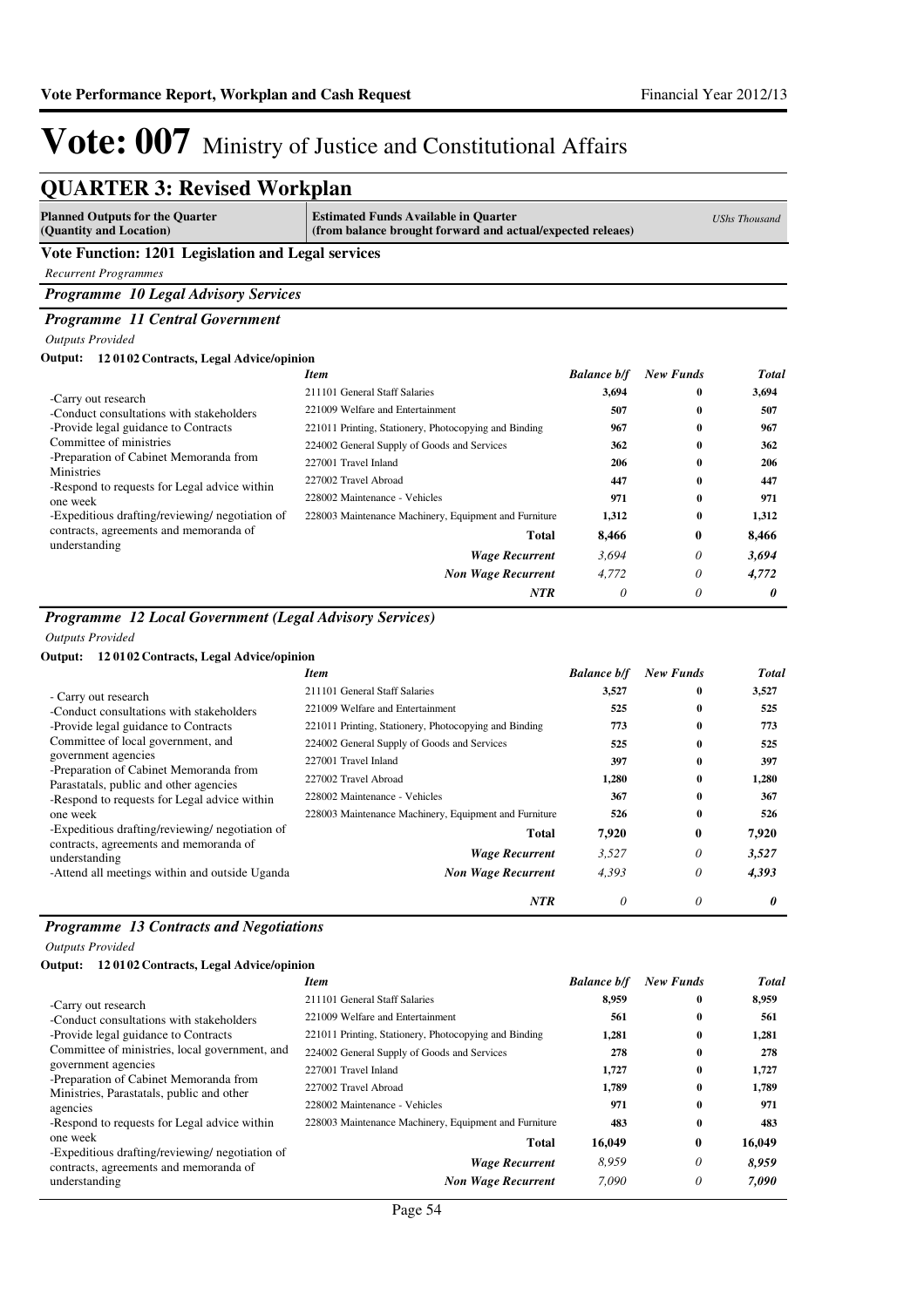# Vote: 007 Ministry of Justice and Constitutional Affairs

## QUARTER 3: Revised Workplan

| Planned Outputs for the Quarter (Quantity and Location) | Estimated Funds Available in Quarter (from balance brought forward and actual/expected releaes) | *UShs Thousand* |
|---|---|---|

### Vote Function: 1201 Legislation and Legal services

*Recurrent Programmes*

#### *Programme 10 Legal Advisory Services*

#### *Programme 11 Central Government*

*Outputs Provided*

**Output: 12 01 02 Contracts, Legal Advice/opinion**

-Carry out research
-Conduct consultations with stakeholders
-Provide legal guidance to Contracts Committee of ministries
-Preparation of Cabinet Memoranda from Ministries
-Respond to requests for Legal advice within one week
-Expeditious drafting/reviewing/ negotiation of contracts, agreements and memoranda of understanding

| *Item* | *Balance b/f* | *New Funds* | *Total* |
|---|---|---|---|
| 211101 General Staff Salaries | 3,694 | 0 | 3,694 |
| 221009 Welfare and Entertainment | 507 | 0 | 507 |
| 221011 Printing, Stationery, Photocopying and Binding | 967 | 0 | 967 |
| 224002 General Supply of Goods and Services | 362 | 0 | 362 |
| 227001 Travel Inland | 206 | 0 | 206 |
| 227002 Travel Abroad | 447 | 0 | 447 |
| 228002 Maintenance - Vehicles | 971 | 0 | 971 |
| 228003 Maintenance Machinery, Equipment and Furniture | 1,312 | 0 | 1,312 |
| **Total** | **8,466** | **0** | **8,466** |
| ***Wage Recurrent*** | *3,694* | *0* | ***3,694*** |
| ***Non Wage Recurrent*** | *4,772* | *0* | ***4,772*** |
| ***NTR*** | *0* | *0* | ***0*** |

#### *Programme 12 Local Government (Legal Advisory Services)*

*Outputs Provided*

**Output: 12 01 02 Contracts, Legal Advice/opinion**

- Carry out research
-Conduct consultations with stakeholders
-Provide legal guidance to Contracts Committee of local government, and government agencies
-Preparation of Cabinet Memoranda from Parastatals, public and other agencies
-Respond to requests for Legal advice within one week
-Expeditious drafting/reviewing/ negotiation of contracts, agreements and memoranda of understanding
-Attend all meetings within and outside Uganda

| *Item* | *Balance b/f* | *New Funds* | *Total* |
|---|---|---|---|
| 211101 General Staff Salaries | 3,527 | 0 | 3,527 |
| 221009 Welfare and Entertainment | 525 | 0 | 525 |
| 221011 Printing, Stationery, Photocopying and Binding | 773 | 0 | 773 |
| 224002 General Supply of Goods and Services | 525 | 0 | 525 |
| 227001 Travel Inland | 397 | 0 | 397 |
| 227002 Travel Abroad | 1,280 | 0 | 1,280 |
| 228002 Maintenance - Vehicles | 367 | 0 | 367 |
| 228003 Maintenance Machinery, Equipment and Furniture | 526 | 0 | 526 |
| **Total** | **7,920** | **0** | **7,920** |
| ***Wage Recurrent*** | *3,527* | *0* | ***3,527*** |
| ***Non Wage Recurrent*** | *4,393* | *0* | ***4,393*** |
| ***NTR*** | *0* | *0* | ***0*** |

#### *Programme 13 Contracts and Negotiations*

*Outputs Provided*

**Output: 12 01 02 Contracts, Legal Advice/opinion**

-Carry out research
-Conduct consultations with stakeholders
-Provide legal guidance to Contracts Committee of ministries, local government, and government agencies
-Preparation of Cabinet Memoranda from Ministries, Parastatals, public and other agencies
-Respond to requests for Legal advice within one week
-Expeditious drafting/reviewing/ negotiation of contracts, agreements and memoranda of understanding

| *Item* | *Balance b/f* | *New Funds* | *Total* |
|---|---|---|---|
| 211101 General Staff Salaries | 8,959 | 0 | 8,959 |
| 221009 Welfare and Entertainment | 561 | 0 | 561 |
| 221011 Printing, Stationery, Photocopying and Binding | 1,281 | 0 | 1,281 |
| 224002 General Supply of Goods and Services | 278 | 0 | 278 |
| 227001 Travel Inland | 1,727 | 0 | 1,727 |
| 227002 Travel Abroad | 1,789 | 0 | 1,789 |
| 228002 Maintenance - Vehicles | 971 | 0 | 971 |
| 228003 Maintenance Machinery, Equipment and Furniture | 483 | 0 | 483 |
| **Total** | **16,049** | **0** | **16,049** |
| ***Wage Recurrent*** | *8,959* | *0* | ***8,959*** |
| ***Non Wage Recurrent*** | *7,090* | *0* | ***7,090*** |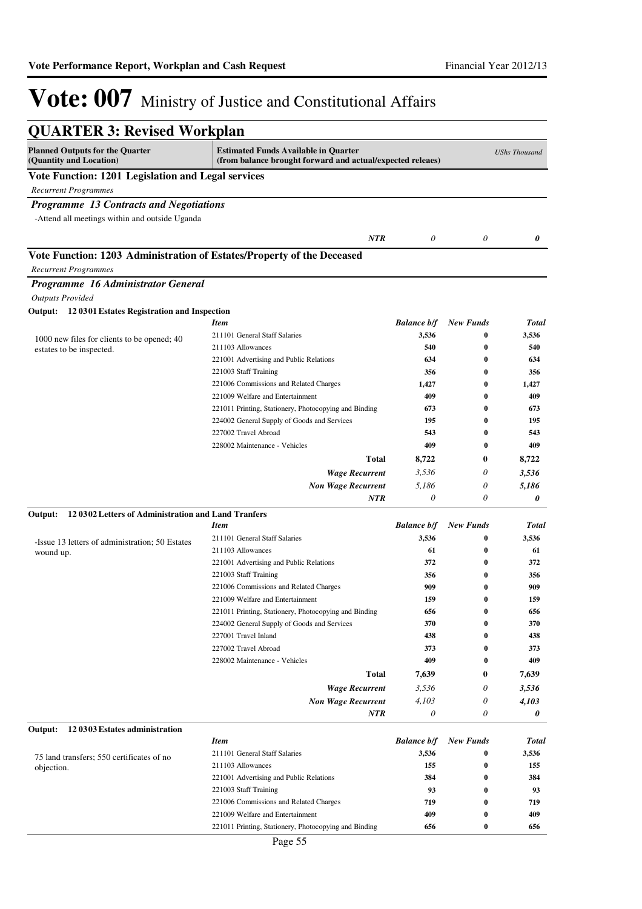# Vote: 007 Ministry of Justice and Constitutional Affairs

## QUARTER 3: Revised Workplan

| Planned Outputs for the Quarter (Quantity and Location) | Estimated Funds Available in Quarter (from balance brought forward and actual/expected releaes) | | | *UShs Thousand* |
|---|---|---|---|---|

### Vote Function: 1201 Legislation and Legal services

*Recurrent Programmes*

#### *Programme 13 Contracts and Negotiations*

-Attend all meetings within and outside Uganda

| | | | | |
|---|---|---|---|---|
| | ***NTR*** | *0* | *0* | ***0*** |

### Vote Function: 1203 Administration of Estates/Property of the Deceased

*Recurrent Programmes*

#### *Programme 16 Administrator General*

*Outputs Provided*

**Output: 12 03 01 Estates Registration and Inspection**

| | *Item* | *Balance b/f* | *New Funds* | *Total* |
|---|---|---|---|---|
| 1000 new files for clients to be opened; 40 estates to be inspected. | 211101 General Staff Salaries | **3,536** | **0** | **3,536** |
| | 211103 Allowances | **540** | **0** | **540** |
| | 221001 Advertising and Public Relations | **634** | **0** | **634** |
| | 221003 Staff Training | **356** | **0** | **356** |
| | 221006 Commissions and Related Charges | **1,427** | **0** | **1,427** |
| | 221009 Welfare and Entertainment | **409** | **0** | **409** |
| | 221011 Printing, Stationery, Photocopying and Binding | **673** | **0** | **673** |
| | 224002 General Supply of Goods and Services | **195** | **0** | **195** |
| | 227002 Travel Abroad | **543** | **0** | **543** |
| | 228002 Maintenance - Vehicles | **409** | **0** | **409** |
| | **Total** | **8,722** | **0** | **8,722** |
| | ***Wage Recurrent*** | *3,536* | *0* | ***3,536*** |
| | ***Non Wage Recurrent*** | *5,186* | *0* | ***5,186*** |
| | ***NTR*** | *0* | *0* | ***0*** |

**Output: 12 03 02 Letters of Administration and Land Tranfers**

| | *Item* | *Balance b/f* | *New Funds* | *Total* |
|---|---|---|---|---|
| -Issue 13 letters of administration; 50 Estates wound up. | 211101 General Staff Salaries | **3,536** | **0** | **3,536** |
| | 211103 Allowances | **61** | **0** | **61** |
| | 221001 Advertising and Public Relations | **372** | **0** | **372** |
| | 221003 Staff Training | **356** | **0** | **356** |
| | 221006 Commissions and Related Charges | **909** | **0** | **909** |
| | 221009 Welfare and Entertainment | **159** | **0** | **159** |
| | 221011 Printing, Stationery, Photocopying and Binding | **656** | **0** | **656** |
| | 224002 General Supply of Goods and Services | **370** | **0** | **370** |
| | 227001 Travel Inland | **438** | **0** | **438** |
| | 227002 Travel Abroad | **373** | **0** | **373** |
| | 228002 Maintenance - Vehicles | **409** | **0** | **409** |
| | **Total** | **7,639** | **0** | **7,639** |
| | ***Wage Recurrent*** | *3,536* | *0* | ***3,536*** |
| | ***Non Wage Recurrent*** | *4,103* | *0* | ***4,103*** |
| | ***NTR*** | *0* | *0* | ***0*** |

**Output: 12 03 03 Estates administration**

| | *Item* | *Balance b/f* | *New Funds* | *Total* |
|---|---|---|---|---|
| 75 land transfers; 550 certificates of no objection. | 211101 General Staff Salaries | **3,536** | **0** | **3,536** |
| | 211103 Allowances | **155** | **0** | **155** |
| | 221001 Advertising and Public Relations | **384** | **0** | **384** |
| | 221003 Staff Training | **93** | **0** | **93** |
| | 221006 Commissions and Related Charges | **719** | **0** | **719** |
| | 221009 Welfare and Entertainment | **409** | **0** | **409** |
| | 221011 Printing, Stationery, Photocopying and Binding | **656** | **0** | **656** |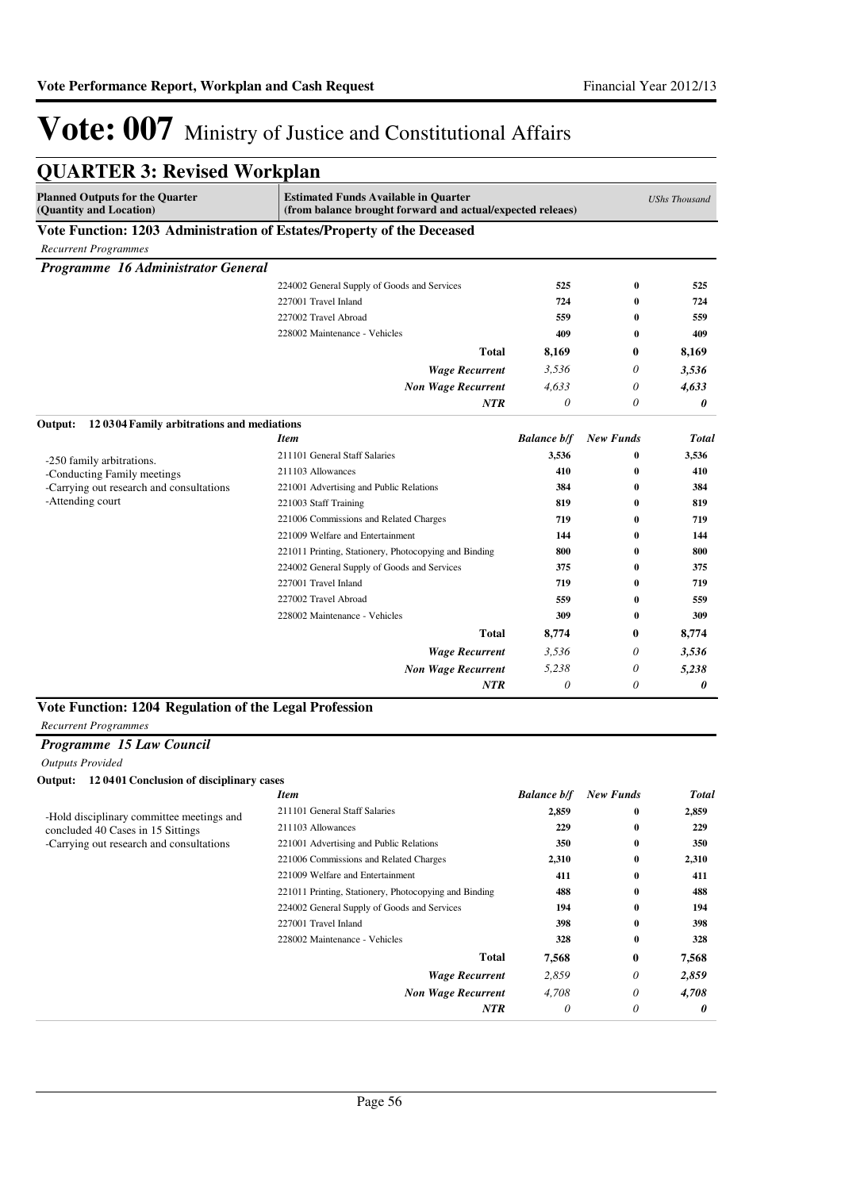# Vote: 007 Ministry of Justice and Constitutional Affairs

## QUARTER 3: Revised Workplan

| Planned Outputs for the Quarter (Quantity and Location) | Estimated Funds Available in Quarter (from balance brought forward and actual/expected releaes) | | | UShs Thousand |
|---|---|---|---|---|

### Vote Function: 1203 Administration of Estates/Property of the Deceased

*Recurrent Programmes*

#### *Programme 16 Administrator General*

| | Item | Balance b/f | New Funds | Total |
|---|---|---|---|---|
| | 224002 General Supply of Goods and Services | 525 | 0 | 525 |
| | 227001 Travel Inland | 724 | 0 | 724 |
| | 227002 Travel Abroad | 559 | 0 | 559 |
| | 228002 Maintenance - Vehicles | 409 | 0 | 409 |
| | **Total** | **8,169** | **0** | **8,169** |
| | ***Wage Recurrent*** | *3,536* | *0* | ***3,536*** |
| | ***Non Wage Recurrent*** | *4,633* | *0* | ***4,633*** |
| | ***NTR*** | *0* | *0* | ***0*** |

**Output: 12 0304 Family arbitrations and mediations**

| | Item | Balance b/f | New Funds | Total |
|---|---|---|---|---|
| -250 family arbitrations.<br>-Conducting Family meetings<br>-Carrying out research and consultations<br>-Attending court | 211101 General Staff Salaries | 3,536 | 0 | 3,536 |
| | 211103 Allowances | 410 | 0 | 410 |
| | 221001 Advertising and Public Relations | 384 | 0 | 384 |
| | 221003 Staff Training | 819 | 0 | 819 |
| | 221006 Commissions and Related Charges | 719 | 0 | 719 |
| | 221009 Welfare and Entertainment | 144 | 0 | 144 |
| | 221011 Printing, Stationery, Photocopying and Binding | 800 | 0 | 800 |
| | 224002 General Supply of Goods and Services | 375 | 0 | 375 |
| | 227001 Travel Inland | 719 | 0 | 719 |
| | 227002 Travel Abroad | 559 | 0 | 559 |
| | 228002 Maintenance - Vehicles | 309 | 0 | 309 |
| | **Total** | **8,774** | **0** | **8,774** |
| | ***Wage Recurrent*** | *3,536* | *0* | ***3,536*** |
| | ***Non Wage Recurrent*** | *5,238* | *0* | ***5,238*** |
| | ***NTR*** | *0* | *0* | ***0*** |

### Vote Function: 1204 Regulation of the Legal Profession

*Recurrent Programmes*

#### *Programme 15 Law Council*

*Outputs Provided*

**Output: 12 0401 Conclusion of disciplinary cases**

| | Item | Balance b/f | New Funds | Total |
|---|---|---|---|---|
| -Hold disciplinary committee meetings and concluded 40 Cases in 15 Sittings<br>-Carrying out research and consultations | 211101 General Staff Salaries | 2,859 | 0 | 2,859 |
| | 211103 Allowances | 229 | 0 | 229 |
| | 221001 Advertising and Public Relations | 350 | 0 | 350 |
| | 221006 Commissions and Related Charges | 2,310 | 0 | 2,310 |
| | 221009 Welfare and Entertainment | 411 | 0 | 411 |
| | 221011 Printing, Stationery, Photocopying and Binding | 488 | 0 | 488 |
| | 224002 General Supply of Goods and Services | 194 | 0 | 194 |
| | 227001 Travel Inland | 398 | 0 | 398 |
| | 228002 Maintenance - Vehicles | 328 | 0 | 328 |
| | **Total** | **7,568** | **0** | **7,568** |
| | ***Wage Recurrent*** | *2,859* | *0* | ***2,859*** |
| | ***Non Wage Recurrent*** | *4,708* | *0* | ***4,708*** |
| | ***NTR*** | *0* | *0* | ***0*** |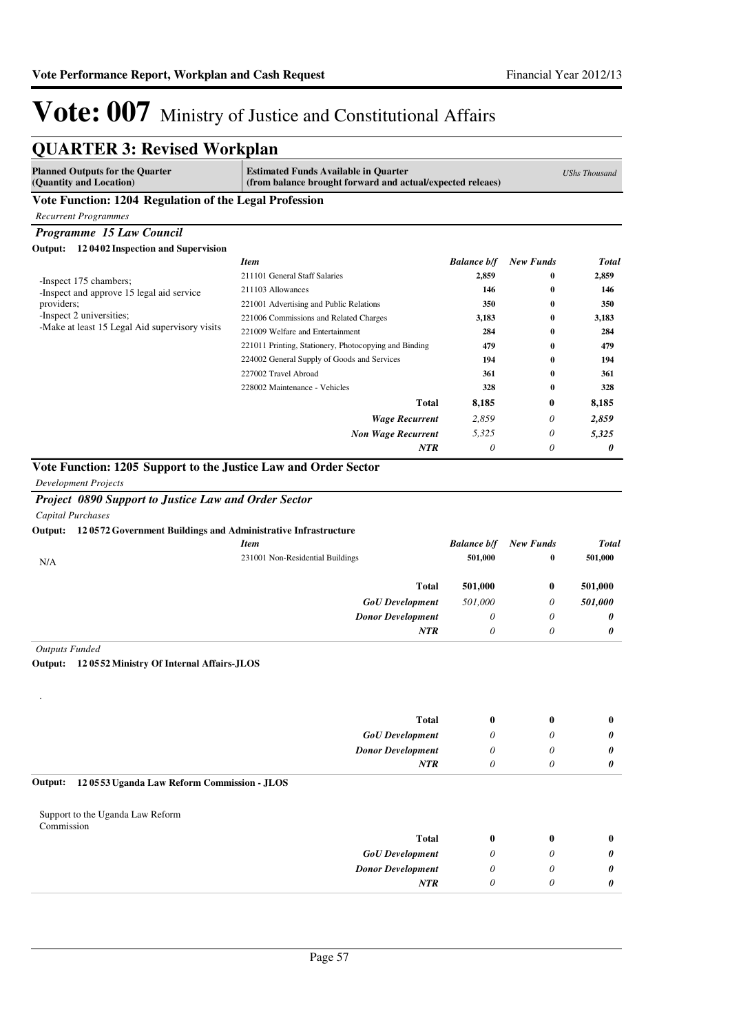# Vote: 007 Ministry of Justice and Constitutional Affairs

## QUARTER 3: Revised Workplan

| Planned Outputs for the Quarter (Quantity and Location) | Estimated Funds Available in Quarter (from balance brought forward and actual/expected releaes) | | | UShs Thousand |
|---|---|---|---|---|

### Vote Function: 1204 Regulation of the Legal Profession

*Recurrent Programmes*

#### *Programme 15 Law Council*

**Output: 12 04 02 Inspection and Supervision**

| Planned Outputs | Item | Balance b/f | New Funds | Total |
|---|---|---|---|---|
| -Inspect 175 chambers;<br>-Inspect and approve 15 legal aid service providers;<br>-Inspect 2 universities;<br>-Make at least 15 Legal Aid supervisory visits | 211101 General Staff Salaries | 2,859 | 0 | 2,859 |
| | 211103 Allowances | 146 | 0 | 146 |
| | 221001 Advertising and Public Relations | 350 | 0 | 350 |
| | 221006 Commissions and Related Charges | 3,183 | 0 | 3,183 |
| | 221009 Welfare and Entertainment | 284 | 0 | 284 |
| | 221011 Printing, Stationery, Photocopying and Binding | 479 | 0 | 479 |
| | 224002 General Supply of Goods and Services | 194 | 0 | 194 |
| | 227002 Travel Abroad | 361 | 0 | 361 |
| | 228002 Maintenance - Vehicles | 328 | 0 | 328 |
| | **Total** | **8,185** | **0** | **8,185** |
| | ***Wage Recurrent*** | *2,859* | *0* | ***2,859*** |
| | ***Non Wage Recurrent*** | *5,325* | *0* | ***5,325*** |
| | ***NTR*** | *0* | *0* | ***0*** |

### Vote Function: 1205 Support to the Justice Law and Order Sector

*Development Projects*

#### *Project 0890 Support to Justice Law and Order Sector*

*Capital Purchases*

**Output: 12 05 72 Government Buildings and Administrative Infrastructure**

| Planned Outputs | Item | Balance b/f | New Funds | Total |
|---|---|---|---|---|
| N/A | 231001 Non-Residential Buildings | 501,000 | 0 | 501,000 |
| | **Total** | **501,000** | **0** | **501,000** |
| | ***GoU Development*** | *501,000* | *0* | ***501,000*** |
| | ***Donor Development*** | *0* | *0* | ***0*** |
| | ***NTR*** | *0* | *0* | ***0*** |

*Outputs Funded*

**Output: 12 05 52 Ministry Of Internal Affairs-JLOS**

.

| | | Balance b/f | New Funds | Total |
|---|---|---|---|---|
| | **Total** | **0** | **0** | **0** |
| | ***GoU Development*** | *0* | *0* | ***0*** |
| | ***Donor Development*** | *0* | *0* | ***0*** |
| | ***NTR*** | *0* | *0* | ***0*** |

**Output: 12 05 53 Uganda Law Reform Commission - JLOS**

| Planned Outputs | | Balance b/f | New Funds | Total |
|---|---|---|---|---|
| Support to the Uganda Law Reform Commission | **Total** | **0** | **0** | **0** |
| | ***GoU Development*** | *0* | *0* | ***0*** |
| | ***Donor Development*** | *0* | *0* | ***0*** |
| | ***NTR*** | *0* | *0* | ***0*** |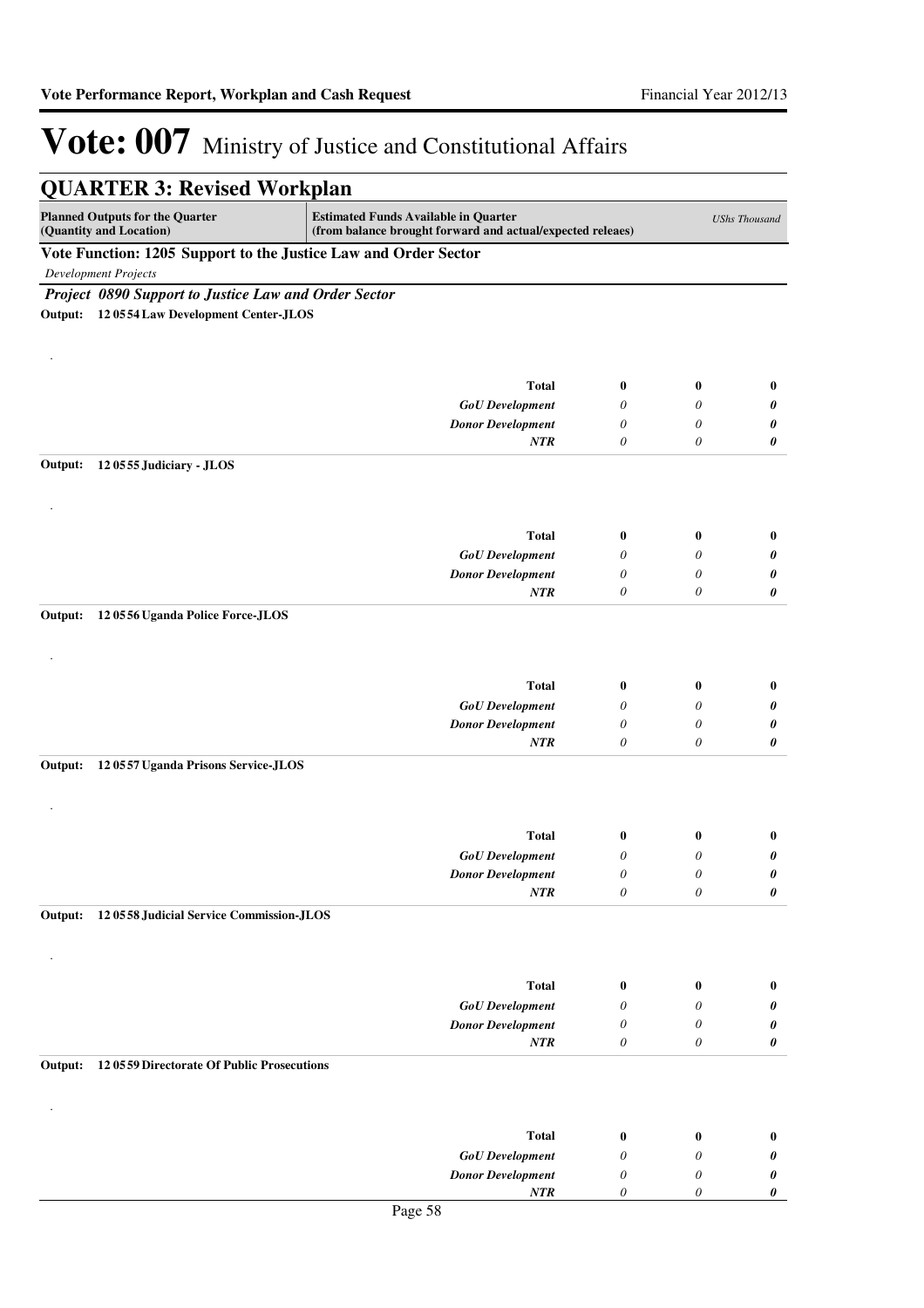# Vote: 007 Ministry of Justice and Constitutional Affairs

## QUARTER 3: Revised Workplan

| Planned Outputs for the Quarter (Quantity and Location) | Estimated Funds Available in Quarter (from balance brought forward and actual/expected releaes) | | | *UShs Thousand* |
|---|---|---|---|---|

**Vote Function: 1205 Support to the Justice Law and Order Sector**

*Development Projects*

***Project 0890 Support to Justice Law and Order Sector***

**Output: 12 05 54 Law Development Center-JLOS**

.

| | | | |
|---|---|---|---|
| **Total** | **0** | **0** | **0** |
| *GoU Development* | *0* | *0* | ***0*** |
| *Donor Development* | *0* | *0* | ***0*** |
| ***NTR*** | *0* | *0* | ***0*** |

**Output: 12 05 55 Judiciary - JLOS**

.

| | | | |
|---|---|---|---|
| **Total** | **0** | **0** | **0** |
| *GoU Development* | *0* | *0* | ***0*** |
| *Donor Development* | *0* | *0* | ***0*** |
| ***NTR*** | *0* | *0* | ***0*** |

**Output: 12 05 56 Uganda Police Force-JLOS**

.

| | | | |
|---|---|---|---|
| **Total** | **0** | **0** | **0** |
| *GoU Development* | *0* | *0* | ***0*** |
| *Donor Development* | *0* | *0* | ***0*** |
| ***NTR*** | *0* | *0* | ***0*** |

**Output: 12 05 57 Uganda Prisons Service-JLOS**

.

| | | | |
|---|---|---|---|
| **Total** | **0** | **0** | **0** |
| *GoU Development* | *0* | *0* | ***0*** |
| *Donor Development* | *0* | *0* | ***0*** |
| ***NTR*** | *0* | *0* | ***0*** |

**Output: 12 05 58 Judicial Service Commission-JLOS**

.

| | | | |
|---|---|---|---|
| **Total** | **0** | **0** | **0** |
| *GoU Development* | *0* | *0* | ***0*** |
| *Donor Development* | *0* | *0* | ***0*** |
| ***NTR*** | *0* | *0* | ***0*** |

**Output: 12 05 59 Directorate Of Public Prosecutions**

.

| | | | |
|---|---|---|---|
| **Total** | **0** | **0** | **0** |
| *GoU Development* | *0* | *0* | ***0*** |
| *Donor Development* | *0* | *0* | ***0*** |
| ***NTR*** | *0* | *0* | ***0*** |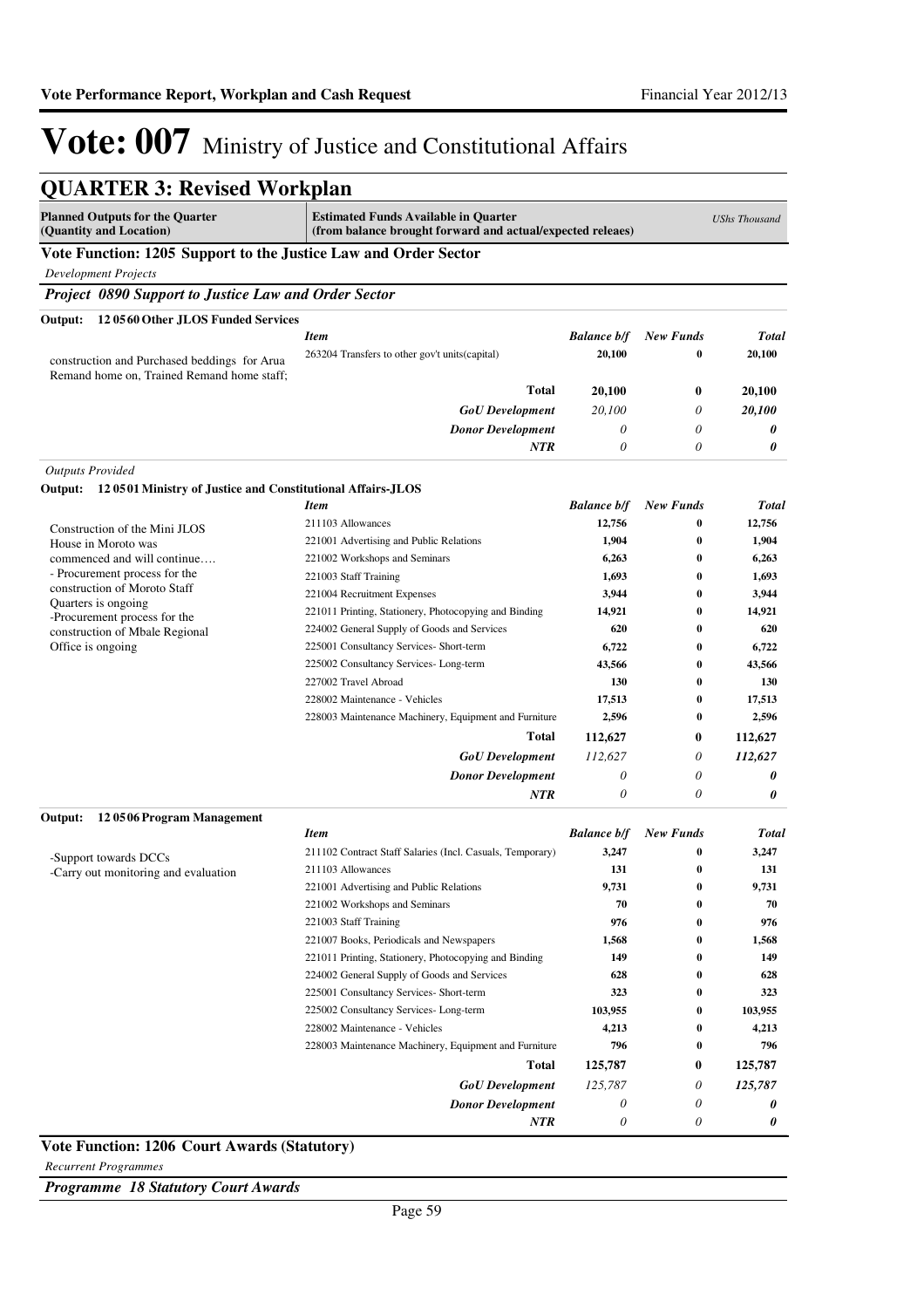# Vote: 007 Ministry of Justice and Constitutional Affairs

## QUARTER 3: Revised Workplan

| Planned Outputs for the Quarter (Quantity and Location) | Estimated Funds Available in Quarter (from balance brought forward and actual/expected releaes) | | | UShs Thousand |
|---|---|---|---|---|

### Vote Function: 1205 Support to the Justice Law and Order Sector

*Development Projects*

#### *Project 0890 Support to Justice Law and Order Sector*

**Output: 12 0560 Other JLOS Funded Services**

| | *Item* | *Balance b/f* | *New Funds* | *Total* |
|---|---|---|---|---|
| construction and Purchased beddings for Arua Remand home on, Trained Remand home staff; | 263204 Transfers to other gov't units(capital) | 20,100 | 0 | 20,100 |
| | **Total** | **20,100** | **0** | **20,100** |
| | ***GoU Development*** | *20,100* | *0* | ***20,100*** |
| | ***Donor Development*** | *0* | *0* | ***0*** |
| | ***NTR*** | *0* | *0* | ***0*** |

*Outputs Provided*

**Output: 12 0501 Ministry of Justice and Constitutional Affairs-JLOS**

| | *Item* | *Balance b/f* | *New Funds* | *Total* |
|---|---|---|---|---|
| Construction of the Mini JLOS House in Moroto was commenced and will continue…. - Procurement process for the construction of Moroto Staff Quarters is ongoing -Procurement process for the construction of Mbale Regional Office is ongoing | 211103 Allowances | 12,756 | 0 | 12,756 |
| | 221001 Advertising and Public Relations | 1,904 | 0 | 1,904 |
| | 221002 Workshops and Seminars | 6,263 | 0 | 6,263 |
| | 221003 Staff Training | 1,693 | 0 | 1,693 |
| | 221004 Recruitment Expenses | 3,944 | 0 | 3,944 |
| | 221011 Printing, Stationery, Photocopying and Binding | 14,921 | 0 | 14,921 |
| | 224002 General Supply of Goods and Services | 620 | 0 | 620 |
| | 225001 Consultancy Services- Short-term | 6,722 | 0 | 6,722 |
| | 225002 Consultancy Services- Long-term | 43,566 | 0 | 43,566 |
| | 227002 Travel Abroad | 130 | 0 | 130 |
| | 228002 Maintenance - Vehicles | 17,513 | 0 | 17,513 |
| | 228003 Maintenance Machinery, Equipment and Furniture | 2,596 | 0 | 2,596 |
| | **Total** | **112,627** | **0** | **112,627** |
| | ***GoU Development*** | *112,627* | *0* | ***112,627*** |
| | ***Donor Development*** | *0* | *0* | ***0*** |
| | ***NTR*** | *0* | *0* | ***0*** |

**Output: 12 0506 Program Management**

| | *Item* | *Balance b/f* | *New Funds* | *Total* |
|---|---|---|---|---|
| -Support towards DCCs -Carry out monitoring and evaluation | 211102 Contract Staff Salaries (Incl. Casuals, Temporary) | 3,247 | 0 | 3,247 |
| | 211103 Allowances | 131 | 0 | 131 |
| | 221001 Advertising and Public Relations | 9,731 | 0 | 9,731 |
| | 221002 Workshops and Seminars | 70 | 0 | 70 |
| | 221003 Staff Training | 976 | 0 | 976 |
| | 221007 Books, Periodicals and Newspapers | 1,568 | 0 | 1,568 |
| | 221011 Printing, Stationery, Photocopying and Binding | 149 | 0 | 149 |
| | 224002 General Supply of Goods and Services | 628 | 0 | 628 |
| | 225001 Consultancy Services- Short-term | 323 | 0 | 323 |
| | 225002 Consultancy Services- Long-term | 103,955 | 0 | 103,955 |
| | 228002 Maintenance - Vehicles | 4,213 | 0 | 4,213 |
| | 228003 Maintenance Machinery, Equipment and Furniture | 796 | 0 | 796 |
| | **Total** | **125,787** | **0** | **125,787** |
| | ***GoU Development*** | *125,787* | *0* | ***125,787*** |
| | ***Donor Development*** | *0* | *0* | ***0*** |
| | ***NTR*** | *0* | *0* | ***0*** |

### Vote Function: 1206 Court Awards (Statutory)

*Recurrent Programmes*

#### *Programme 18 Statutory Court Awards*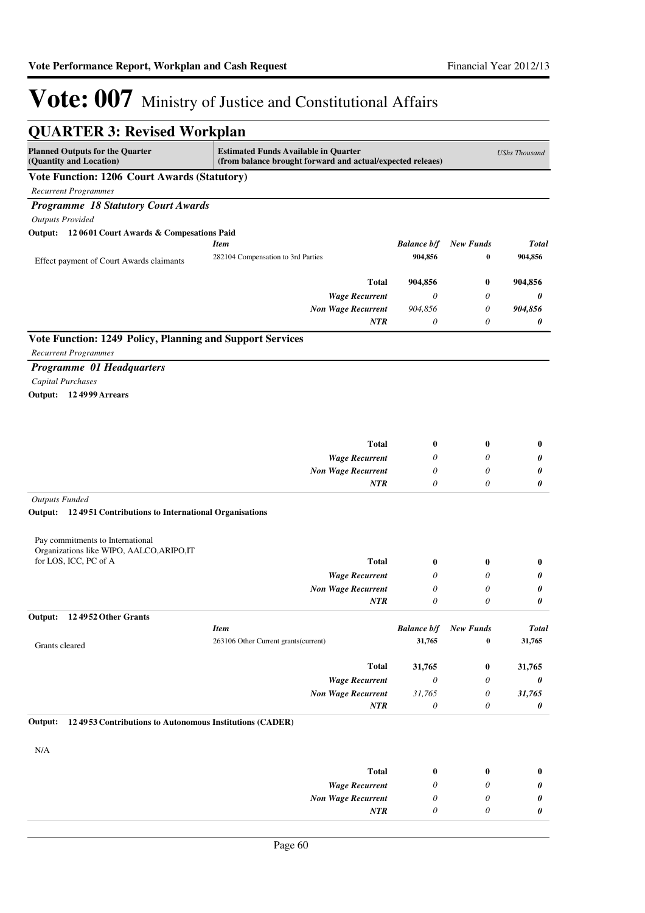# Vote: 007 Ministry of Justice and Constitutional Affairs

## QUARTER 3: Revised Workplan

| Planned Outputs for the Quarter (Quantity and Location) | Estimated Funds Available in Quarter (from balance brought forward and actual/expected releaes) | | | UShs Thousand |
|---|---|---|---|---|

### Vote Function: 1206 Court Awards (Statutory)

*Recurrent Programmes*

#### *Programme 18 Statutory Court Awards*

*Outputs Provided*

**Output: 12 06 01 Court Awards & Compesations Paid**

| | *Item* | *Balance b/f* | *New Funds* | *Total* |
|---|---|---|---|---|
| Effect payment of Court Awards claimants | 282104 Compensation to 3rd Parties | 904,856 | 0 | 904,856 |
| | **Total** | **904,856** | **0** | **904,856** |
| | ***Wage Recurrent*** | *0* | *0* | ***0*** |
| | ***Non Wage Recurrent*** | *904,856* | *0* | ***904,856*** |
| | ***NTR*** | *0* | *0* | ***0*** |

### Vote Function: 1249 Policy, Planning and Support Services

*Recurrent Programmes*

#### *Programme 01 Headquarters*

*Capital Purchases*

**Output: 12 49 99 Arrears**

| | | | | |
|---|---|---|---|---|
| | **Total** | **0** | **0** | **0** |
| | ***Wage Recurrent*** | *0* | *0* | ***0*** |
| | ***Non Wage Recurrent*** | *0* | *0* | ***0*** |
| | ***NTR*** | *0* | *0* | ***0*** |

*Outputs Funded*

**Output: 12 49 51 Contributions to International Organisations**

| | | | | |
|---|---|---|---|---|
| Pay commitments to International Organizations like WIPO, AALCO,ARIPO,IT for LOS, ICC, PC of A | **Total** | **0** | **0** | **0** |
| | ***Wage Recurrent*** | *0* | *0* | ***0*** |
| | ***Non Wage Recurrent*** | *0* | *0* | ***0*** |
| | ***NTR*** | *0* | *0* | ***0*** |

**Output: 12 49 52 Other Grants**

| | *Item* | *Balance b/f* | *New Funds* | *Total* |
|---|---|---|---|---|
| Grants cleared | 263106 Other Current grants(current) | 31,765 | 0 | 31,765 |
| | **Total** | **31,765** | **0** | **31,765** |
| | ***Wage Recurrent*** | *0* | *0* | ***0*** |
| | ***Non Wage Recurrent*** | *31,765* | *0* | ***31,765*** |
| | ***NTR*** | *0* | *0* | ***0*** |

**Output: 12 49 53 Contributions to Autonomous Institutions (CADER)**

| | | | | |
|---|---|---|---|---|
| N/A | **Total** | **0** | **0** | **0** |
| | ***Wage Recurrent*** | *0* | *0* | ***0*** |
| | ***Non Wage Recurrent*** | *0* | *0* | ***0*** |
| | ***NTR*** | *0* | *0* | ***0*** |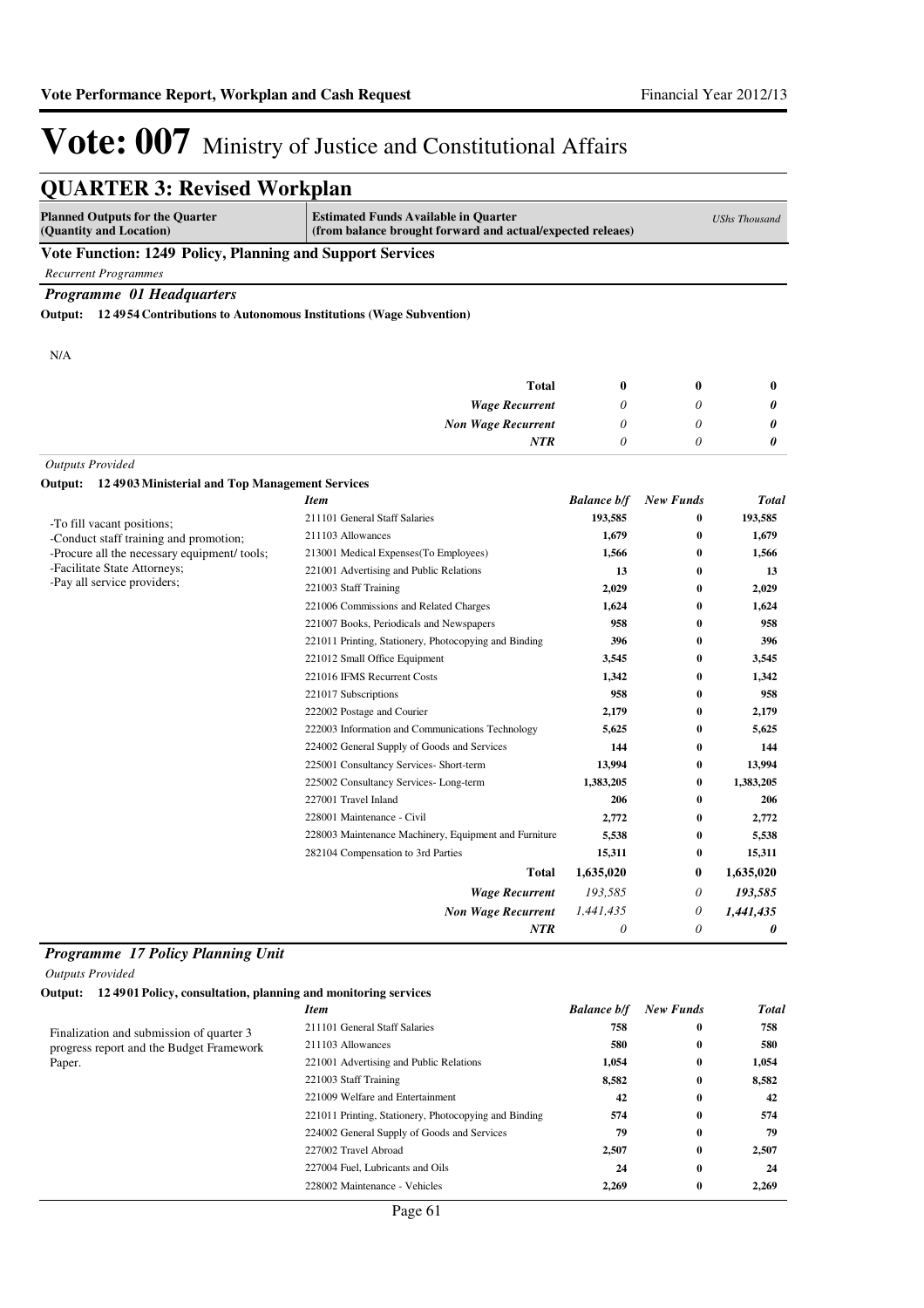# Vote: 007 Ministry of Justice and Constitutional Affairs

## QUARTER 3: Revised Workplan

| Planned Outputs for the Quarter (Quantity and Location) | Estimated Funds Available in Quarter (from balance brought forward and actual/expected releaes) | | | UShs Thousand |
|---|---|---|---|---|

### Vote Function: 1249 Policy, Planning and Support Services

*Recurrent Programmes*

#### *Programme 01 Headquarters*

**Output: 12 49 54 Contributions to Autonomous Institutions (Wage Subvention)**

N/A

| | | | | |
|---|---|---|---|---|
| | **Total** | **0** | **0** | **0** |
| | ***Wage Recurrent*** | *0* | *0* | ***0*** |
| | ***Non Wage Recurrent*** | *0* | *0* | ***0*** |
| | ***NTR*** | *0* | *0* | ***0*** |

*Outputs Provided*

**Output: 12 49 03 Ministerial and Top Management Services**

| | *Item* | *Balance b/f* | *New Funds* | *Total* |
|---|---|---|---|---|
| -To fill vacant positions;<br>-Conduct staff training and promotion;<br>-Procure all the necessary equipment/ tools;<br>-Facilitate State Attorneys;<br>-Pay all service providers; | 211101 General Staff Salaries | **193,585** | **0** | **193,585** |
| | 211103 Allowances | **1,679** | **0** | **1,679** |
| | 213001 Medical Expenses(To Employees) | **1,566** | **0** | **1,566** |
| | 221001 Advertising and Public Relations | **13** | **0** | **13** |
| | 221003 Staff Training | **2,029** | **0** | **2,029** |
| | 221006 Commissions and Related Charges | **1,624** | **0** | **1,624** |
| | 221007 Books, Periodicals and Newspapers | **958** | **0** | **958** |
| | 221011 Printing, Stationery, Photocopying and Binding | **396** | **0** | **396** |
| | 221012 Small Office Equipment | **3,545** | **0** | **3,545** |
| | 221016 IFMS Recurrent Costs | **1,342** | **0** | **1,342** |
| | 221017 Subscriptions | **958** | **0** | **958** |
| | 222002 Postage and Courier | **2,179** | **0** | **2,179** |
| | 222003 Information and Communications Technology | **5,625** | **0** | **5,625** |
| | 224002 General Supply of Goods and Services | **144** | **0** | **144** |
| | 225001 Consultancy Services- Short-term | **13,994** | **0** | **13,994** |
| | 225002 Consultancy Services- Long-term | **1,383,205** | **0** | **1,383,205** |
| | 227001 Travel Inland | **206** | **0** | **206** |
| | 228001 Maintenance - Civil | **2,772** | **0** | **2,772** |
| | 228003 Maintenance Machinery, Equipment and Furniture | **5,538** | **0** | **5,538** |
| | 282104 Compensation to 3rd Parties | **15,311** | **0** | **15,311** |
| | **Total** | **1,635,020** | **0** | **1,635,020** |
| | ***Wage Recurrent*** | *193,585* | *0* | ***193,585*** |
| | ***Non Wage Recurrent*** | *1,441,435* | *0* | ***1,441,435*** |
| | ***NTR*** | *0* | *0* | ***0*** |

#### *Programme 17 Policy Planning Unit*

*Outputs Provided*

**Output: 12 49 01 Policy, consultation, planning and monitoring services**

| | *Item* | *Balance b/f* | *New Funds* | *Total* |
|---|---|---|---|---|
| Finalization and submission of quarter 3 progress report and the Budget Framework Paper. | 211101 General Staff Salaries | **758** | **0** | **758** |
| | 211103 Allowances | **580** | **0** | **580** |
| | 221001 Advertising and Public Relations | **1,054** | **0** | **1,054** |
| | 221003 Staff Training | **8,582** | **0** | **8,582** |
| | 221009 Welfare and Entertainment | **42** | **0** | **42** |
| | 221011 Printing, Stationery, Photocopying and Binding | **574** | **0** | **574** |
| | 224002 General Supply of Goods and Services | **79** | **0** | **79** |
| | 227002 Travel Abroad | **2,507** | **0** | **2,507** |
| | 227004 Fuel, Lubricants and Oils | **24** | **0** | **24** |
| | 228002 Maintenance - Vehicles | **2,269** | **0** | **2,269** |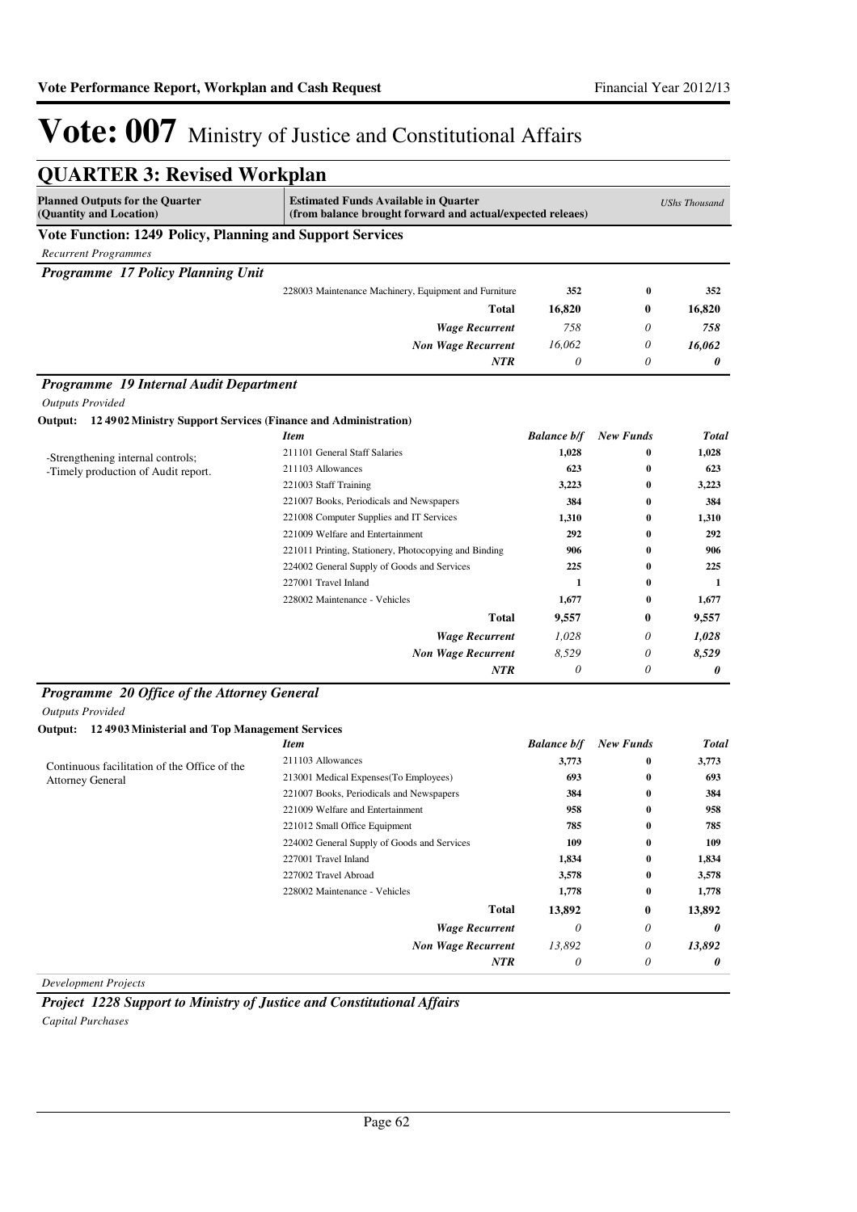# Vote: 007 Ministry of Justice and Constitutional Affairs

## QUARTER 3: Revised Workplan

| Planned Outputs for the Quarter (Quantity and Location) | Estimated Funds Available in Quarter (from balance brought forward and actual/expected releaes) | | | UShs Thousand |
|---|---|---|---|---|

### Vote Function: 1249 Policy, Planning and Support Services

*Recurrent Programmes*

#### *Programme 17 Policy Planning Unit*

| | Item | | | |
|---|---|---|---|---|
| | 228003 Maintenance Machinery, Equipment and Furniture | **352** | **0** | **352** |
| | **Total** | **16,820** | **0** | **16,820** |
| | ***Wage Recurrent*** | *758* | *0* | ***758*** |
| | ***Non Wage Recurrent*** | *16,062* | *0* | ***16,062*** |
| | ***NTR*** | *0* | *0* | ***0*** |

#### *Programme 19 Internal Audit Department*

*Outputs Provided*

**Output: 12 4902 Ministry Support Services (Finance and Administration)**

| | *Item* | *Balance b/f* | *New Funds* | *Total* |
|---|---|---|---|---|
| -Strengthening internal controls;<br>-Timely production of Audit report. | 211101 General Staff Salaries | **1,028** | **0** | **1,028** |
| | 211103 Allowances | **623** | **0** | **623** |
| | 221003 Staff Training | **3,223** | **0** | **3,223** |
| | 221007 Books, Periodicals and Newspapers | **384** | **0** | **384** |
| | 221008 Computer Supplies and IT Services | **1,310** | **0** | **1,310** |
| | 221009 Welfare and Entertainment | **292** | **0** | **292** |
| | 221011 Printing, Stationery, Photocopying and Binding | **906** | **0** | **906** |
| | 224002 General Supply of Goods and Services | **225** | **0** | **225** |
| | 227001 Travel Inland | **1** | **0** | **1** |
| | 228002 Maintenance - Vehicles | **1,677** | **0** | **1,677** |
| | **Total** | **9,557** | **0** | **9,557** |
| | ***Wage Recurrent*** | *1,028* | *0* | ***1,028*** |
| | ***Non Wage Recurrent*** | *8,529* | *0* | ***8,529*** |
| | ***NTR*** | *0* | *0* | ***0*** |

#### *Programme 20 Office of the Attorney General*

*Outputs Provided*

**Output: 12 4903 Ministerial and Top Management Services**

| | *Item* | *Balance b/f* | *New Funds* | *Total* |
|---|---|---|---|---|
| Continuous facilitation of the Office of the Attorney General | 211103 Allowances | **3,773** | **0** | **3,773** |
| | 213001 Medical Expenses(To Employees) | **693** | **0** | **693** |
| | 221007 Books, Periodicals and Newspapers | **384** | **0** | **384** |
| | 221009 Welfare and Entertainment | **958** | **0** | **958** |
| | 221012 Small Office Equipment | **785** | **0** | **785** |
| | 224002 General Supply of Goods and Services | **109** | **0** | **109** |
| | 227001 Travel Inland | **1,834** | **0** | **1,834** |
| | 227002 Travel Abroad | **3,578** | **0** | **3,578** |
| | 228002 Maintenance - Vehicles | **1,778** | **0** | **1,778** |
| | **Total** | **13,892** | **0** | **13,892** |
| | ***Wage Recurrent*** | *0* | *0* | ***0*** |
| | ***Non Wage Recurrent*** | *13,892* | *0* | ***13,892*** |
| | ***NTR*** | *0* | *0* | ***0*** |

*Development Projects*

#### *Project 1228 Support to Ministry of Justice and Constitutional Affairs*

*Capital Purchases*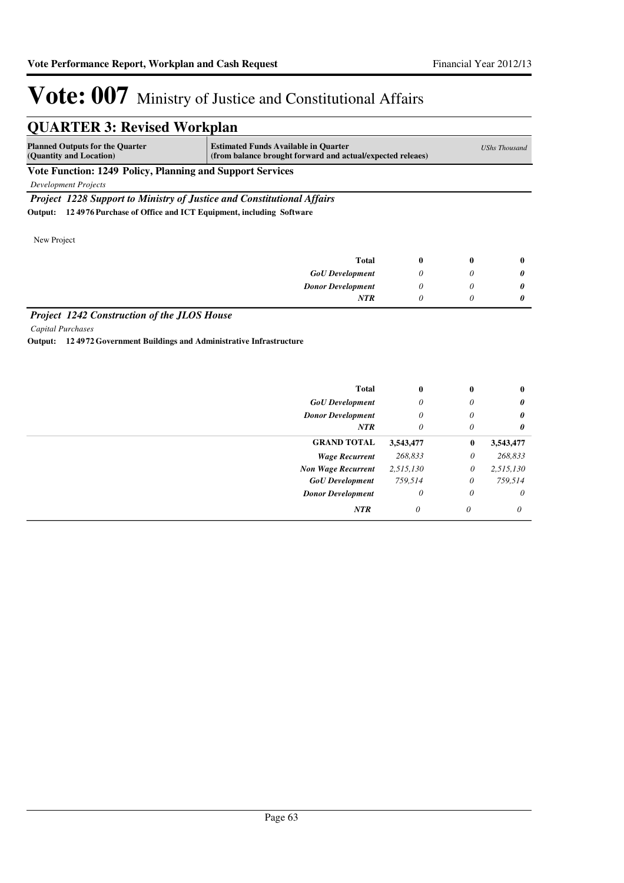# Vote: 007 Ministry of Justice and Constitutional Affairs

## QUARTER 3: Revised Workplan

| Planned Outputs for the Quarter (Quantity and Location) | Estimated Funds Available in Quarter (from balance brought forward and actual/expected releaes) | | | UShs Thousand |
|---|---|---|---|---|

**Vote Function: 1249 Policy, Planning and Support Services**

*Development Projects*

***Project 1228 Support to Ministry of Justice and Constitutional Affairs***

**Output: 12 4976 Purchase of Office and ICT Equipment, including Software**

New Project

| | | | | |
|---|---|---|---|---|
| | **Total** | **0** | **0** | **0** |
| | *GoU Development* | *0* | *0* | ***0*** |
| | *Donor Development* | *0* | *0* | ***0*** |
| | *NTR* | *0* | *0* | ***0*** |

***Project 1242 Construction of the JLOS House***

*Capital Purchases*

**Output: 12 4972 Government Buildings and Administrative Infrastructure**

| | | | | |
|---|---|---|---|---|
| | **Total** | **0** | **0** | **0** |
| | *GoU Development* | *0* | *0* | ***0*** |
| | *Donor Development* | *0* | *0* | ***0*** |
| | *NTR* | *0* | *0* | ***0*** |
| | **GRAND TOTAL** | **3,543,477** | **0** | **3,543,477** |
| | *Wage Recurrent* | *268,833* | *0* | *268,833* |
| | *Non Wage Recurrent* | *2,515,130* | *0* | *2,515,130* |
| | *GoU Development* | *759,514* | *0* | *759,514* |
| | *Donor Development* | *0* | *0* | *0* |
| | *NTR* | *0* | *0* | *0* |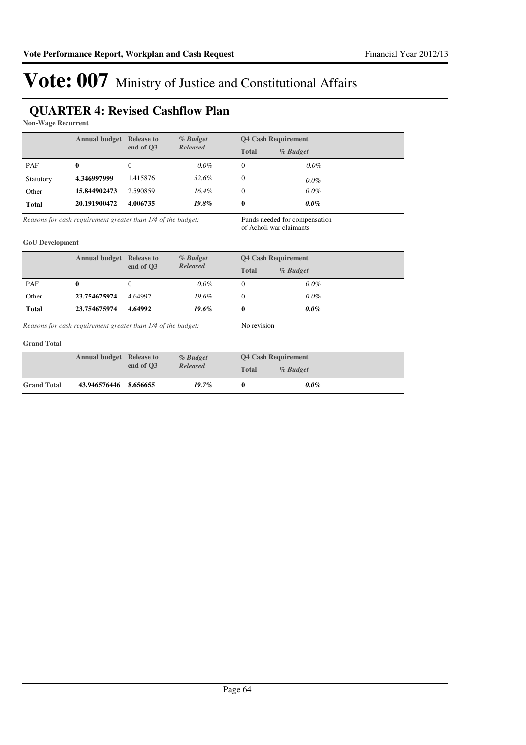# Vote: 007 Ministry of Justice and Constitutional Affairs

## QUARTER 4: Revised Cashflow Plan

**Non-Wage Recurrent**

| | Annual budget | Release to end of Q3 | *% Budget Released* | Q4 Cash Requirement | |
|---|---|---|---|---|---|
| | | | | Total | *% Budget* |
| PAF | **0** | 0 | *0.0%* | 0 | *0.0%* |
| Statutory | **4.346997999** | 1.415876 | *32.6%* | 0 | *0.0%* |
| Other | **15.844902473** | 2.590859 | *16.4%* | 0 | *0.0%* |
| **Total** | **20.191900472** | **4.006735** | ***19.8%*** | **0** | ***0.0%*** |

*Reasons for cash requirement greater than 1/4 of the budget:* Funds needed for compensation of Acholi war claimants

**GoU Development**

| | Annual budget | Release to end of Q3 | *% Budget Released* | Q4 Cash Requirement | |
|---|---|---|---|---|---|
| | | | | Total | *% Budget* |
| PAF | **0** | 0 | *0.0%* | 0 | *0.0%* |
| Other | **23.754675974** | 4.64992 | *19.6%* | 0 | *0.0%* |
| **Total** | **23.754675974** | **4.64992** | ***19.6%*** | **0** | ***0.0%*** |

*Reasons for cash requirement greater than 1/4 of the budget:* No revision

**Grand Total**

| | Annual budget | Release to end of Q3 | *% Budget Released* | Q4 Cash Requirement | |
|---|---|---|---|---|---|
| | | | | Total | *% Budget* |
| **Grand Total** | **43.946576446** | **8.656655** | ***19.7%*** | **0** | ***0.0%*** |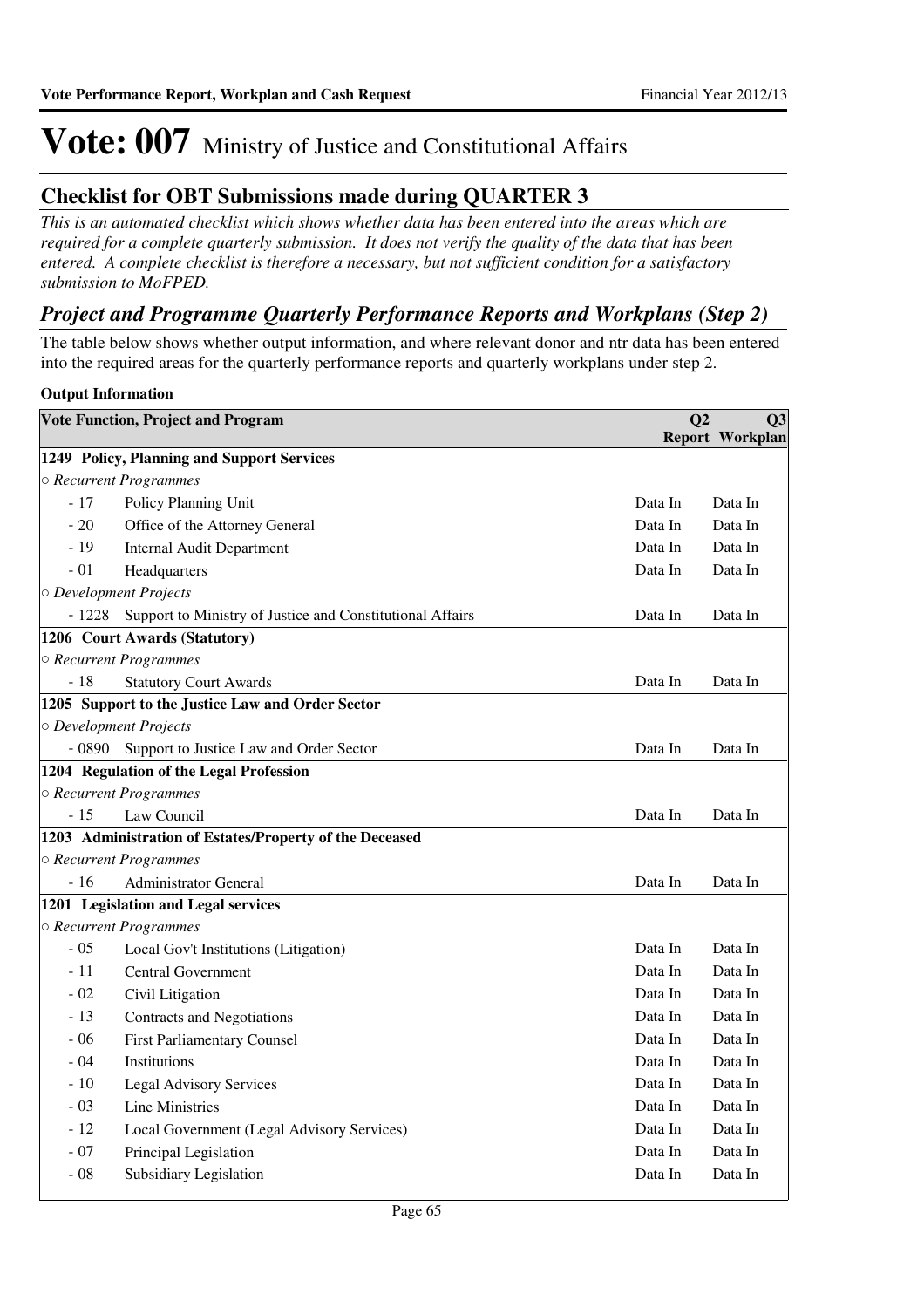# Vote: 007 Ministry of Justice and Constitutional Affairs

## Checklist for OBT Submissions made during QUARTER 3

*This is an automated checklist which shows whether data has been entered into the areas which are required for a complete quarterly submission. It does not verify the quality of the data that has been entered. A complete checklist is therefore a necessary, but not sufficient condition for a satisfactory submission to MoFPED.*

## *Project and Programme Quarterly Performance Reports and Workplans (Step 2)*

The table below shows whether output information, and where relevant donor and ntr data has been entered into the required areas for the quarterly performance reports and quarterly workplans under step 2.

**Output Information**

| Vote Function, Project and Program | | Q2 Report | Q3 Workplan |
|---|---|---|---|
| **1249 Policy, Planning and Support Services** | | | |
| *○ Recurrent Programmes* | | | |
| - 17 | Policy Planning Unit | Data In | Data In |
| - 20 | Office of the Attorney General | Data In | Data In |
| - 19 | Internal Audit Department | Data In | Data In |
| - 01 | Headquarters | Data In | Data In |
| *○ Development Projects* | | | |
| - 1228 | Support to Ministry of Justice and Constitutional Affairs | Data In | Data In |
| **1206 Court Awards (Statutory)** | | | |
| *○ Recurrent Programmes* | | | |
| - 18 | Statutory Court Awards | Data In | Data In |
| **1205 Support to the Justice Law and Order Sector** | | | |
| *○ Development Projects* | | | |
| - 0890 | Support to Justice Law and Order Sector | Data In | Data In |
| **1204 Regulation of the Legal Profession** | | | |
| *○ Recurrent Programmes* | | | |
| - 15 | Law Council | Data In | Data In |
| **1203 Administration of Estates/Property of the Deceased** | | | |
| *○ Recurrent Programmes* | | | |
| - 16 | Administrator General | Data In | Data In |
| **1201 Legislation and Legal services** | | | |
| *○ Recurrent Programmes* | | | |
| - 05 | Local Gov't Institutions (Litigation) | Data In | Data In |
| - 11 | Central Government | Data In | Data In |
| - 02 | Civil Litigation | Data In | Data In |
| - 13 | Contracts and Negotiations | Data In | Data In |
| - 06 | First Parliamentary Counsel | Data In | Data In |
| - 04 | Institutions | Data In | Data In |
| - 10 | Legal Advisory Services | Data In | Data In |
| - 03 | Line Ministries | Data In | Data In |
| - 12 | Local Government (Legal Advisory Services) | Data In | Data In |
| - 07 | Principal Legislation | Data In | Data In |
| - 08 | Subsidiary Legislation | Data In | Data In |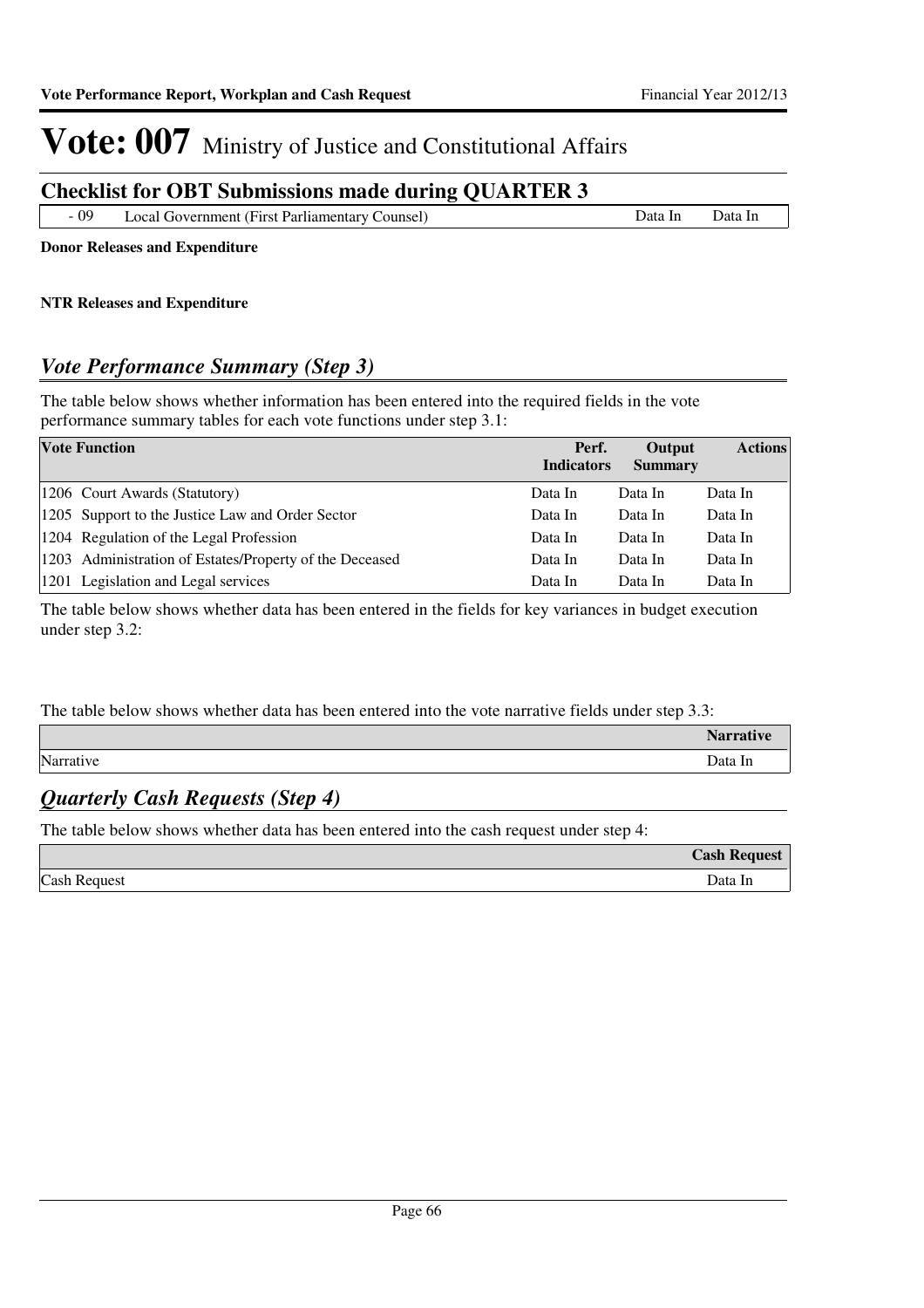# Vote: 007 Ministry of Justice and Constitutional Affairs

## Checklist for OBT Submissions made during QUARTER 3

| | | | |
|---|---|---|---|
| - 09 | Local Government (First Parliamentary Counsel) | Data In | Data In |

**Donor Releases and Expenditure**

**NTR Releases and Expenditure**

## *Vote Performance Summary (Step 3)*

The table below shows whether information has been entered into the required fields in the vote performance summary tables for each vote functions under step 3.1:

| Vote Function | Perf. Indicators | Output Summary | Actions |
|---|---|---|---|
| 1206 Court Awards (Statutory) | Data In | Data In | Data In |
| 1205 Support to the Justice Law and Order Sector | Data In | Data In | Data In |
| 1204 Regulation of the Legal Profession | Data In | Data In | Data In |
| 1203 Administration of Estates/Property of the Deceased | Data In | Data In | Data In |
| 1201 Legislation and Legal services | Data In | Data In | Data In |

The table below shows whether data has been entered in the fields for key variances in budget execution under step 3.2:

The table below shows whether data has been entered into the vote narrative fields under step 3.3:

| | Narrative |
|---|---|
| Narrative | Data In |

## *Quarterly Cash Requests (Step 4)*

The table below shows whether data has been entered into the cash request under step 4:

| | Cash Request |
|---|---|
| Cash Request | Data In |